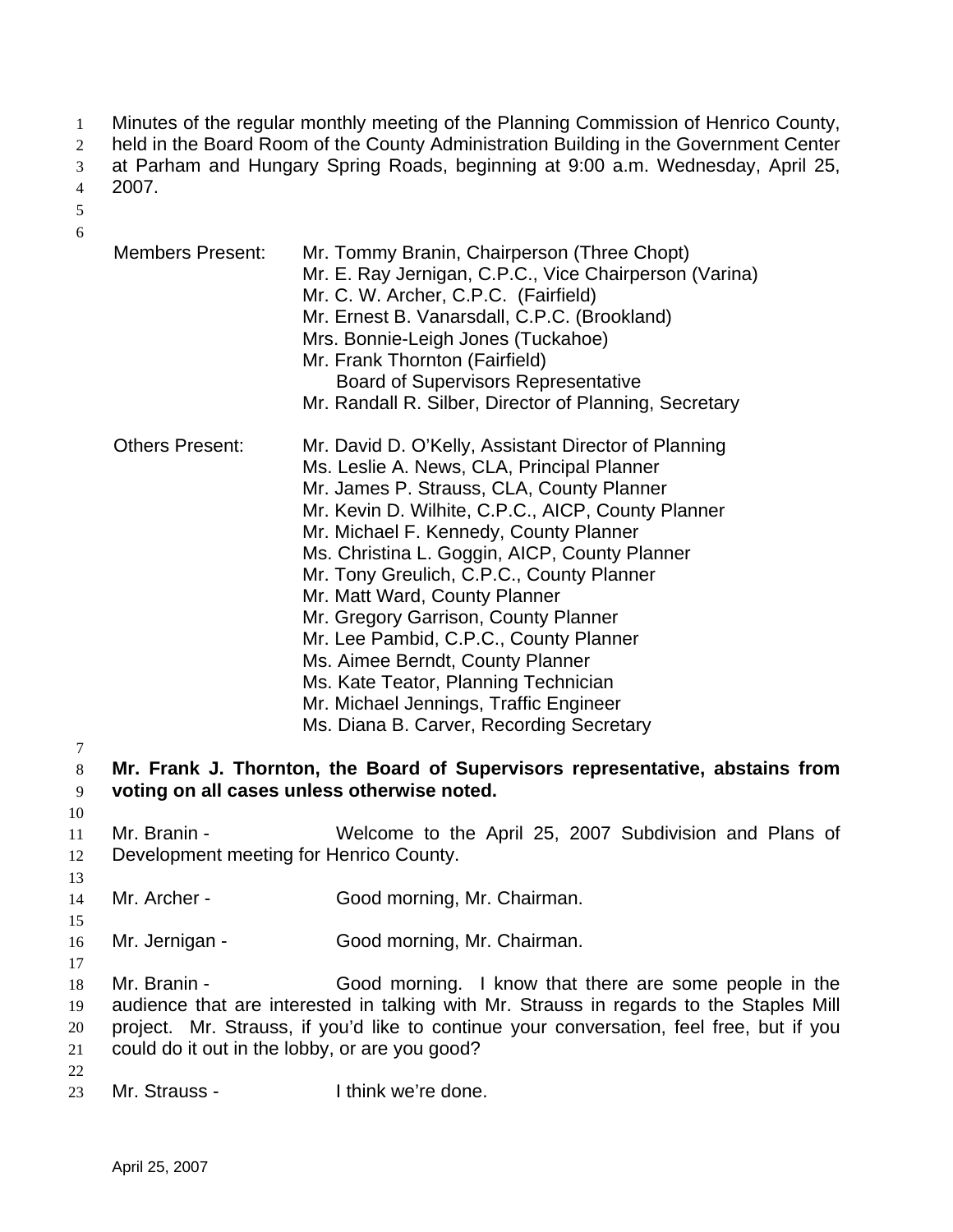Minutes of the regular monthly meeting of the Planning Commission of Henrico County, held in the Board Room of the County Administration Building in the Government Center at Parham and Hungary Spring Roads, beginning at 9:00 a.m. Wednesday, April 25, 2007.

| | |
|---|---|
| Members Present: | Mr. Tommy Branin, Chairperson (Three Chopt) |
| | Mr. E. Ray Jernigan, C.P.C., Vice Chairperson (Varina) |
| | Mr. C. W. Archer, C.P.C. (Fairfield) |
| | Mr. Ernest B. Vanarsdall, C.P.C. (Brookland) |
| | Mrs. Bonnie-Leigh Jones (Tuckahoe) |
| | Mr. Frank Thornton (Fairfield) Board of Supervisors Representative |
| | Mr. Randall R. Silber, Director of Planning, Secretary |
| Others Present: | Mr. David D. O'Kelly, Assistant Director of Planning |
| | Ms. Leslie A. News, CLA, Principal Planner |
| | Mr. James P. Strauss, CLA, County Planner |
| | Mr. Kevin D. Wilhite, C.P.C., AICP, County Planner |
| | Mr. Michael F. Kennedy, County Planner |
| | Ms. Christina L. Goggin, AICP, County Planner |
| | Mr. Tony Greulich, C.P.C., County Planner |
| | Mr. Matt Ward, County Planner |
| | Mr. Gregory Garrison, County Planner |
| | Mr. Lee Pambid, C.P.C., County Planner |
| | Ms. Aimee Berndt, County Planner |
| | Ms. Kate Teator, Planning Technician |
| | Mr. Michael Jennings, Traffic Engineer |
| | Ms. Diana B. Carver, Recording Secretary |

**Mr. Frank J. Thornton, the Board of Supervisors representative, abstains from voting on all cases unless otherwise noted.**

Mr. Branin - Welcome to the April 25, 2007 Subdivision and Plans of Development meeting for Henrico County.

Mr. Archer - Good morning, Mr. Chairman.

Mr. Jernigan - Good morning, Mr. Chairman.

Mr. Branin - Good morning. I know that there are some people in the audience that are interested in talking with Mr. Strauss in regards to the Staples Mill project. Mr. Strauss, if you'd like to continue your conversation, feel free, but if you could do it out in the lobby, or are you good?

Mr. Strauss - I think we're done.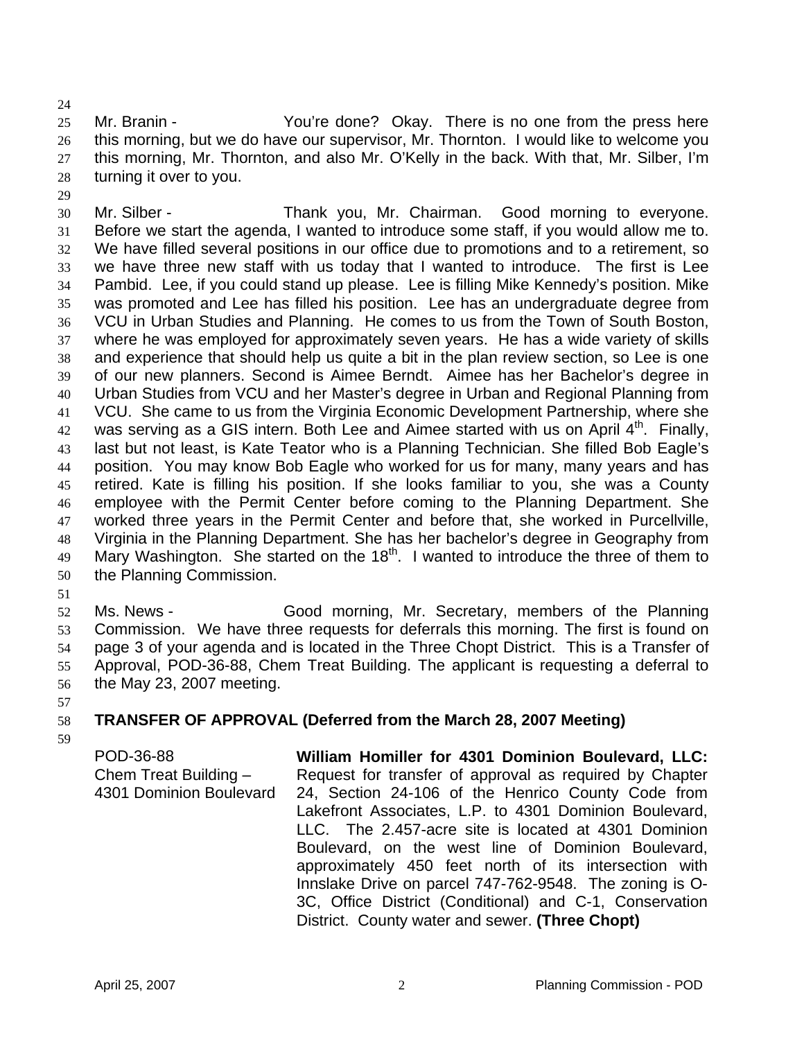Mr. Branin - You're done? Okay. There is no one from the press here this morning, but we do have our supervisor, Mr. Thornton. I would like to welcome you this morning, Mr. Thornton, and also Mr. O'Kelly in the back. With that, Mr. Silber, I'm turning it over to you.

Mr. Silber - Thank you, Mr. Chairman. Good morning to everyone. Before we start the agenda, I wanted to introduce some staff, if you would allow me to. We have filled several positions in our office due to promotions and to a retirement, so we have three new staff with us today that I wanted to introduce. The first is Lee Pambid. Lee, if you could stand up please. Lee is filling Mike Kennedy's position. Mike was promoted and Lee has filled his position. Lee has an undergraduate degree from VCU in Urban Studies and Planning. He comes to us from the Town of South Boston, where he was employed for approximately seven years. He has a wide variety of skills and experience that should help us quite a bit in the plan review section, so Lee is one of our new planners. Second is Aimee Berndt. Aimee has her Bachelor's degree in Urban Studies from VCU and her Master's degree in Urban and Regional Planning from VCU. She came to us from the Virginia Economic Development Partnership, where she was serving as a GIS intern. Both Lee and Aimee started with us on April 4th. Finally, last but not least, is Kate Teator who is a Planning Technician. She filled Bob Eagle's position. You may know Bob Eagle who worked for us for many, many years and has retired. Kate is filling his position. If she looks familiar to you, she was a County employee with the Permit Center before coming to the Planning Department. She worked three years in the Permit Center and before that, she worked in Purcellville, Virginia in the Planning Department. She has her bachelor's degree in Geography from Mary Washington. She started on the 18th. I wanted to introduce the three of them to the Planning Commission.

Ms. News - Good morning, Mr. Secretary, members of the Planning Commission. We have three requests for deferrals this morning. The first is found on page 3 of your agenda and is located in the Three Chopt District. This is a Transfer of Approval, POD-36-88, Chem Treat Building. The applicant is requesting a deferral to the May 23, 2007 meeting.

**TRANSFER OF APPROVAL (Deferred from the March 28, 2007 Meeting)**

| | |
|---|---|
| POD-36-88<br>Chem Treat Building – 4301 Dominion Boulevard | **William Homiller for 4301 Dominion Boulevard, LLC:** Request for transfer of approval as required by Chapter 24, Section 24-106 of the Henrico County Code from Lakefront Associates, L.P. to 4301 Dominion Boulevard, LLC. The 2.457-acre site is located at 4301 Dominion Boulevard, on the west line of Dominion Boulevard, approximately 450 feet north of its intersection with Innslake Drive on parcel 747-762-9548. The zoning is O-3C, Office District (Conditional) and C-1, Conservation District. County water and sewer. **(Three Chopt)** |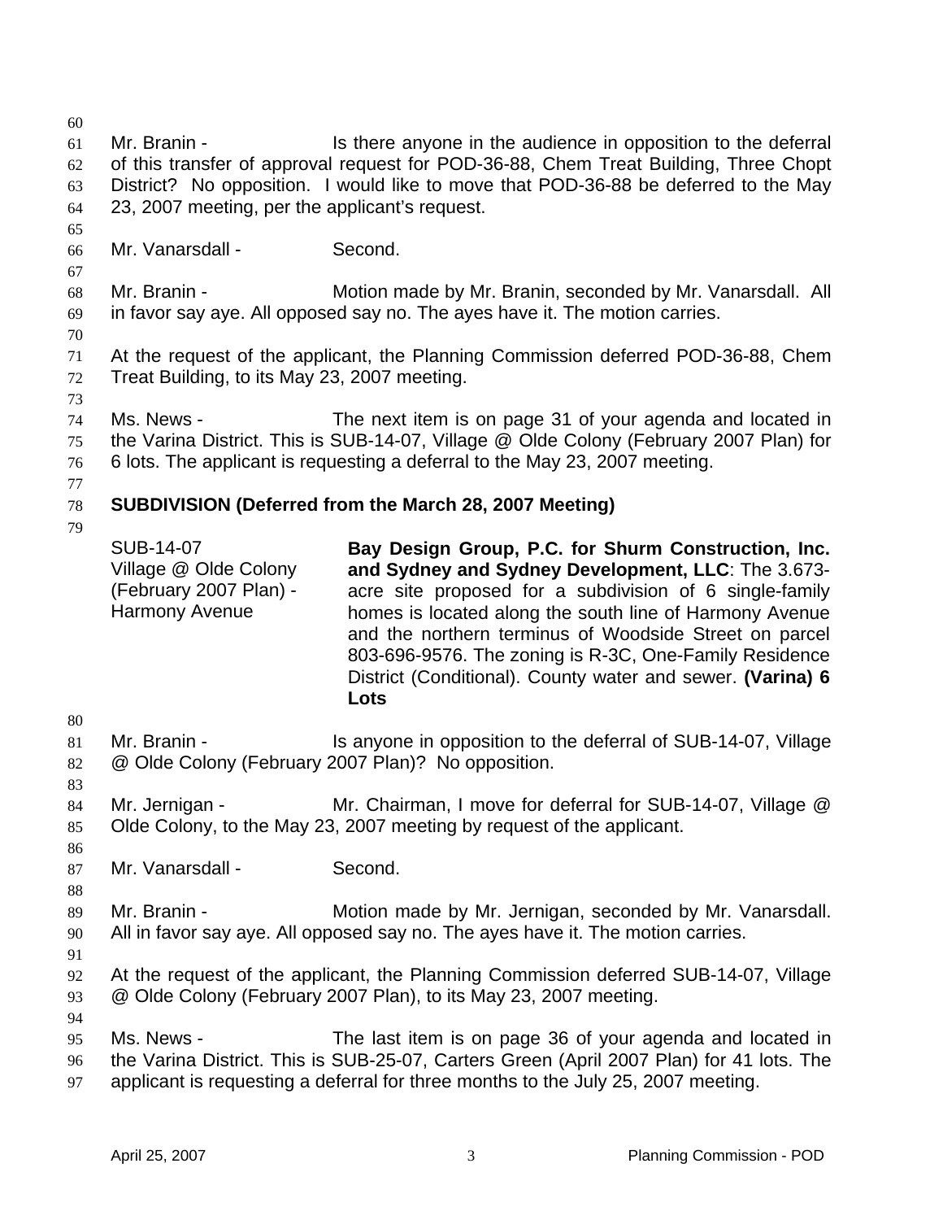Mr. Branin - Is there anyone in the audience in opposition to the deferral of this transfer of approval request for POD-36-88, Chem Treat Building, Three Chopt District? No opposition. I would like to move that POD-36-88 be deferred to the May 23, 2007 meeting, per the applicant's request.

Mr. Vanarsdall - Second.

Mr. Branin - Motion made by Mr. Branin, seconded by Mr. Vanarsdall. All in favor say aye. All opposed say no. The ayes have it. The motion carries.

At the request of the applicant, the Planning Commission deferred POD-36-88, Chem Treat Building, to its May 23, 2007 meeting.

Ms. News - The next item is on page 31 of your agenda and located in the Varina District. This is SUB-14-07, Village @ Olde Colony (February 2007 Plan) for 6 lots. The applicant is requesting a deferral to the May 23, 2007 meeting.

**SUBDIVISION (Deferred from the March 28, 2007 Meeting)**

| | |
|---|---|
| SUB-14-07<br>Village @ Olde Colony<br>(February 2007 Plan) -<br>Harmony Avenue | **Bay Design Group, P.C. for Shurm Construction, Inc. and Sydney and Sydney Development, LLC**: The 3.673-acre site proposed for a subdivision of 6 single-family homes is located along the south line of Harmony Avenue and the northern terminus of Woodside Street on parcel 803-696-9576. The zoning is R-3C, One-Family Residence District (Conditional). County water and sewer. **(Varina) 6 Lots** |

Mr. Branin - Is anyone in opposition to the deferral of SUB-14-07, Village @ Olde Colony (February 2007 Plan)? No opposition.

Mr. Jernigan - Mr. Chairman, I move for deferral for SUB-14-07, Village @ Olde Colony, to the May 23, 2007 meeting by request of the applicant.

Mr. Vanarsdall - Second.

Mr. Branin - Motion made by Mr. Jernigan, seconded by Mr. Vanarsdall. All in favor say aye. All opposed say no. The ayes have it. The motion carries.

At the request of the applicant, the Planning Commission deferred SUB-14-07, Village @ Olde Colony (February 2007 Plan), to its May 23, 2007 meeting.

Ms. News - The last item is on page 36 of your agenda and located in the Varina District. This is SUB-25-07, Carters Green (April 2007 Plan) for 41 lots. The applicant is requesting a deferral for three months to the July 25, 2007 meeting.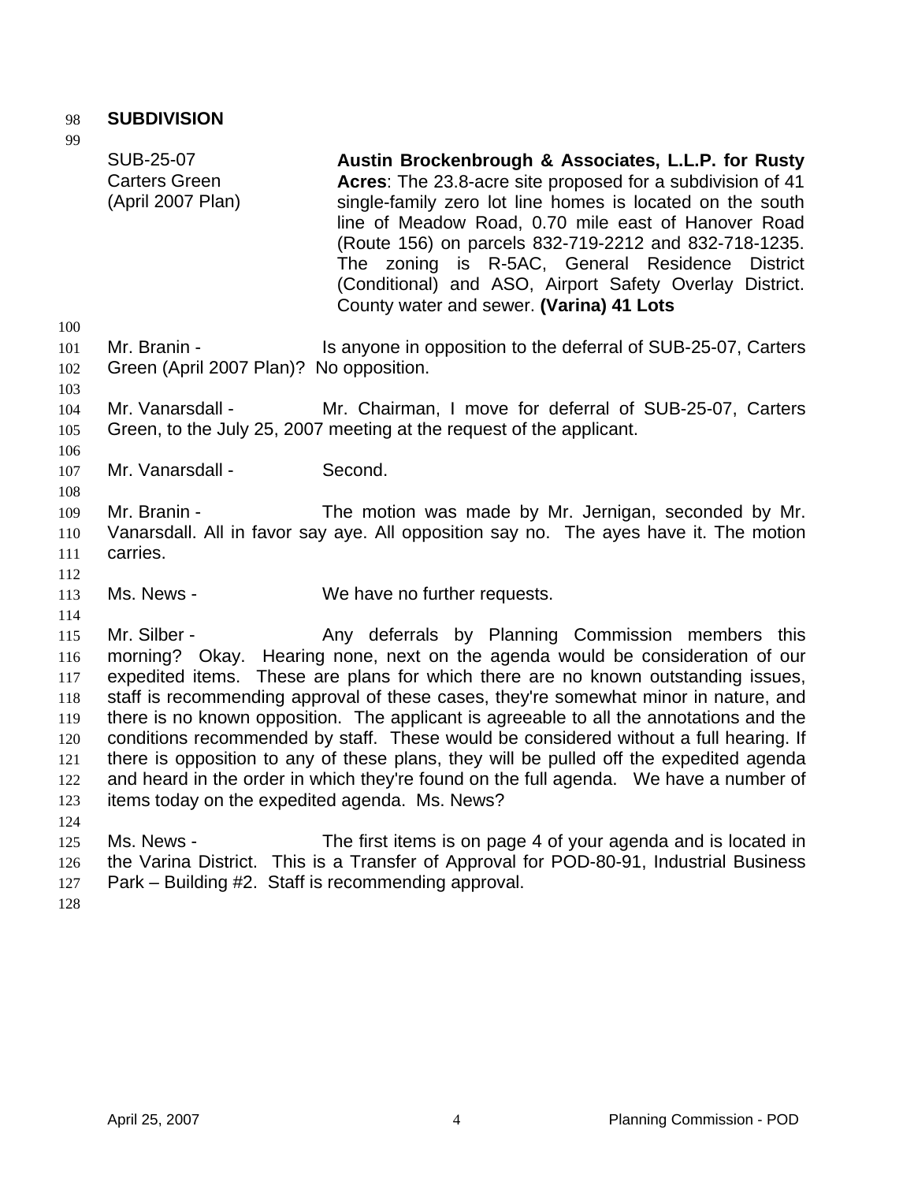**SUBDIVISION**

SUB-25-07
Carters Green
(April 2007 Plan)

**Austin Brockenbrough & Associates, L.L.P. for Rusty Acres**: The 23.8-acre site proposed for a subdivision of 41 single-family zero lot line homes is located on the south line of Meadow Road, 0.70 mile east of Hanover Road (Route 156) on parcels 832-719-2212 and 832-718-1235. The zoning is R-5AC, General Residence District (Conditional) and ASO, Airport Safety Overlay District. County water and sewer. **(Varina) 41 Lots**

Mr. Branin - Is anyone in opposition to the deferral of SUB-25-07, Carters Green (April 2007 Plan)? No opposition.

Mr. Vanarsdall - Mr. Chairman, I move for deferral of SUB-25-07, Carters Green, to the July 25, 2007 meeting at the request of the applicant.

Mr. Vanarsdall - Second.

Mr. Branin - The motion was made by Mr. Jernigan, seconded by Mr. Vanarsdall. All in favor say aye. All opposition say no. The ayes have it. The motion carries.

Ms. News - We have no further requests.

Mr. Silber - Any deferrals by Planning Commission members this morning? Okay. Hearing none, next on the agenda would be consideration of our expedited items. These are plans for which there are no known outstanding issues, staff is recommending approval of these cases, they're somewhat minor in nature, and there is no known opposition. The applicant is agreeable to all the annotations and the conditions recommended by staff. These would be considered without a full hearing. If there is opposition to any of these plans, they will be pulled off the expedited agenda and heard in the order in which they're found on the full agenda. We have a number of items today on the expedited agenda. Ms. News?

Ms. News - The first items is on page 4 of your agenda and is located in the Varina District. This is a Transfer of Approval for POD-80-91, Industrial Business Park – Building #2. Staff is recommending approval.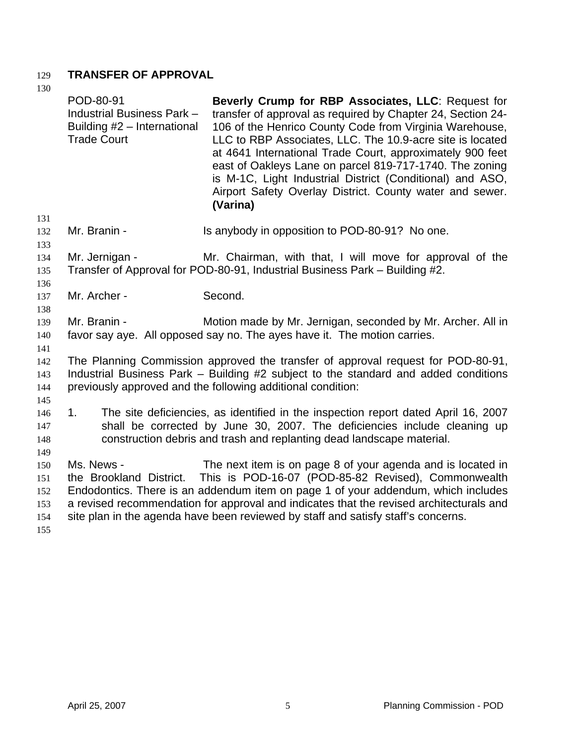## TRANSFER OF APPROVAL

| | |
|---|---|
| POD-80-91<br>Industrial Business Park – Building #2 – International Trade Court | **Beverly Crump for RBP Associates, LLC**: Request for transfer of approval as required by Chapter 24, Section 24-106 of the Henrico County Code from Virginia Warehouse, LLC to RBP Associates, LLC. The 10.9-acre site is located at 4641 International Trade Court, approximately 900 feet east of Oakleys Lane on parcel 819-717-1740. The zoning is M-1C, Light Industrial District (Conditional) and ASO, Airport Safety Overlay District. County water and sewer. **(Varina)** |

Mr. Branin - Is anybody in opposition to POD-80-91? No one.

Mr. Jernigan - Mr. Chairman, with that, I will move for approval of the Transfer of Approval for POD-80-91, Industrial Business Park – Building #2.

Mr. Archer - Second.

Mr. Branin - Motion made by Mr. Jernigan, seconded by Mr. Archer. All in favor say aye. All opposed say no. The ayes have it. The motion carries.

The Planning Commission approved the transfer of approval request for POD-80-91, Industrial Business Park – Building #2 subject to the standard and added conditions previously approved and the following additional condition:

1. The site deficiencies, as identified in the inspection report dated April 16, 2007 shall be corrected by June 30, 2007. The deficiencies include cleaning up construction debris and trash and replanting dead landscape material.

Ms. News - The next item is on page 8 of your agenda and is located in the Brookland District. This is POD-16-07 (POD-85-82 Revised), Commonwealth Endodontics. There is an addendum item on page 1 of your addendum, which includes a revised recommendation for approval and indicates that the revised architecturals and site plan in the agenda have been reviewed by staff and satisfy staff's concerns.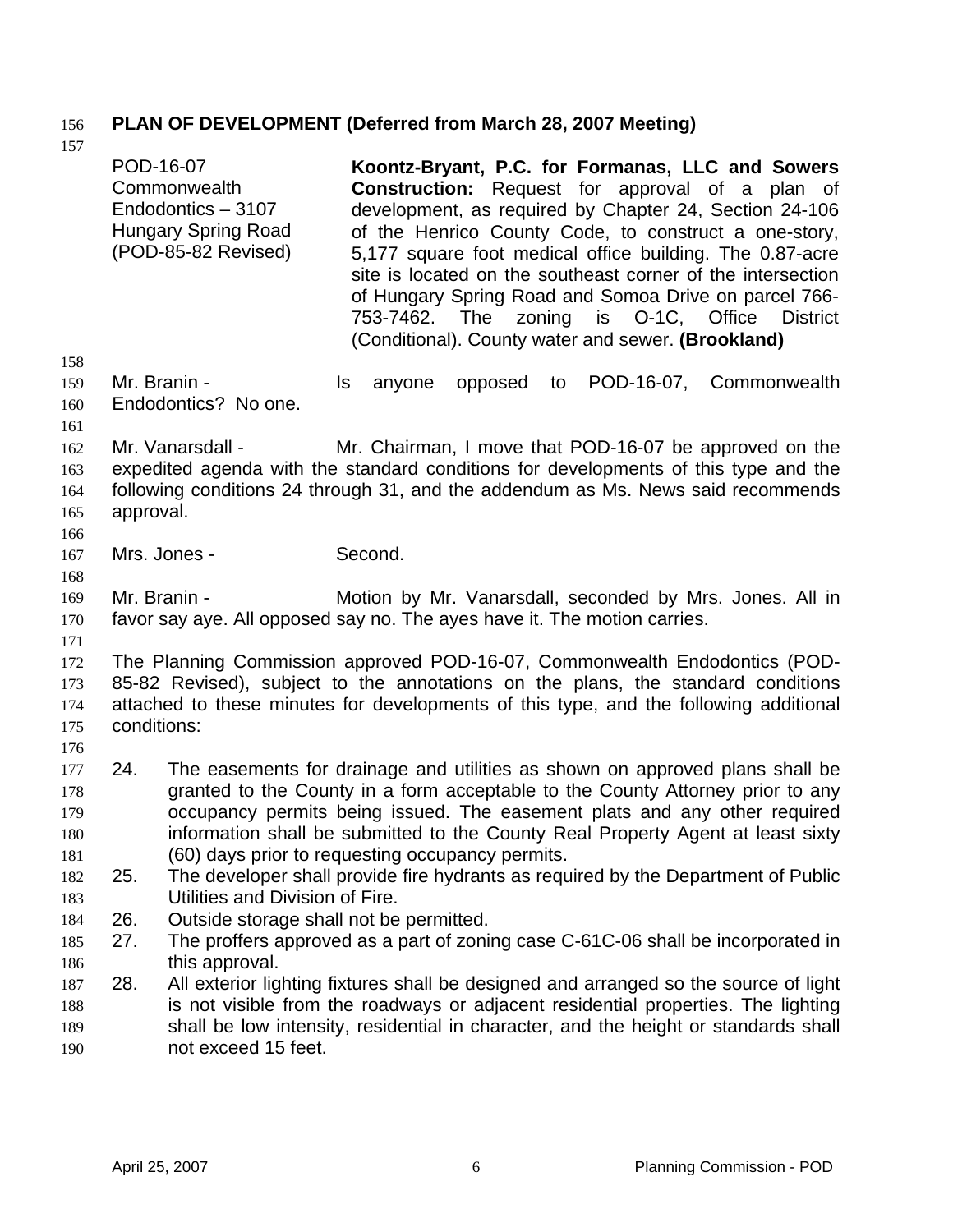**PLAN OF DEVELOPMENT (Deferred from March 28, 2007 Meeting)**

POD-16-07
Commonwealth Endodontics – 3107 Hungary Spring Road
(POD-85-82 Revised)

**Koontz-Bryant, P.C. for Formanas, LLC and Sowers Construction:** Request for approval of a plan of development, as required by Chapter 24, Section 24-106 of the Henrico County Code, to construct a one-story, 5,177 square foot medical office building. The 0.87-acre site is located on the southeast corner of the intersection of Hungary Spring Road and Somoa Drive on parcel 766-753-7462. The zoning is O-1C, Office District (Conditional). County water and sewer. **(Brookland)**

Mr. Branin - Is anyone opposed to POD-16-07, Commonwealth Endodontics? No one.

Mr. Vanarsdall - Mr. Chairman, I move that POD-16-07 be approved on the expedited agenda with the standard conditions for developments of this type and the following conditions 24 through 31, and the addendum as Ms. News said recommends approval.

Mrs. Jones - Second.

Mr. Branin - Motion by Mr. Vanarsdall, seconded by Mrs. Jones. All in favor say aye. All opposed say no. The ayes have it. The motion carries.

The Planning Commission approved POD-16-07, Commonwealth Endodontics (POD-85-82 Revised), subject to the annotations on the plans, the standard conditions attached to these minutes for developments of this type, and the following additional conditions:

24. The easements for drainage and utilities as shown on approved plans shall be granted to the County in a form acceptable to the County Attorney prior to any occupancy permits being issued. The easement plats and any other required information shall be submitted to the County Real Property Agent at least sixty (60) days prior to requesting occupancy permits.
25. The developer shall provide fire hydrants as required by the Department of Public Utilities and Division of Fire.
26. Outside storage shall not be permitted.
27. The proffers approved as a part of zoning case C-61C-06 shall be incorporated in this approval.
28. All exterior lighting fixtures shall be designed and arranged so the source of light is not visible from the roadways or adjacent residential properties. The lighting shall be low intensity, residential in character, and the height or standards shall not exceed 15 feet.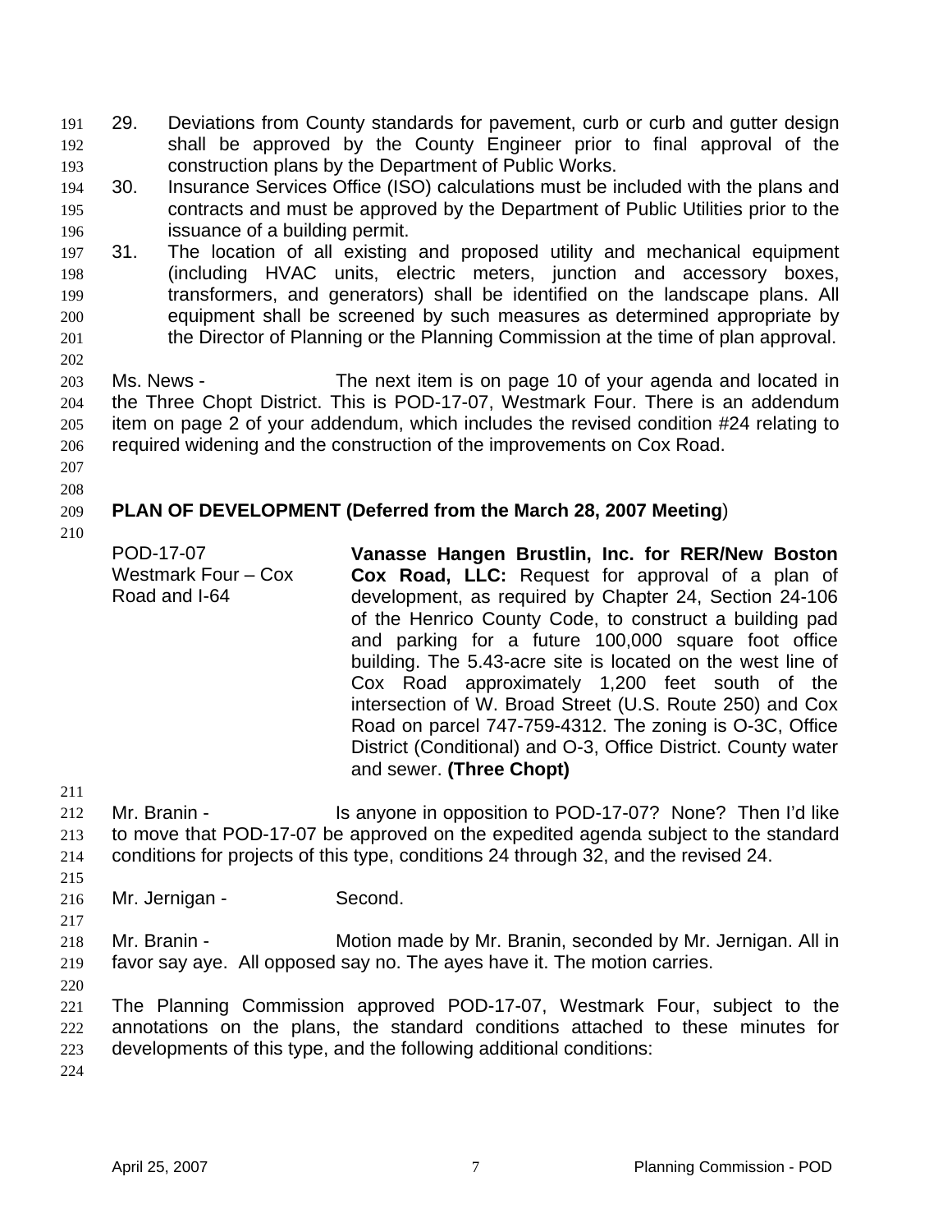29. Deviations from County standards for pavement, curb or curb and gutter design shall be approved by the County Engineer prior to final approval of the construction plans by the Department of Public Works.
30. Insurance Services Office (ISO) calculations must be included with the plans and contracts and must be approved by the Department of Public Utilities prior to the issuance of a building permit.
31. The location of all existing and proposed utility and mechanical equipment (including HVAC units, electric meters, junction and accessory boxes, transformers, and generators) shall be identified on the landscape plans. All equipment shall be screened by such measures as determined appropriate by the Director of Planning or the Planning Commission at the time of plan approval.

Ms. News - The next item is on page 10 of your agenda and located in the Three Chopt District. This is POD-17-07, Westmark Four. There is an addendum item on page 2 of your addendum, which includes the revised condition #24 relating to required widening and the construction of the improvements on Cox Road.

**PLAN OF DEVELOPMENT (Deferred from the March 28, 2007 Meeting**)

POD-17-07
Westmark Four – Cox Road and I-64

**Vanasse Hangen Brustlin, Inc. for RER/New Boston Cox Road, LLC:** Request for approval of a plan of development, as required by Chapter 24, Section 24-106 of the Henrico County Code, to construct a building pad and parking for a future 100,000 square foot office building. The 5.43-acre site is located on the west line of Cox Road approximately 1,200 feet south of the intersection of W. Broad Street (U.S. Route 250) and Cox Road on parcel 747-759-4312. The zoning is O-3C, Office District (Conditional) and O-3, Office District. County water and sewer. **(Three Chopt)**

Mr. Branin - Is anyone in opposition to POD-17-07? None? Then I'd like to move that POD-17-07 be approved on the expedited agenda subject to the standard conditions for projects of this type, conditions 24 through 32, and the revised 24.

Mr. Jernigan - Second.

Mr. Branin - Motion made by Mr. Branin, seconded by Mr. Jernigan. All in favor say aye. All opposed say no. The ayes have it. The motion carries.

The Planning Commission approved POD-17-07, Westmark Four, subject to the annotations on the plans, the standard conditions attached to these minutes for developments of this type, and the following additional conditions: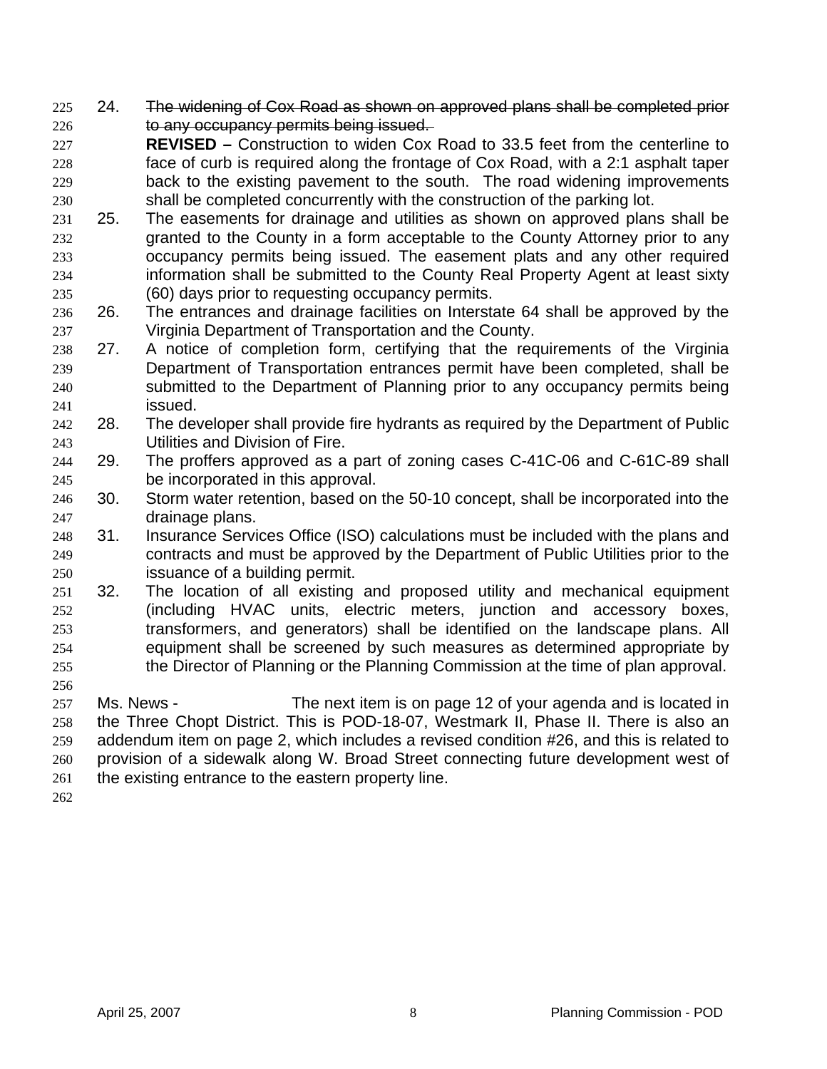24. ~~The widening of Cox Road as shown on approved plans shall be completed prior to any occupancy permits being issued.~~
    **REVISED –** Construction to widen Cox Road to 33.5 feet from the centerline to face of curb is required along the frontage of Cox Road, with a 2:1 asphalt taper back to the existing pavement to the south. The road widening improvements shall be completed concurrently with the construction of the parking lot.
25. The easements for drainage and utilities as shown on approved plans shall be granted to the County in a form acceptable to the County Attorney prior to any occupancy permits being issued. The easement plats and any other required information shall be submitted to the County Real Property Agent at least sixty (60) days prior to requesting occupancy permits.
26. The entrances and drainage facilities on Interstate 64 shall be approved by the Virginia Department of Transportation and the County.
27. A notice of completion form, certifying that the requirements of the Virginia Department of Transportation entrances permit have been completed, shall be submitted to the Department of Planning prior to any occupancy permits being issued.
28. The developer shall provide fire hydrants as required by the Department of Public Utilities and Division of Fire.
29. The proffers approved as a part of zoning cases C-41C-06 and C-61C-89 shall be incorporated in this approval.
30. Storm water retention, based on the 50-10 concept, shall be incorporated into the drainage plans.
31. Insurance Services Office (ISO) calculations must be included with the plans and contracts and must be approved by the Department of Public Utilities prior to the issuance of a building permit.
32. The location of all existing and proposed utility and mechanical equipment (including HVAC units, electric meters, junction and accessory boxes, transformers, and generators) shall be identified on the landscape plans. All equipment shall be screened by such measures as determined appropriate by the Director of Planning or the Planning Commission at the time of plan approval.

Ms. News - The next item is on page 12 of your agenda and is located in the Three Chopt District. This is POD-18-07, Westmark II, Phase II. There is also an addendum item on page 2, which includes a revised condition #26, and this is related to provision of a sidewalk along W. Broad Street connecting future development west of the existing entrance to the eastern property line.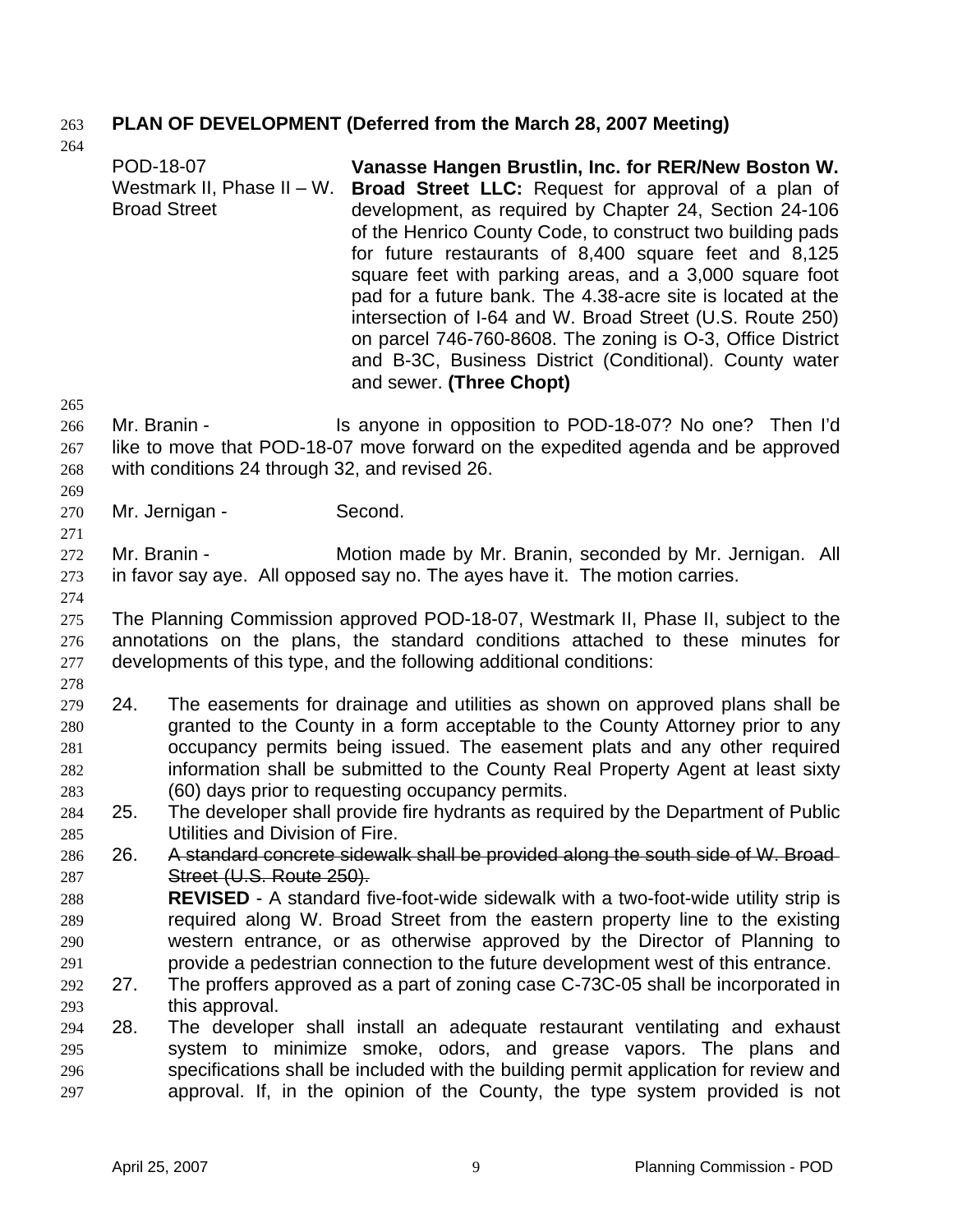**PLAN OF DEVELOPMENT (Deferred from the March 28, 2007 Meeting)**

POD-18-07
Westmark II, Phase II – W. Broad Street

**Vanasse Hangen Brustlin, Inc. for RER/New Boston W. Broad Street LLC:** Request for approval of a plan of development, as required by Chapter 24, Section 24-106 of the Henrico County Code, to construct two building pads for future restaurants of 8,400 square feet and 8,125 square feet with parking areas, and a 3,000 square foot pad for a future bank. The 4.38-acre site is located at the intersection of I-64 and W. Broad Street (U.S. Route 250) on parcel 746-760-8608. The zoning is O-3, Office District and B-3C, Business District (Conditional). County water and sewer. **(Three Chopt)**

Mr. Branin - Is anyone in opposition to POD-18-07? No one? Then I'd like to move that POD-18-07 move forward on the expedited agenda and be approved with conditions 24 through 32, and revised 26.

Mr. Jernigan - Second.

Mr. Branin - Motion made by Mr. Branin, seconded by Mr. Jernigan. All in favor say aye. All opposed say no. The ayes have it. The motion carries.

The Planning Commission approved POD-18-07, Westmark II, Phase II, subject to the annotations on the plans, the standard conditions attached to these minutes for developments of this type, and the following additional conditions:

24. The easements for drainage and utilities as shown on approved plans shall be granted to the County in a form acceptable to the County Attorney prior to any occupancy permits being issued. The easement plats and any other required information shall be submitted to the County Real Property Agent at least sixty (60) days prior to requesting occupancy permits.
25. The developer shall provide fire hydrants as required by the Department of Public Utilities and Division of Fire.
26. ~~A standard concrete sidewalk shall be provided along the south side of W. Broad Street (U.S. Route 250).~~
    **REVISED** - A standard five-foot-wide sidewalk with a two-foot-wide utility strip is required along W. Broad Street from the eastern property line to the existing western entrance, or as otherwise approved by the Director of Planning to provide a pedestrian connection to the future development west of this entrance.
27. The proffers approved as a part of zoning case C-73C-05 shall be incorporated in this approval.
28. The developer shall install an adequate restaurant ventilating and exhaust system to minimize smoke, odors, and grease vapors. The plans and specifications shall be included with the building permit application for review and approval. If, in the opinion of the County, the type system provided is not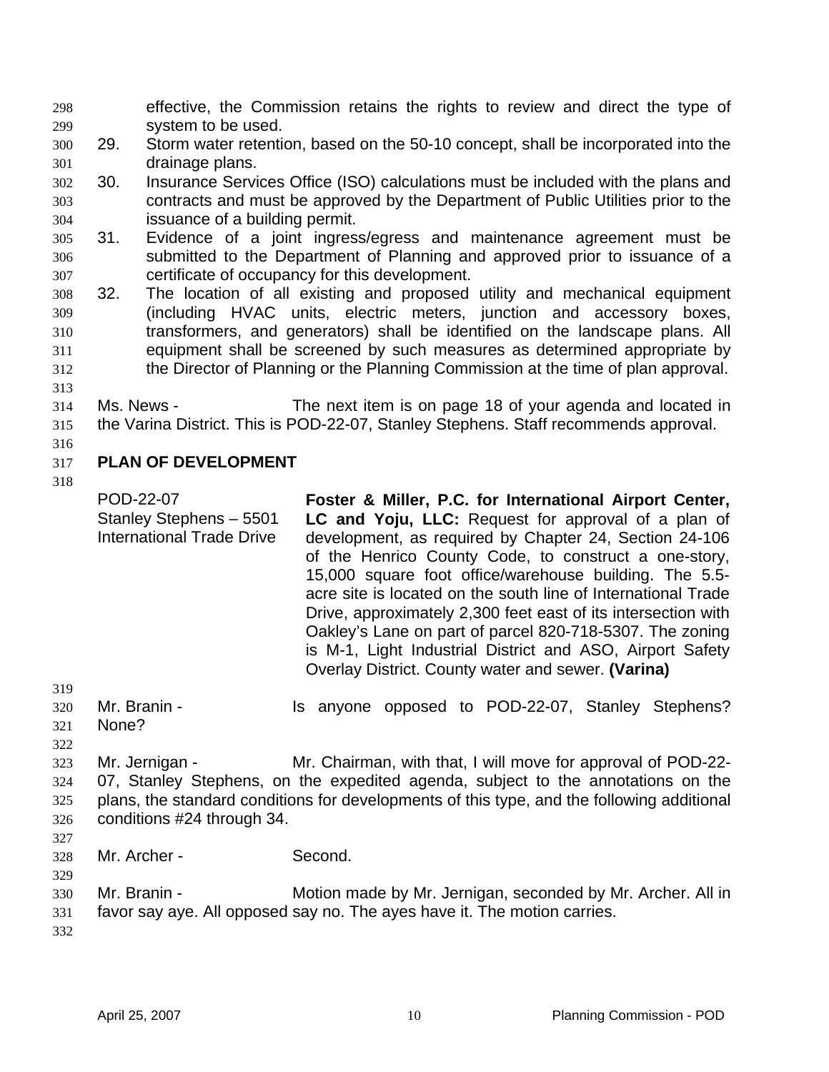effective, the Commission retains the rights to review and direct the type of system to be used.

29. Storm water retention, based on the 50-10 concept, shall be incorporated into the drainage plans.
30. Insurance Services Office (ISO) calculations must be included with the plans and contracts and must be approved by the Department of Public Utilities prior to the issuance of a building permit.
31. Evidence of a joint ingress/egress and maintenance agreement must be submitted to the Department of Planning and approved prior to issuance of a certificate of occupancy for this development.
32. The location of all existing and proposed utility and mechanical equipment (including HVAC units, electric meters, junction and accessory boxes, transformers, and generators) shall be identified on the landscape plans. All equipment shall be screened by such measures as determined appropriate by the Director of Planning or the Planning Commission at the time of plan approval.

Ms. News - The next item is on page 18 of your agenda and located in the Varina District. This is POD-22-07, Stanley Stephens. Staff recommends approval.

**PLAN OF DEVELOPMENT**

POD-22-07
Stanley Stephens – 5501 International Trade Drive

**Foster & Miller, P.C. for International Airport Center, LC and Yoju, LLC:** Request for approval of a plan of development, as required by Chapter 24, Section 24-106 of the Henrico County Code, to construct a one-story, 15,000 square foot office/warehouse building. The 5.5-acre site is located on the south line of International Trade Drive, approximately 2,300 feet east of its intersection with Oakley's Lane on part of parcel 820-718-5307. The zoning is M-1, Light Industrial District and ASO, Airport Safety Overlay District. County water and sewer. **(Varina)**

Mr. Branin - Is anyone opposed to POD-22-07, Stanley Stephens? None?

Mr. Jernigan - Mr. Chairman, with that, I will move for approval of POD-22-07, Stanley Stephens, on the expedited agenda, subject to the annotations on the plans, the standard conditions for developments of this type, and the following additional conditions #24 through 34.

Mr. Archer - Second.

Mr. Branin - Motion made by Mr. Jernigan, seconded by Mr. Archer. All in favor say aye. All opposed say no. The ayes have it. The motion carries.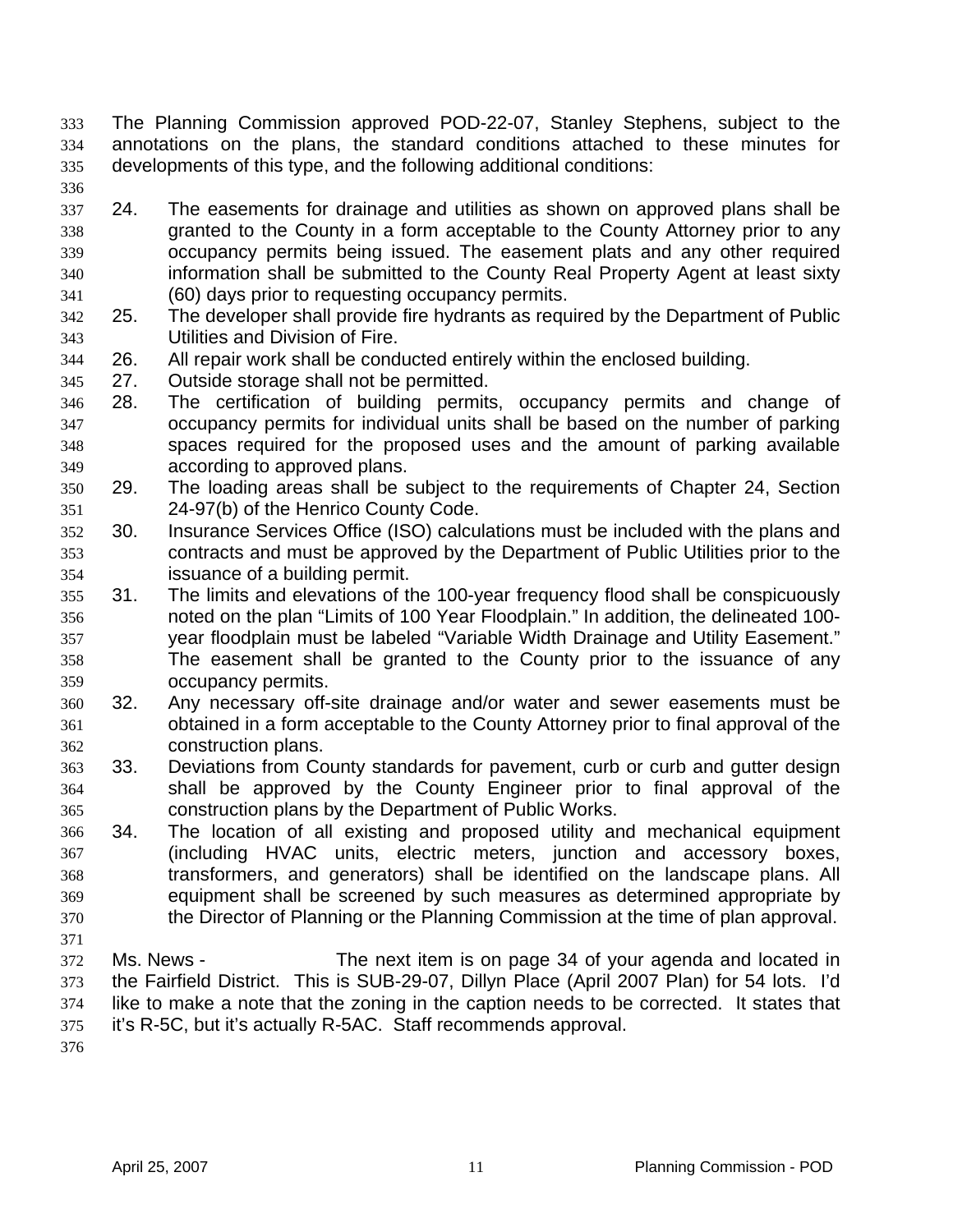The Planning Commission approved POD-22-07, Stanley Stephens, subject to the annotations on the plans, the standard conditions attached to these minutes for developments of this type, and the following additional conditions:

24. The easements for drainage and utilities as shown on approved plans shall be granted to the County in a form acceptable to the County Attorney prior to any occupancy permits being issued. The easement plats and any other required information shall be submitted to the County Real Property Agent at least sixty (60) days prior to requesting occupancy permits.
25. The developer shall provide fire hydrants as required by the Department of Public Utilities and Division of Fire.
26. All repair work shall be conducted entirely within the enclosed building.
27. Outside storage shall not be permitted.
28. The certification of building permits, occupancy permits and change of occupancy permits for individual units shall be based on the number of parking spaces required for the proposed uses and the amount of parking available according to approved plans.
29. The loading areas shall be subject to the requirements of Chapter 24, Section 24-97(b) of the Henrico County Code.
30. Insurance Services Office (ISO) calculations must be included with the plans and contracts and must be approved by the Department of Public Utilities prior to the issuance of a building permit.
31. The limits and elevations of the 100-year frequency flood shall be conspicuously noted on the plan "Limits of 100 Year Floodplain." In addition, the delineated 100-year floodplain must be labeled "Variable Width Drainage and Utility Easement." The easement shall be granted to the County prior to the issuance of any occupancy permits.
32. Any necessary off-site drainage and/or water and sewer easements must be obtained in a form acceptable to the County Attorney prior to final approval of the construction plans.
33. Deviations from County standards for pavement, curb or curb and gutter design shall be approved by the County Engineer prior to final approval of the construction plans by the Department of Public Works.
34. The location of all existing and proposed utility and mechanical equipment (including HVAC units, electric meters, junction and accessory boxes, transformers, and generators) shall be identified on the landscape plans. All equipment shall be screened by such measures as determined appropriate by the Director of Planning or the Planning Commission at the time of plan approval.

Ms. News - The next item is on page 34 of your agenda and located in the Fairfield District. This is SUB-29-07, Dillyn Place (April 2007 Plan) for 54 lots. I'd like to make a note that the zoning in the caption needs to be corrected. It states that it's R-5C, but it's actually R-5AC. Staff recommends approval.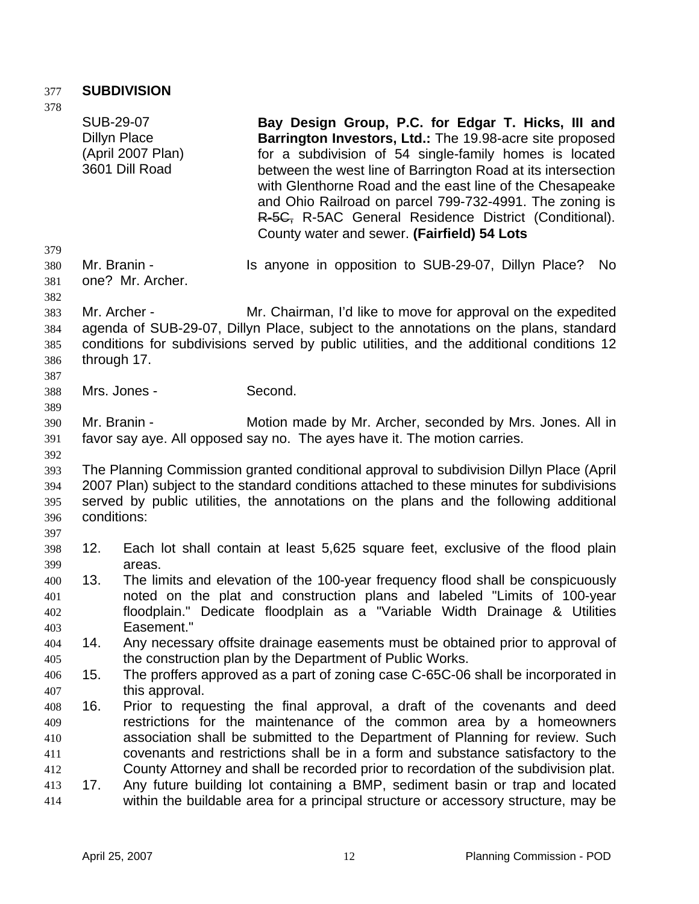**SUBDIVISION**

| | |
|---|---|
| SUB-29-07<br>Dillyn Place<br>(April 2007 Plan)<br>3601 Dill Road | **Bay Design Group, P.C. for Edgar T. Hicks, III and Barrington Investors, Ltd.:** The 19.98-acre site proposed for a subdivision of 54 single-family homes is located between the west line of Barrington Road at its intersection with Glenthorne Road and the east line of the Chesapeake and Ohio Railroad on parcel 799-732-4991. The zoning is ~~R-5C,~~ R-5AC General Residence District (Conditional). County water and sewer. **(Fairfield) 54 Lots** |

Mr. Branin - Is anyone in opposition to SUB-29-07, Dillyn Place? No one? Mr. Archer.

Mr. Archer - Mr. Chairman, I'd like to move for approval on the expedited agenda of SUB-29-07, Dillyn Place, subject to the annotations on the plans, standard conditions for subdivisions served by public utilities, and the additional conditions 12 through 17.

Mrs. Jones - Second.

Mr. Branin - Motion made by Mr. Archer, seconded by Mrs. Jones. All in favor say aye. All opposed say no. The ayes have it. The motion carries.

The Planning Commission granted conditional approval to subdivision Dillyn Place (April 2007 Plan) subject to the standard conditions attached to these minutes for subdivisions served by public utilities, the annotations on the plans and the following additional conditions:

12. Each lot shall contain at least 5,625 square feet, exclusive of the flood plain areas.
13. The limits and elevation of the 100-year frequency flood shall be conspicuously noted on the plat and construction plans and labeled "Limits of 100-year floodplain." Dedicate floodplain as a "Variable Width Drainage & Utilities Easement."
14. Any necessary offsite drainage easements must be obtained prior to approval of the construction plan by the Department of Public Works.
15. The proffers approved as a part of zoning case C-65C-06 shall be incorporated in this approval.
16. Prior to requesting the final approval, a draft of the covenants and deed restrictions for the maintenance of the common area by a homeowners association shall be submitted to the Department of Planning for review. Such covenants and restrictions shall be in a form and substance satisfactory to the County Attorney and shall be recorded prior to recordation of the subdivision plat.
17. Any future building lot containing a BMP, sediment basin or trap and located within the buildable area for a principal structure or accessory structure, may be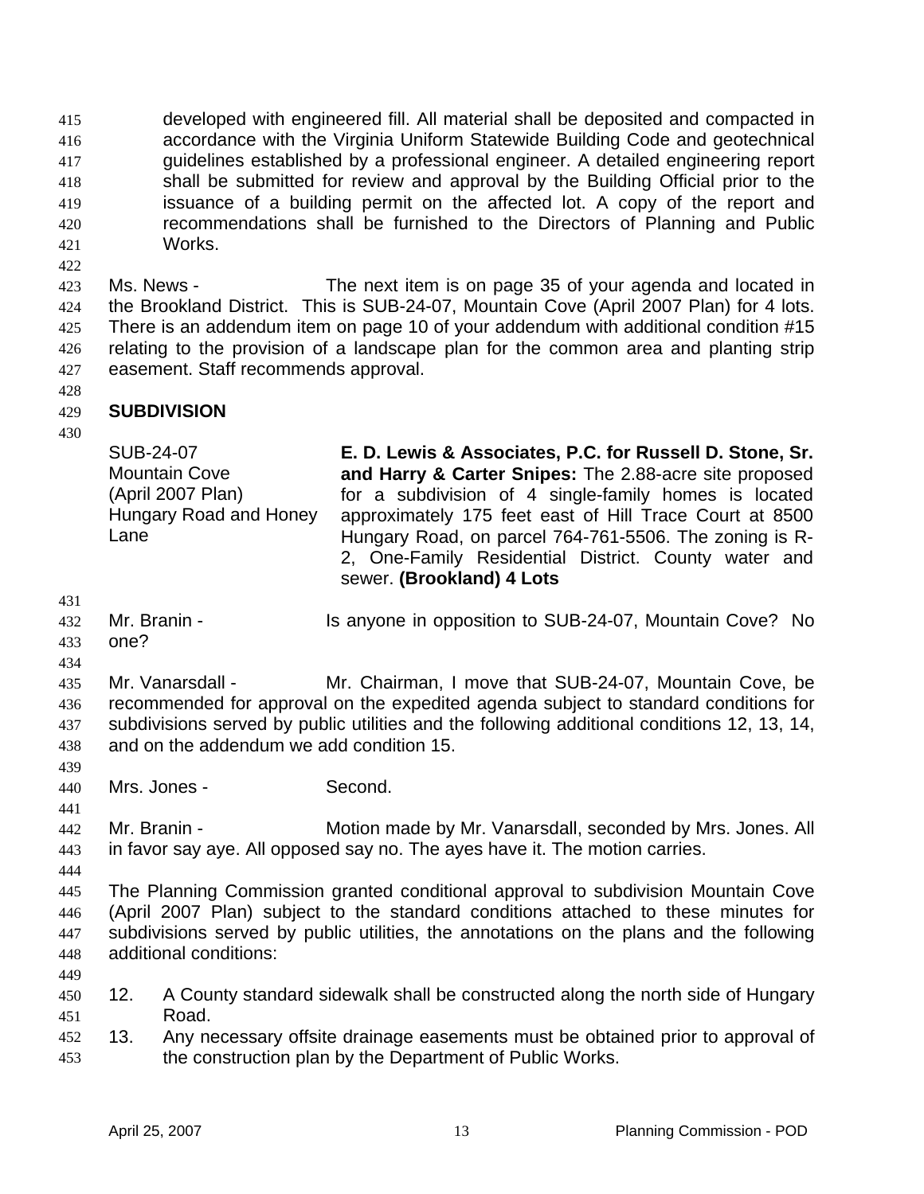developed with engineered fill. All material shall be deposited and compacted in accordance with the Virginia Uniform Statewide Building Code and geotechnical guidelines established by a professional engineer. A detailed engineering report shall be submitted for review and approval by the Building Official prior to the issuance of a building permit on the affected lot. A copy of the report and recommendations shall be furnished to the Directors of Planning and Public Works.

Ms. News - The next item is on page 35 of your agenda and located in the Brookland District. This is SUB-24-07, Mountain Cove (April 2007 Plan) for 4 lots. There is an addendum item on page 10 of your addendum with additional condition #15 relating to the provision of a landscape plan for the common area and planting strip easement. Staff recommends approval.

**SUBDIVISION**

| | |
|---|---|
| SUB-24-07<br>Mountain Cove<br>(April 2007 Plan)<br>Hungary Road and Honey Lane | **E. D. Lewis & Associates, P.C. for Russell D. Stone, Sr. and Harry & Carter Snipes:** The 2.88-acre site proposed for a subdivision of 4 single-family homes is located approximately 175 feet east of Hill Trace Court at 8500 Hungary Road, on parcel 764-761-5506. The zoning is R-2, One-Family Residential District. County water and sewer. **(Brookland) 4 Lots** |

Mr. Branin - Is anyone in opposition to SUB-24-07, Mountain Cove? No one?

Mr. Vanarsdall - Mr. Chairman, I move that SUB-24-07, Mountain Cove, be recommended for approval on the expedited agenda subject to standard conditions for subdivisions served by public utilities and the following additional conditions 12, 13, 14, and on the addendum we add condition 15.

Mrs. Jones - Second.

Mr. Branin - Motion made by Mr. Vanarsdall, seconded by Mrs. Jones. All in favor say aye. All opposed say no. The ayes have it. The motion carries.

The Planning Commission granted conditional approval to subdivision Mountain Cove (April 2007 Plan) subject to the standard conditions attached to these minutes for subdivisions served by public utilities, the annotations on the plans and the following additional conditions:

12. A County standard sidewalk shall be constructed along the north side of Hungary Road.
13. Any necessary offsite drainage easements must be obtained prior to approval of the construction plan by the Department of Public Works.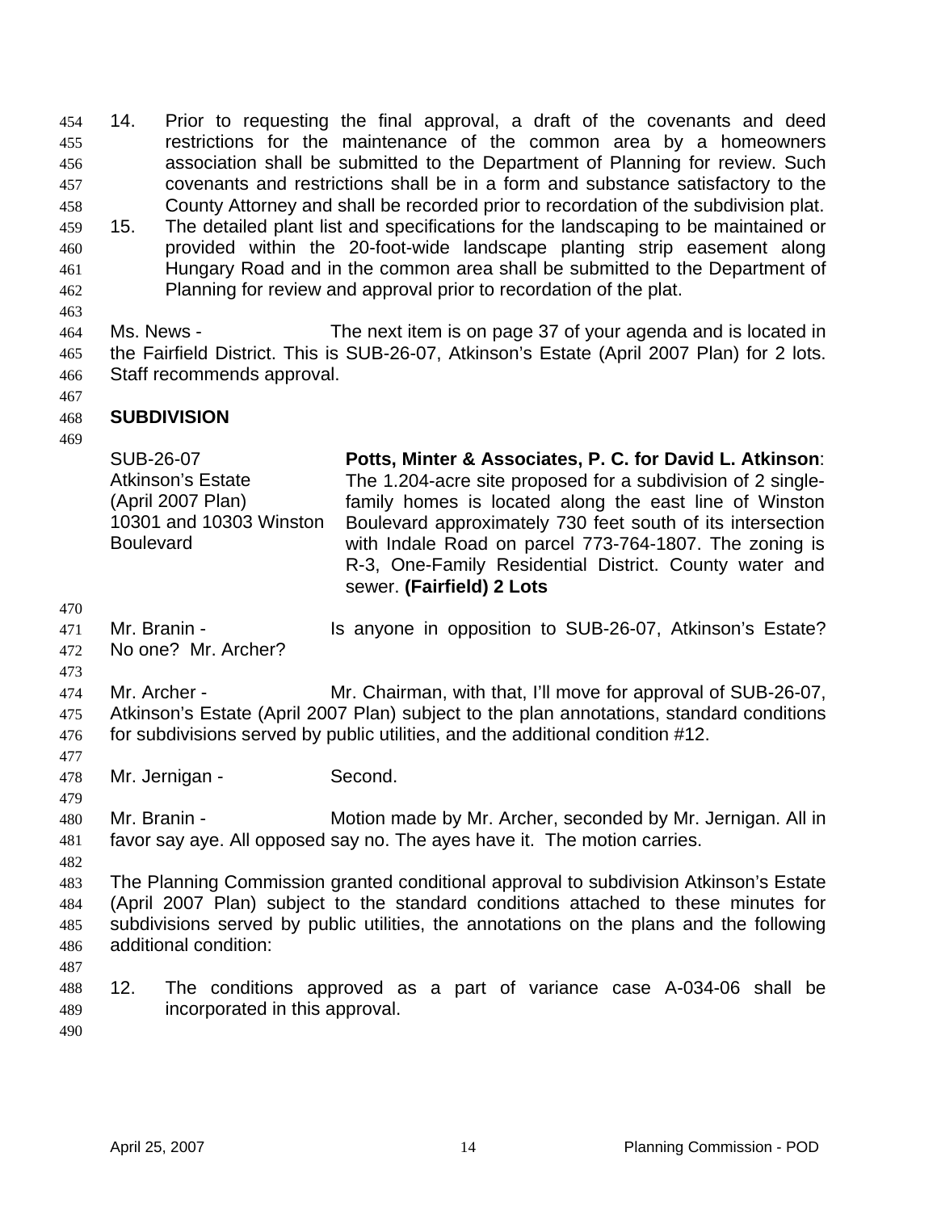14. Prior to requesting the final approval, a draft of the covenants and deed restrictions for the maintenance of the common area by a homeowners association shall be submitted to the Department of Planning for review. Such covenants and restrictions shall be in a form and substance satisfactory to the County Attorney and shall be recorded prior to recordation of the subdivision plat.
15. The detailed plant list and specifications for the landscaping to be maintained or provided within the 20-foot-wide landscape planting strip easement along Hungary Road and in the common area shall be submitted to the Department of Planning for review and approval prior to recordation of the plat.

Ms. News - The next item is on page 37 of your agenda and is located in the Fairfield District. This is SUB-26-07, Atkinson's Estate (April 2007 Plan) for 2 lots. Staff recommends approval.

## SUBDIVISION

| | |
|---|---|
| SUB-26-07<br>Atkinson's Estate<br>(April 2007 Plan)<br>10301 and 10303 Winston Boulevard | **Potts, Minter & Associates, P. C. for David L. Atkinson**: The 1.204-acre site proposed for a subdivision of 2 single-family homes is located along the east line of Winston Boulevard approximately 730 feet south of its intersection with Indale Road on parcel 773-764-1807. The zoning is R-3, One-Family Residential District. County water and sewer. **(Fairfield) 2 Lots** |

Mr. Branin - Is anyone in opposition to SUB-26-07, Atkinson's Estate? No one? Mr. Archer?

Mr. Archer - Mr. Chairman, with that, I'll move for approval of SUB-26-07, Atkinson's Estate (April 2007 Plan) subject to the plan annotations, standard conditions for subdivisions served by public utilities, and the additional condition #12.

Mr. Jernigan - Second.

Mr. Branin - Motion made by Mr. Archer, seconded by Mr. Jernigan. All in favor say aye. All opposed say no. The ayes have it. The motion carries.

The Planning Commission granted conditional approval to subdivision Atkinson's Estate (April 2007 Plan) subject to the standard conditions attached to these minutes for subdivisions served by public utilities, the annotations on the plans and the following additional condition:

12. The conditions approved as a part of variance case A-034-06 shall be incorporated in this approval.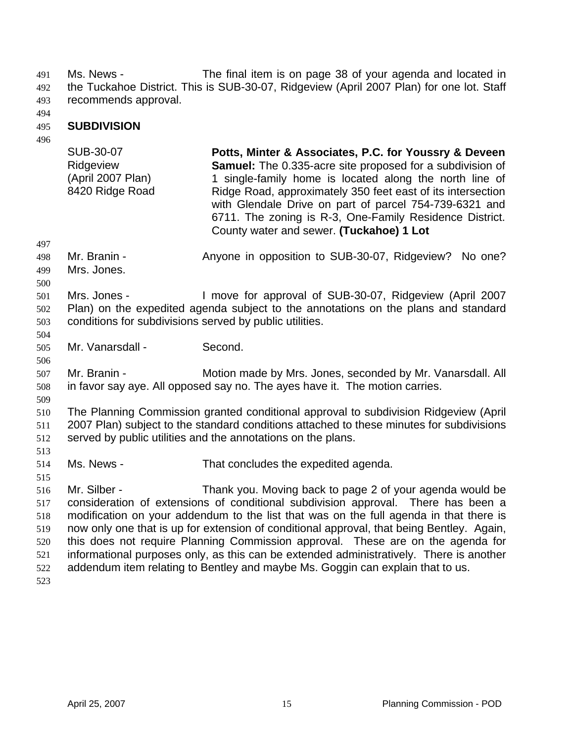Ms. News - The final item is on page 38 of your agenda and located in the Tuckahoe District. This is SUB-30-07, Ridgeview (April 2007 Plan) for one lot. Staff recommends approval.

## SUBDIVISION

| | |
|---|---|
| SUB-30-07<br>Ridgeview<br>(April 2007 Plan)<br>8420 Ridge Road | **Potts, Minter & Associates, P.C. for Youssry & Deveen Samuel:** The 0.335-acre site proposed for a subdivision of 1 single-family home is located along the north line of Ridge Road, approximately 350 feet east of its intersection with Glendale Drive on part of parcel 754-739-6321 and 6711. The zoning is R-3, One-Family Residence District. County water and sewer. **(Tuckahoe) 1 Lot** |

Mr. Branin - Anyone in opposition to SUB-30-07, Ridgeview? No one? Mrs. Jones.

Mrs. Jones - I move for approval of SUB-30-07, Ridgeview (April 2007 Plan) on the expedited agenda subject to the annotations on the plans and standard conditions for subdivisions served by public utilities.

Mr. Vanarsdall - Second.

Mr. Branin - Motion made by Mrs. Jones, seconded by Mr. Vanarsdall. All in favor say aye. All opposed say no. The ayes have it. The motion carries.

The Planning Commission granted conditional approval to subdivision Ridgeview (April 2007 Plan) subject to the standard conditions attached to these minutes for subdivisions served by public utilities and the annotations on the plans.

Ms. News - That concludes the expedited agenda.

Mr. Silber - Thank you. Moving back to page 2 of your agenda would be consideration of extensions of conditional subdivision approval. There has been a modification on your addendum to the list that was on the full agenda in that there is now only one that is up for extension of conditional approval, that being Bentley. Again, this does not require Planning Commission approval. These are on the agenda for informational purposes only, as this can be extended administratively. There is another addendum item relating to Bentley and maybe Ms. Goggin can explain that to us.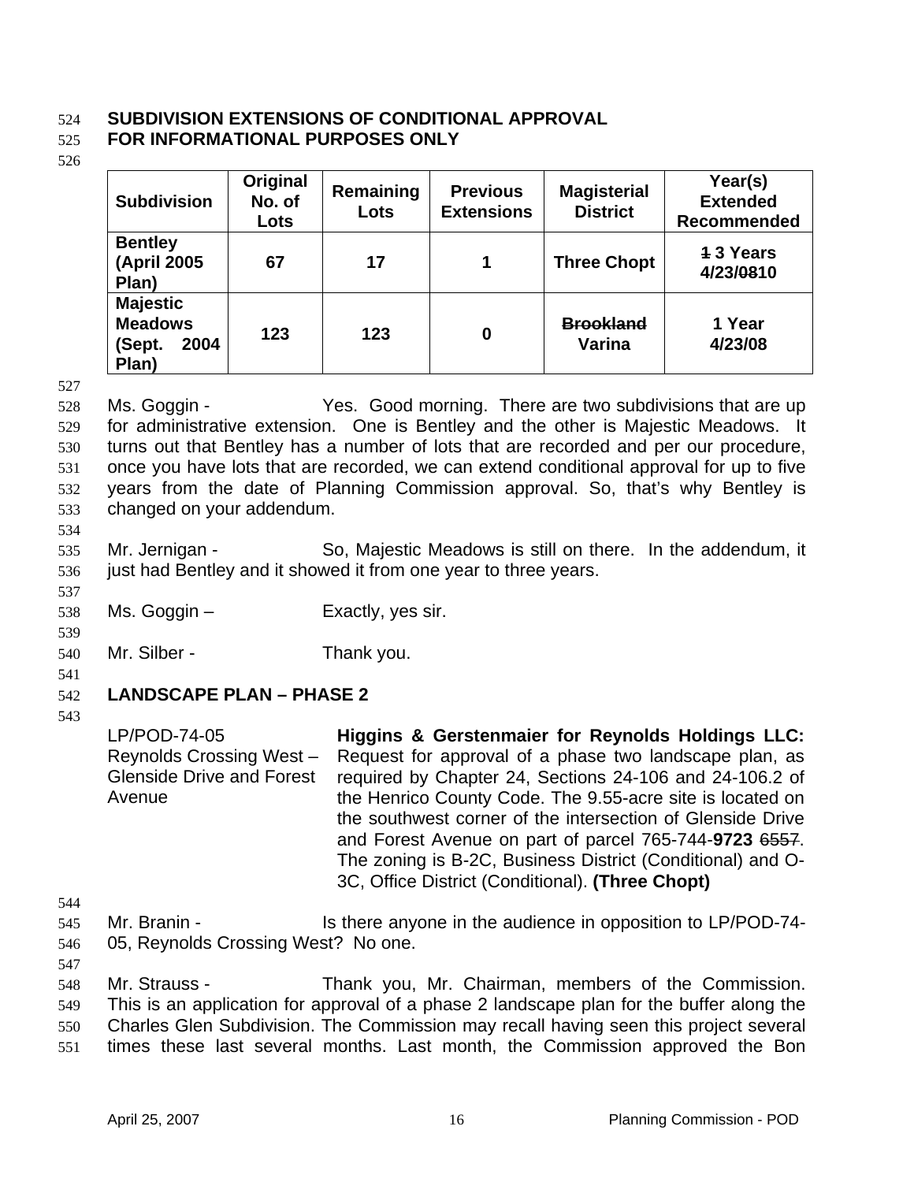**SUBDIVISION EXTENSIONS OF CONDITIONAL APPROVAL**
**FOR INFORMATIONAL PURPOSES ONLY**

| Subdivision | Original No. of Lots | Remaining Lots | Previous Extensions | Magisterial District | Year(s) Extended Recommended |
|---|---|---|---|---|---|
| **Bentley (April 2005 Plan)** | **67** | **17** | **1** | **Three Chopt** | **~~1~~ 3 Years 4/23/~~08~~10** |
| **Majestic Meadows (Sept. 2004 Plan)** | **123** | **123** | **0** | **~~Brookland~~ Varina** | **1 Year 4/23/08** |

Ms. Goggin - Yes. Good morning. There are two subdivisions that are up for administrative extension. One is Bentley and the other is Majestic Meadows. It turns out that Bentley has a number of lots that are recorded and per our procedure, once you have lots that are recorded, we can extend conditional approval for up to five years from the date of Planning Commission approval. So, that's why Bentley is changed on your addendum.

Mr. Jernigan - So, Majestic Meadows is still on there. In the addendum, it just had Bentley and it showed it from one year to three years.

Ms. Goggin – Exactly, yes sir.

Mr. Silber - Thank you.

**LANDSCAPE PLAN – PHASE 2**

LP/POD-74-05
Reynolds Crossing West – Glenside Drive and Forest Avenue

**Higgins & Gerstenmaier for Reynolds Holdings LLC:** Request for approval of a phase two landscape plan, as required by Chapter 24, Sections 24-106 and 24-106.2 of the Henrico County Code. The 9.55-acre site is located on the southwest corner of the intersection of Glenside Drive and Forest Avenue on part of parcel 765-744-**9723** ~~6557~~. The zoning is B-2C, Business District (Conditional) and O-3C, Office District (Conditional). **(Three Chopt)**

Mr. Branin - Is there anyone in the audience in opposition to LP/POD-74-05, Reynolds Crossing West? No one.

Mr. Strauss - Thank you, Mr. Chairman, members of the Commission. This is an application for approval of a phase 2 landscape plan for the buffer along the Charles Glen Subdivision. The Commission may recall having seen this project several times these last several months. Last month, the Commission approved the Bon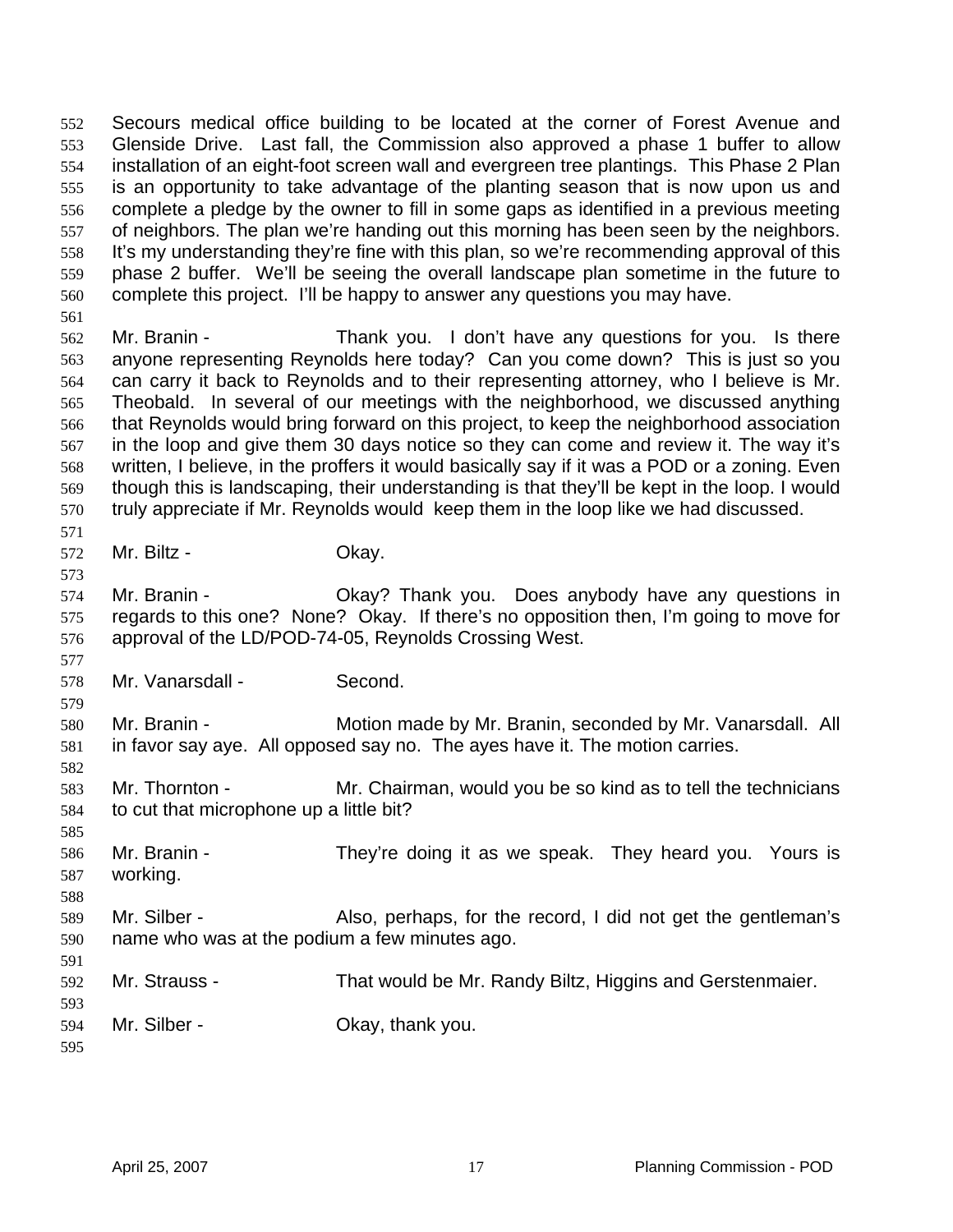Secours medical office building to be located at the corner of Forest Avenue and Glenside Drive. Last fall, the Commission also approved a phase 1 buffer to allow installation of an eight-foot screen wall and evergreen tree plantings. This Phase 2 Plan is an opportunity to take advantage of the planting season that is now upon us and complete a pledge by the owner to fill in some gaps as identified in a previous meeting of neighbors. The plan we're handing out this morning has been seen by the neighbors. It's my understanding they're fine with this plan, so we're recommending approval of this phase 2 buffer. We'll be seeing the overall landscape plan sometime in the future to complete this project. I'll be happy to answer any questions you may have.

Mr. Branin - Thank you. I don't have any questions for you. Is there anyone representing Reynolds here today? Can you come down? This is just so you can carry it back to Reynolds and to their representing attorney, who I believe is Mr. Theobald. In several of our meetings with the neighborhood, we discussed anything that Reynolds would bring forward on this project, to keep the neighborhood association in the loop and give them 30 days notice so they can come and review it. The way it's written, I believe, in the proffers it would basically say if it was a POD or a zoning. Even though this is landscaping, their understanding is that they'll be kept in the loop. I would truly appreciate if Mr. Reynolds would keep them in the loop like we had discussed.

Mr. Biltz - Okay.

Mr. Branin - Okay? Thank you. Does anybody have any questions in regards to this one? None? Okay. If there's no opposition then, I'm going to move for approval of the LD/POD-74-05, Reynolds Crossing West.

Mr. Vanarsdall - Second.

Mr. Branin - Motion made by Mr. Branin, seconded by Mr. Vanarsdall. All in favor say aye. All opposed say no. The ayes have it. The motion carries.

Mr. Thornton - Mr. Chairman, would you be so kind as to tell the technicians to cut that microphone up a little bit?

Mr. Branin - They're doing it as we speak. They heard you. Yours is working.

Mr. Silber - Also, perhaps, for the record, I did not get the gentleman's name who was at the podium a few minutes ago.

Mr. Strauss - That would be Mr. Randy Biltz, Higgins and Gerstenmaier.

Mr. Silber - Okay, thank you.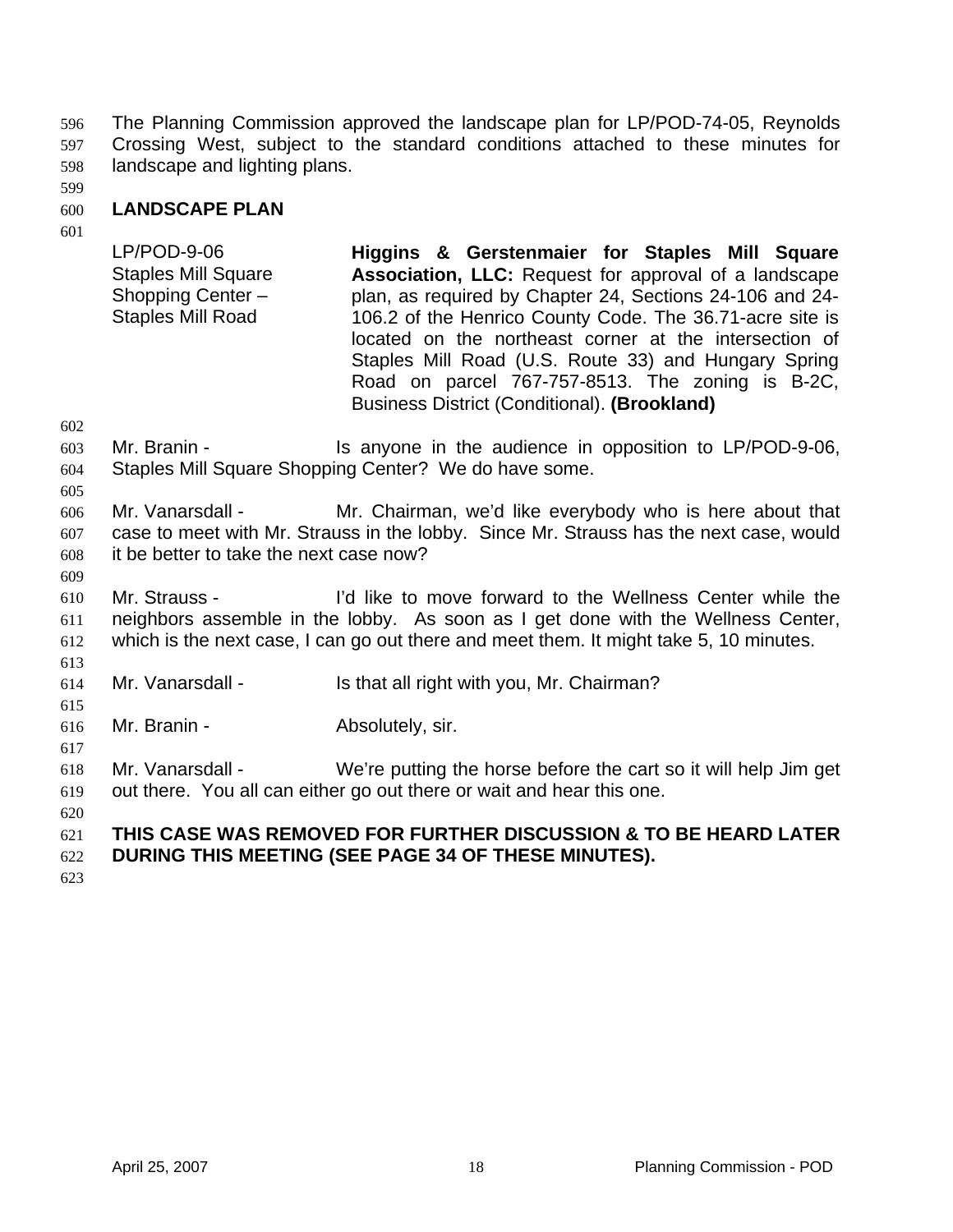The Planning Commission approved the landscape plan for LP/POD-74-05, Reynolds Crossing West, subject to the standard conditions attached to these minutes for landscape and lighting plans.

## LANDSCAPE PLAN

| | |
|---|---|
| LP/POD-9-06<br>Staples Mill Square Shopping Center – Staples Mill Road | **Higgins & Gerstenmaier for Staples Mill Square Association, LLC:** Request for approval of a landscape plan, as required by Chapter 24, Sections 24-106 and 24-106.2 of the Henrico County Code. The 36.71-acre site is located on the northeast corner at the intersection of Staples Mill Road (U.S. Route 33) and Hungary Spring Road on parcel 767-757-8513. The zoning is B-2C, Business District (Conditional). **(Brookland)** |

Mr. Branin - Is anyone in the audience in opposition to LP/POD-9-06, Staples Mill Square Shopping Center? We do have some.

Mr. Vanarsdall - Mr. Chairman, we'd like everybody who is here about that case to meet with Mr. Strauss in the lobby. Since Mr. Strauss has the next case, would it be better to take the next case now?

Mr. Strauss - I'd like to move forward to the Wellness Center while the neighbors assemble in the lobby. As soon as I get done with the Wellness Center, which is the next case, I can go out there and meet them. It might take 5, 10 minutes.

Mr. Vanarsdall - Is that all right with you, Mr. Chairman?

Mr. Branin - Absolutely, sir.

Mr. Vanarsdall - We're putting the horse before the cart so it will help Jim get out there. You all can either go out there or wait and hear this one.

**THIS CASE WAS REMOVED FOR FURTHER DISCUSSION & TO BE HEARD LATER DURING THIS MEETING (SEE PAGE 34 OF THESE MINUTES).**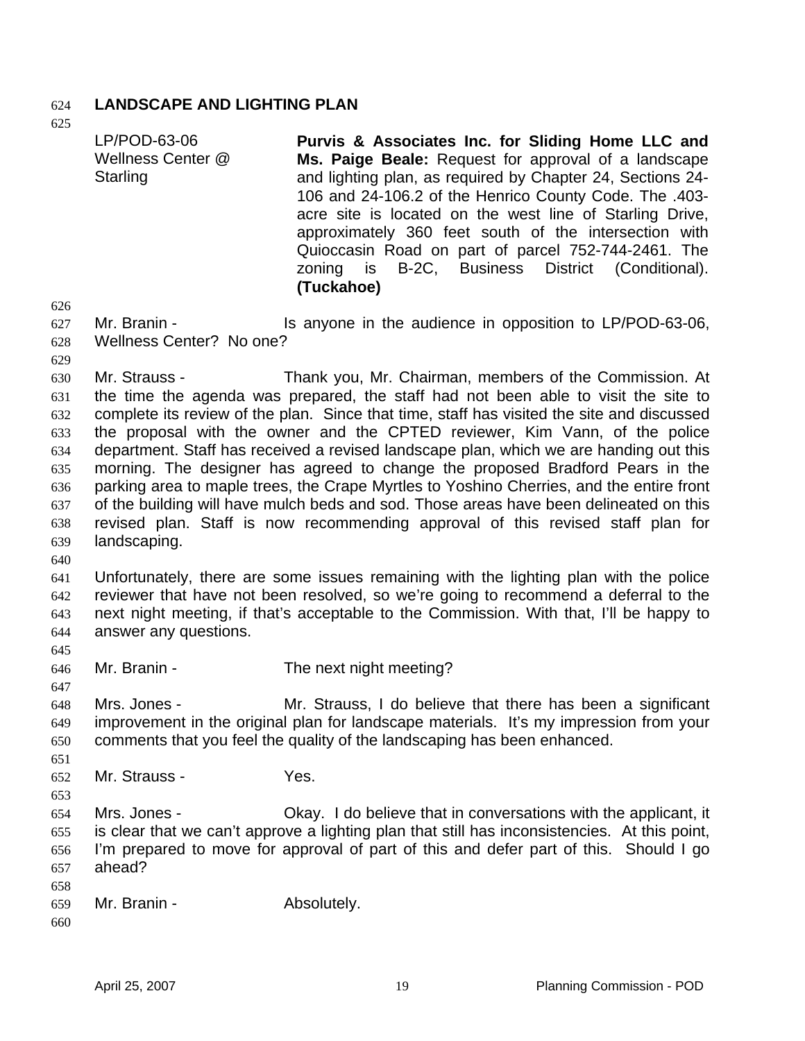**LANDSCAPE AND LIGHTING PLAN**

LP/POD-63-06
Wellness Center @ Starling

**Purvis & Associates Inc. for Sliding Home LLC and Ms. Paige Beale:** Request for approval of a landscape and lighting plan, as required by Chapter 24, Sections 24-106 and 24-106.2 of the Henrico County Code. The .403-acre site is located on the west line of Starling Drive, approximately 360 feet south of the intersection with Quioccasin Road on part of parcel 752-744-2461. The zoning is B-2C, Business District (Conditional). **(Tuckahoe)**

Mr. Branin - Is anyone in the audience in opposition to LP/POD-63-06, Wellness Center? No one?

Mr. Strauss - Thank you, Mr. Chairman, members of the Commission. At the time the agenda was prepared, the staff had not been able to visit the site to complete its review of the plan. Since that time, staff has visited the site and discussed the proposal with the owner and the CPTED reviewer, Kim Vann, of the police department. Staff has received a revised landscape plan, which we are handing out this morning. The designer has agreed to change the proposed Bradford Pears in the parking area to maple trees, the Crape Myrtles to Yoshino Cherries, and the entire front of the building will have mulch beds and sod. Those areas have been delineated on this revised plan. Staff is now recommending approval of this revised staff plan for landscaping.

Unfortunately, there are some issues remaining with the lighting plan with the police reviewer that have not been resolved, so we're going to recommend a deferral to the next night meeting, if that's acceptable to the Commission. With that, I'll be happy to answer any questions.

Mr. Branin - The next night meeting?

Mrs. Jones - Mr. Strauss, I do believe that there has been a significant improvement in the original plan for landscape materials. It's my impression from your comments that you feel the quality of the landscaping has been enhanced.

Mr. Strauss - Yes.

Mrs. Jones - Okay. I do believe that in conversations with the applicant, it is clear that we can't approve a lighting plan that still has inconsistencies. At this point, I'm prepared to move for approval of part of this and defer part of this. Should I go ahead?

Mr. Branin - Absolutely.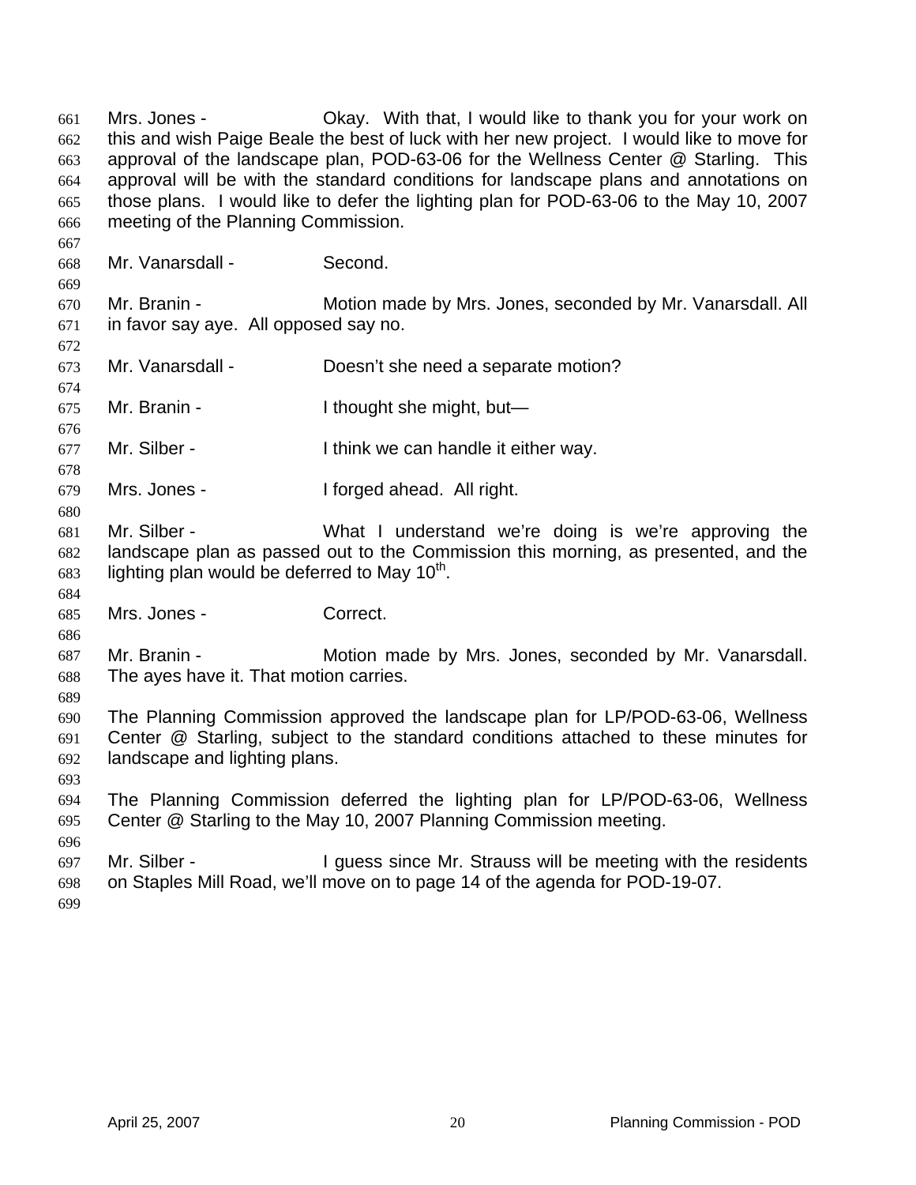Mrs. Jones - Okay. With that, I would like to thank you for your work on this and wish Paige Beale the best of luck with her new project. I would like to move for approval of the landscape plan, POD-63-06 for the Wellness Center @ Starling. This approval will be with the standard conditions for landscape plans and annotations on those plans. I would like to defer the lighting plan for POD-63-06 to the May 10, 2007 meeting of the Planning Commission.

Mr. Vanarsdall - Second.

Mr. Branin - Motion made by Mrs. Jones, seconded by Mr. Vanarsdall. All in favor say aye. All opposed say no.

Mr. Vanarsdall - Doesn't she need a separate motion?

Mr. Branin - I thought she might, but—

Mr. Silber - I think we can handle it either way.

Mrs. Jones - I forged ahead. All right.

Mr. Silber - What I understand we're doing is we're approving the landscape plan as passed out to the Commission this morning, as presented, and the lighting plan would be deferred to May 10th.

Mrs. Jones - Correct.

Mr. Branin - Motion made by Mrs. Jones, seconded by Mr. Vanarsdall. The ayes have it. That motion carries.

The Planning Commission approved the landscape plan for LP/POD-63-06, Wellness Center @ Starling, subject to the standard conditions attached to these minutes for landscape and lighting plans.

The Planning Commission deferred the lighting plan for LP/POD-63-06, Wellness Center @ Starling to the May 10, 2007 Planning Commission meeting.

Mr. Silber - I guess since Mr. Strauss will be meeting with the residents on Staples Mill Road, we'll move on to page 14 of the agenda for POD-19-07.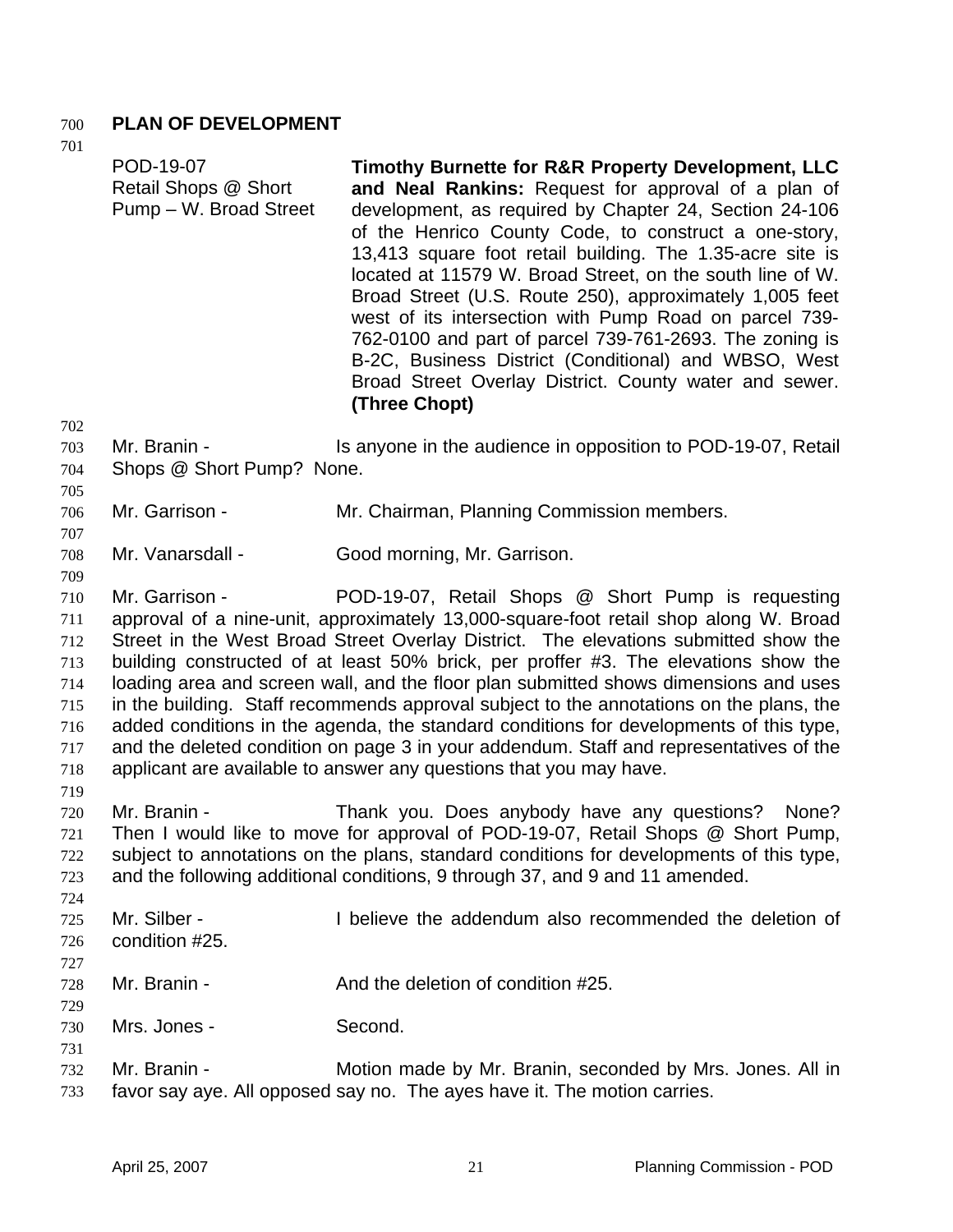## PLAN OF DEVELOPMENT

| | |
|---|---|
| POD-19-07<br>Retail Shops @ Short Pump – W. Broad Street | **Timothy Burnette for R&R Property Development, LLC and Neal Rankins:** Request for approval of a plan of development, as required by Chapter 24, Section 24-106 of the Henrico County Code, to construct a one-story, 13,413 square foot retail building. The 1.35-acre site is located at 11579 W. Broad Street, on the south line of W. Broad Street (U.S. Route 250), approximately 1,005 feet west of its intersection with Pump Road on parcel 739-762-0100 and part of parcel 739-761-2693. The zoning is B-2C, Business District (Conditional) and WBSO, West Broad Street Overlay District. County water and sewer. **(Three Chopt)** |

Mr. Branin - Is anyone in the audience in opposition to POD-19-07, Retail Shops @ Short Pump? None.

Mr. Garrison - Mr. Chairman, Planning Commission members.

Mr. Vanarsdall - Good morning, Mr. Garrison.

Mr. Garrison - POD-19-07, Retail Shops @ Short Pump is requesting approval of a nine-unit, approximately 13,000-square-foot retail shop along W. Broad Street in the West Broad Street Overlay District. The elevations submitted show the building constructed of at least 50% brick, per proffer #3. The elevations show the loading area and screen wall, and the floor plan submitted shows dimensions and uses in the building. Staff recommends approval subject to the annotations on the plans, the added conditions in the agenda, the standard conditions for developments of this type, and the deleted condition on page 3 in your addendum. Staff and representatives of the applicant are available to answer any questions that you may have.

Mr. Branin - Thank you. Does anybody have any questions? None? Then I would like to move for approval of POD-19-07, Retail Shops @ Short Pump, subject to annotations on the plans, standard conditions for developments of this type, and the following additional conditions, 9 through 37, and 9 and 11 amended.

Mr. Silber - I believe the addendum also recommended the deletion of condition #25.

Mr. Branin - And the deletion of condition #25.

Mrs. Jones - Second.

Mr. Branin - Motion made by Mr. Branin, seconded by Mrs. Jones. All in favor say aye. All opposed say no. The ayes have it. The motion carries.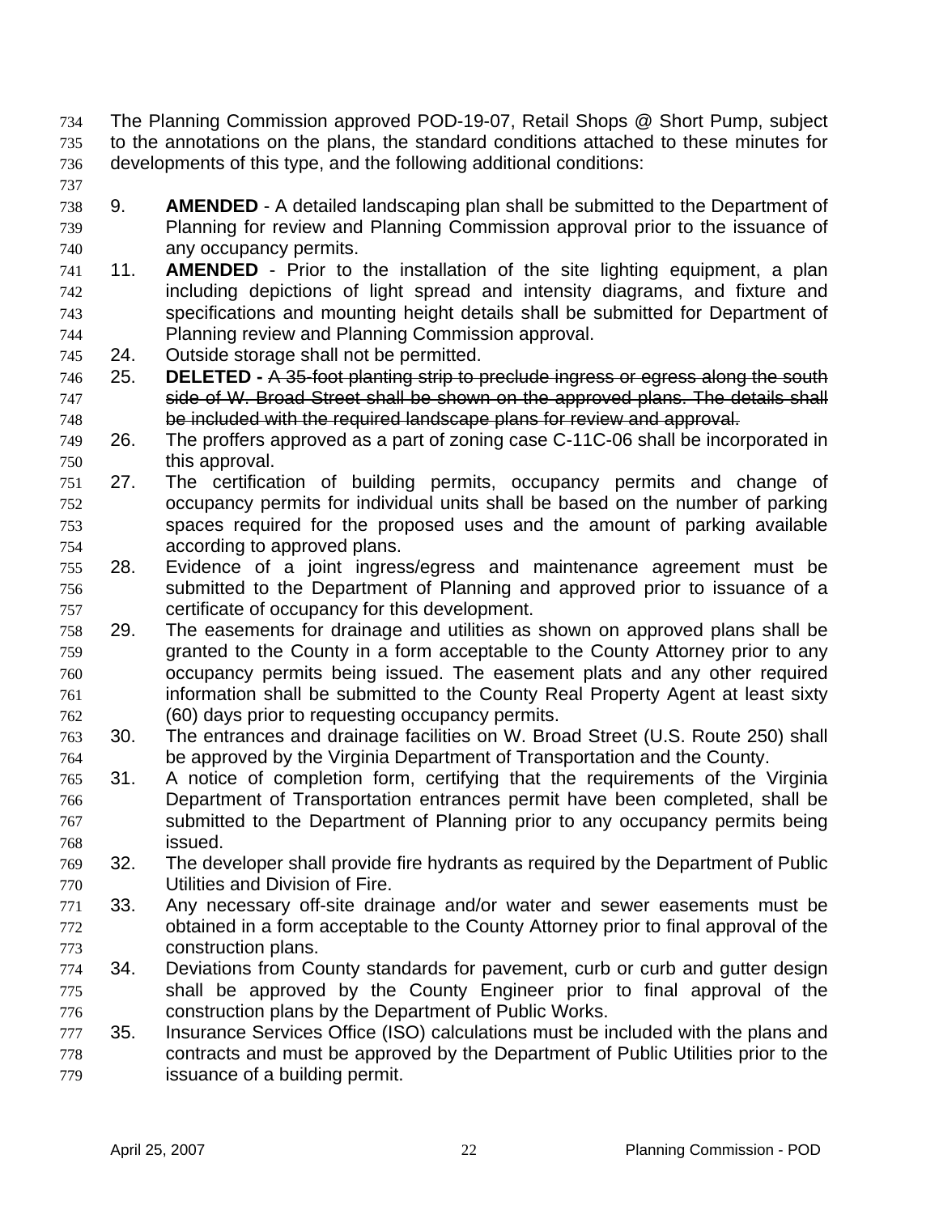The Planning Commission approved POD-19-07, Retail Shops @ Short Pump, subject to the annotations on the plans, the standard conditions attached to these minutes for developments of this type, and the following additional conditions:

9. **AMENDED** - A detailed landscaping plan shall be submitted to the Department of Planning for review and Planning Commission approval prior to the issuance of any occupancy permits.
11. **AMENDED** - Prior to the installation of the site lighting equipment, a plan including depictions of light spread and intensity diagrams, and fixture and specifications and mounting height details shall be submitted for Department of Planning review and Planning Commission approval.
24. Outside storage shall not be permitted.
25. **DELETED -** ~~A 35-foot planting strip to preclude ingress or egress along the south side of W. Broad Street shall be shown on the approved plans. The details shall be included with the required landscape plans for review and approval.~~
26. The proffers approved as a part of zoning case C-11C-06 shall be incorporated in this approval.
27. The certification of building permits, occupancy permits and change of occupancy permits for individual units shall be based on the number of parking spaces required for the proposed uses and the amount of parking available according to approved plans.
28. Evidence of a joint ingress/egress and maintenance agreement must be submitted to the Department of Planning and approved prior to issuance of a certificate of occupancy for this development.
29. The easements for drainage and utilities as shown on approved plans shall be granted to the County in a form acceptable to the County Attorney prior to any occupancy permits being issued. The easement plats and any other required information shall be submitted to the County Real Property Agent at least sixty (60) days prior to requesting occupancy permits.
30. The entrances and drainage facilities on W. Broad Street (U.S. Route 250) shall be approved by the Virginia Department of Transportation and the County.
31. A notice of completion form, certifying that the requirements of the Virginia Department of Transportation entrances permit have been completed, shall be submitted to the Department of Planning prior to any occupancy permits being issued.
32. The developer shall provide fire hydrants as required by the Department of Public Utilities and Division of Fire.
33. Any necessary off-site drainage and/or water and sewer easements must be obtained in a form acceptable to the County Attorney prior to final approval of the construction plans.
34. Deviations from County standards for pavement, curb or curb and gutter design shall be approved by the County Engineer prior to final approval of the construction plans by the Department of Public Works.
35. Insurance Services Office (ISO) calculations must be included with the plans and contracts and must be approved by the Department of Public Utilities prior to the issuance of a building permit.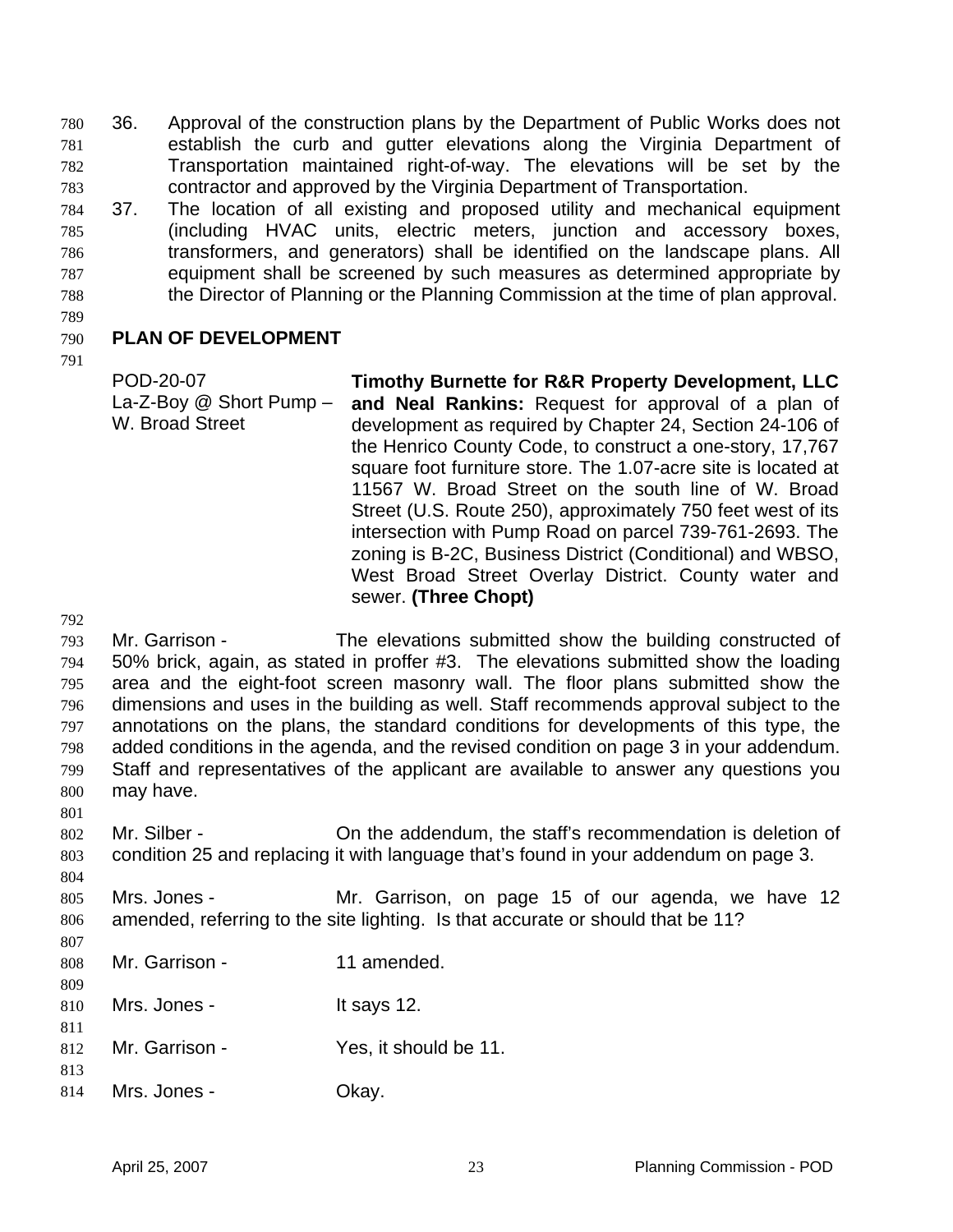36. Approval of the construction plans by the Department of Public Works does not establish the curb and gutter elevations along the Virginia Department of Transportation maintained right-of-way. The elevations will be set by the contractor and approved by the Virginia Department of Transportation.
37. The location of all existing and proposed utility and mechanical equipment (including HVAC units, electric meters, junction and accessory boxes, transformers, and generators) shall be identified on the landscape plans. All equipment shall be screened by such measures as determined appropriate by the Director of Planning or the Planning Commission at the time of plan approval.

**PLAN OF DEVELOPMENT**

| | |
|---|---|
| POD-20-07<br>La-Z-Boy @ Short Pump – W. Broad Street | **Timothy Burnette for R&R Property Development, LLC and Neal Rankins:** Request for approval of a plan of development as required by Chapter 24, Section 24-106 of the Henrico County Code, to construct a one-story, 17,767 square foot furniture store. The 1.07-acre site is located at 11567 W. Broad Street on the south line of W. Broad Street (U.S. Route 250), approximately 750 feet west of its intersection with Pump Road on parcel 739-761-2693. The zoning is B-2C, Business District (Conditional) and WBSO, West Broad Street Overlay District. County water and sewer. **(Three Chopt)** |

Mr. Garrison - The elevations submitted show the building constructed of 50% brick, again, as stated in proffer #3. The elevations submitted show the loading area and the eight-foot screen masonry wall. The floor plans submitted show the dimensions and uses in the building as well. Staff recommends approval subject to the annotations on the plans, the standard conditions for developments of this type, the added conditions in the agenda, and the revised condition on page 3 in your addendum. Staff and representatives of the applicant are available to answer any questions you may have.

Mr. Silber - On the addendum, the staff's recommendation is deletion of condition 25 and replacing it with language that's found in your addendum on page 3.

Mrs. Jones - Mr. Garrison, on page 15 of our agenda, we have 12 amended, referring to the site lighting. Is that accurate or should that be 11?

Mr. Garrison - 11 amended.

Mrs. Jones - It says 12.

Mr. Garrison - Yes, it should be 11.

Mrs. Jones - Okay.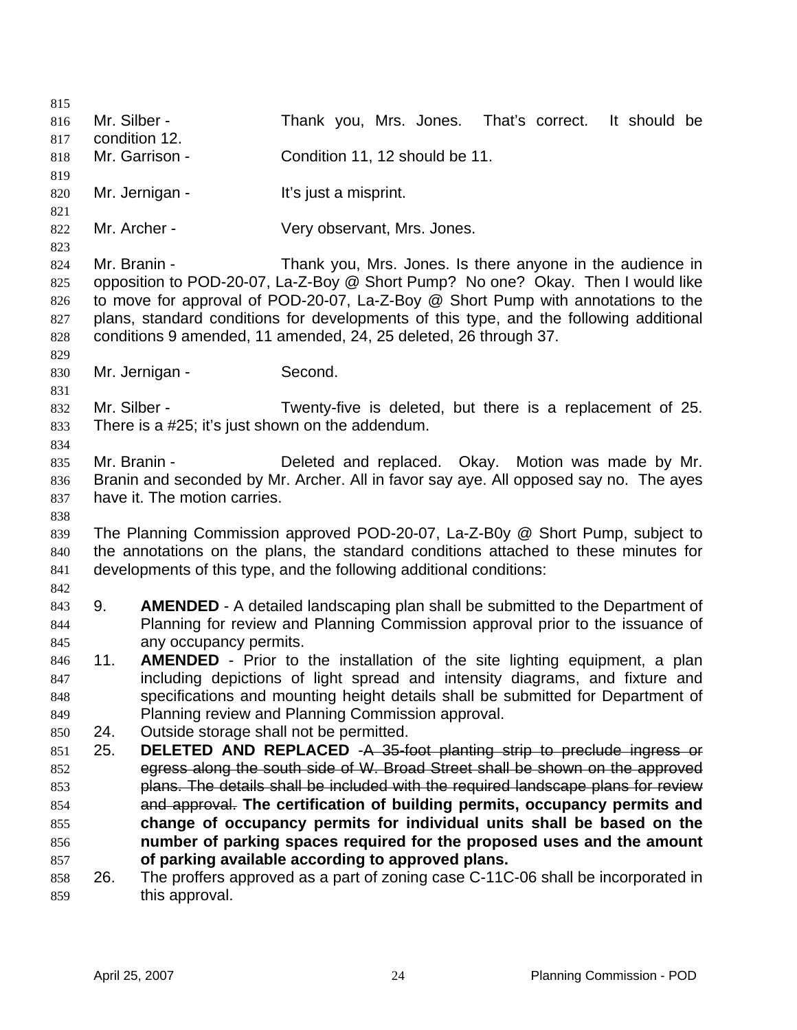Mr. Silber - Thank you, Mrs. Jones. That's correct. It should be condition 12.

Mr. Garrison - Condition 11, 12 should be 11.

Mr. Jernigan - It's just a misprint.

Mr. Archer - Very observant, Mrs. Jones.

Mr. Branin - Thank you, Mrs. Jones. Is there anyone in the audience in opposition to POD-20-07, La-Z-Boy @ Short Pump? No one? Okay. Then I would like to move for approval of POD-20-07, La-Z-Boy @ Short Pump with annotations to the plans, standard conditions for developments of this type, and the following additional conditions 9 amended, 11 amended, 24, 25 deleted, 26 through 37.

Mr. Jernigan - Second.

Mr. Silber - Twenty-five is deleted, but there is a replacement of 25. There is a #25; it's just shown on the addendum.

Mr. Branin - Deleted and replaced. Okay. Motion was made by Mr. Branin and seconded by Mr. Archer. All in favor say aye. All opposed say no. The ayes have it. The motion carries.

The Planning Commission approved POD-20-07, La-Z-B0y @ Short Pump, subject to the annotations on the plans, the standard conditions attached to these minutes for developments of this type, and the following additional conditions:

9. **AMENDED** - A detailed landscaping plan shall be submitted to the Department of Planning for review and Planning Commission approval prior to the issuance of any occupancy permits.
11. **AMENDED** - Prior to the installation of the site lighting equipment, a plan including depictions of light spread and intensity diagrams, and fixture and specifications and mounting height details shall be submitted for Department of Planning review and Planning Commission approval.
24. Outside storage shall not be permitted.
25. **DELETED AND REPLACED** -~~A 35-foot planting strip to preclude ingress or egress along the south side of W. Broad Street shall be shown on the approved plans. The details shall be included with the required landscape plans for review and approval.~~ **The certification of building permits, occupancy permits and change of occupancy permits for individual units shall be based on the number of parking spaces required for the proposed uses and the amount of parking available according to approved plans.**
26. The proffers approved as a part of zoning case C-11C-06 shall be incorporated in this approval.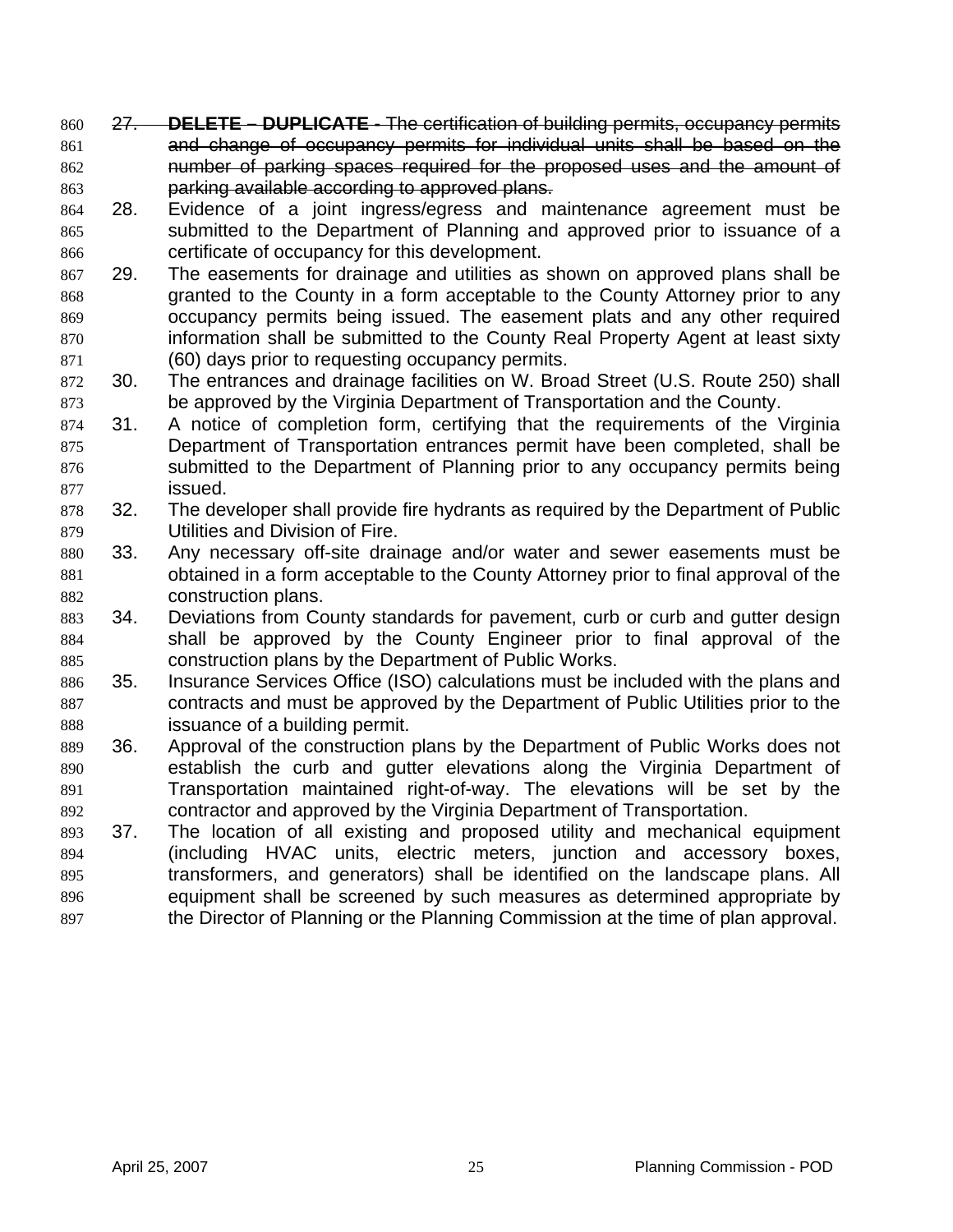27. ~~**DELETE – DUPLICATE** - The certification of building permits, occupancy permits and change of occupancy permits for individual units shall be based on the number of parking spaces required for the proposed uses and the amount of parking available according to approved plans.~~
28. Evidence of a joint ingress/egress and maintenance agreement must be submitted to the Department of Planning and approved prior to issuance of a certificate of occupancy for this development.
29. The easements for drainage and utilities as shown on approved plans shall be granted to the County in a form acceptable to the County Attorney prior to any occupancy permits being issued. The easement plats and any other required information shall be submitted to the County Real Property Agent at least sixty (60) days prior to requesting occupancy permits.
30. The entrances and drainage facilities on W. Broad Street (U.S. Route 250) shall be approved by the Virginia Department of Transportation and the County.
31. A notice of completion form, certifying that the requirements of the Virginia Department of Transportation entrances permit have been completed, shall be submitted to the Department of Planning prior to any occupancy permits being issued.
32. The developer shall provide fire hydrants as required by the Department of Public Utilities and Division of Fire.
33. Any necessary off-site drainage and/or water and sewer easements must be obtained in a form acceptable to the County Attorney prior to final approval of the construction plans.
34. Deviations from County standards for pavement, curb or curb and gutter design shall be approved by the County Engineer prior to final approval of the construction plans by the Department of Public Works.
35. Insurance Services Office (ISO) calculations must be included with the plans and contracts and must be approved by the Department of Public Utilities prior to the issuance of a building permit.
36. Approval of the construction plans by the Department of Public Works does not establish the curb and gutter elevations along the Virginia Department of Transportation maintained right-of-way. The elevations will be set by the contractor and approved by the Virginia Department of Transportation.
37. The location of all existing and proposed utility and mechanical equipment (including HVAC units, electric meters, junction and accessory boxes, transformers, and generators) shall be identified on the landscape plans. All equipment shall be screened by such measures as determined appropriate by the Director of Planning or the Planning Commission at the time of plan approval.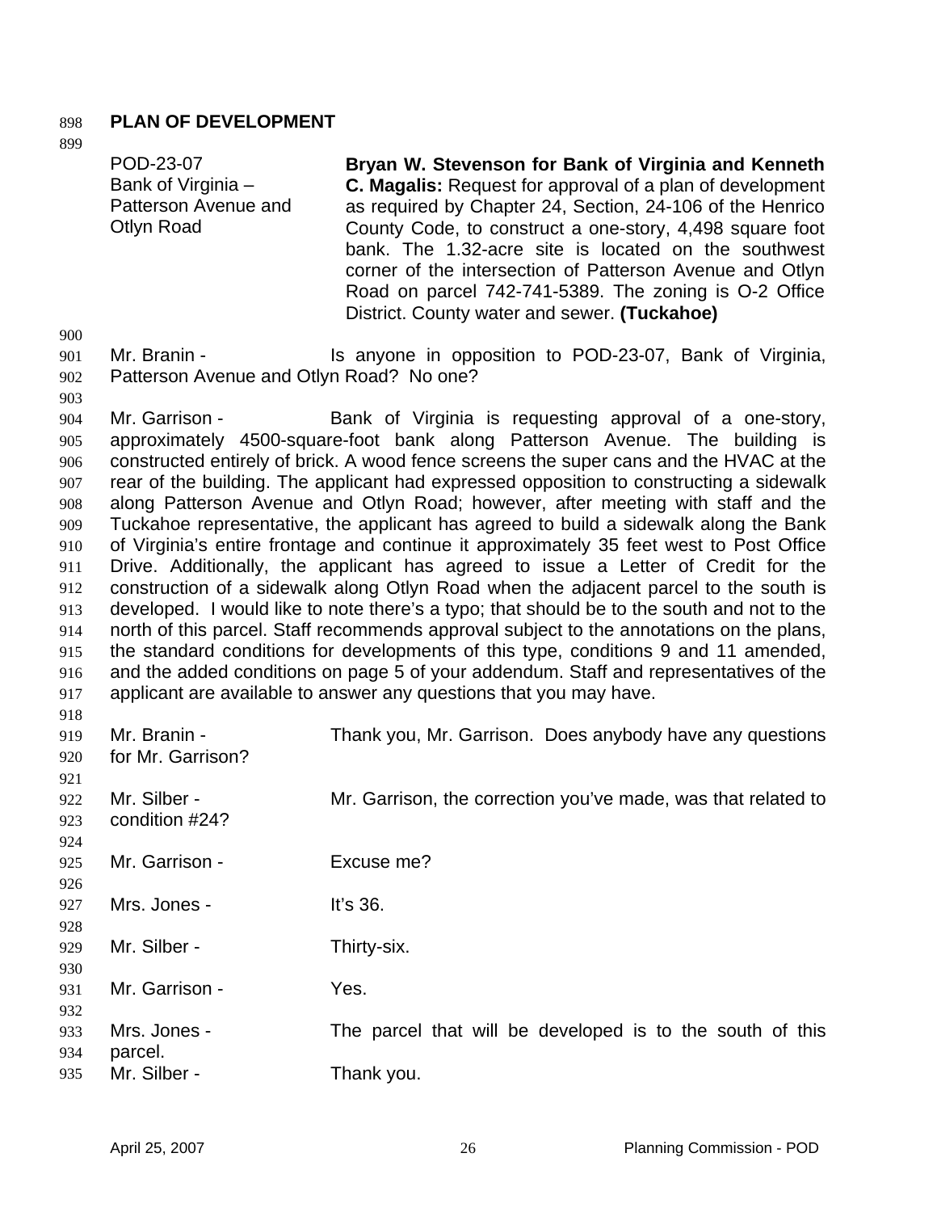## PLAN OF DEVELOPMENT

POD-23-07
Bank of Virginia – Patterson Avenue and Otlyn Road

**Bryan W. Stevenson for Bank of Virginia and Kenneth C. Magalis:** Request for approval of a plan of development as required by Chapter 24, Section, 24-106 of the Henrico County Code, to construct a one-story, 4,498 square foot bank. The 1.32-acre site is located on the southwest corner of the intersection of Patterson Avenue and Otlyn Road on parcel 742-741-5389. The zoning is O-2 Office District. County water and sewer. **(Tuckahoe)**

Mr. Branin - Is anyone in opposition to POD-23-07, Bank of Virginia, Patterson Avenue and Otlyn Road? No one?

Mr. Garrison - Bank of Virginia is requesting approval of a one-story, approximately 4500-square-foot bank along Patterson Avenue. The building is constructed entirely of brick. A wood fence screens the super cans and the HVAC at the rear of the building. The applicant had expressed opposition to constructing a sidewalk along Patterson Avenue and Otlyn Road; however, after meeting with staff and the Tuckahoe representative, the applicant has agreed to build a sidewalk along the Bank of Virginia's entire frontage and continue it approximately 35 feet west to Post Office Drive. Additionally, the applicant has agreed to issue a Letter of Credit for the construction of a sidewalk along Otlyn Road when the adjacent parcel to the south is developed. I would like to note there's a typo; that should be to the south and not to the north of this parcel. Staff recommends approval subject to the annotations on the plans, the standard conditions for developments of this type, conditions 9 and 11 amended, and the added conditions on page 5 of your addendum. Staff and representatives of the applicant are available to answer any questions that you may have.

Mr. Branin - Thank you, Mr. Garrison. Does anybody have any questions for Mr. Garrison?

Mr. Silber - Mr. Garrison, the correction you've made, was that related to condition #24?

Mr. Garrison - Excuse me?

Mrs. Jones - It's 36.

Mr. Silber - Thirty-six.

Mr. Garrison - Yes.

Mrs. Jones - The parcel that will be developed is to the south of this parcel.

Mr. Silber - Thank you.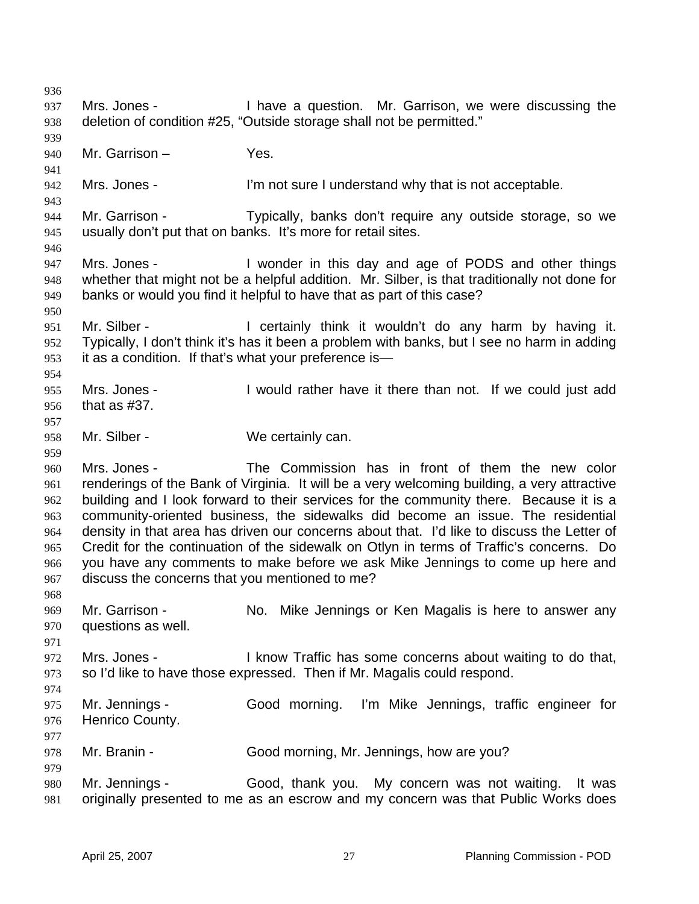Mrs. Jones - I have a question. Mr. Garrison, we were discussing the deletion of condition #25, "Outside storage shall not be permitted."

Mr. Garrison – Yes.

Mrs. Jones - I'm not sure I understand why that is not acceptable.

Mr. Garrison - Typically, banks don't require any outside storage, so we usually don't put that on banks. It's more for retail sites.

Mrs. Jones - I wonder in this day and age of PODS and other things whether that might not be a helpful addition. Mr. Silber, is that traditionally not done for banks or would you find it helpful to have that as part of this case?

Mr. Silber - I certainly think it wouldn't do any harm by having it. Typically, I don't think it's has it been a problem with banks, but I see no harm in adding it as a condition. If that's what your preference is—

Mrs. Jones - I would rather have it there than not. If we could just add that as #37.

Mr. Silber - We certainly can.

Mrs. Jones - The Commission has in front of them the new color renderings of the Bank of Virginia. It will be a very welcoming building, a very attractive building and I look forward to their services for the community there. Because it is a community-oriented business, the sidewalks did become an issue. The residential density in that area has driven our concerns about that. I'd like to discuss the Letter of Credit for the continuation of the sidewalk on Otlyn in terms of Traffic's concerns. Do you have any comments to make before we ask Mike Jennings to come up here and discuss the concerns that you mentioned to me?

Mr. Garrison - No. Mike Jennings or Ken Magalis is here to answer any questions as well.

Mrs. Jones - I know Traffic has some concerns about waiting to do that, so I'd like to have those expressed. Then if Mr. Magalis could respond.

Mr. Jennings - Good morning. I'm Mike Jennings, traffic engineer for Henrico County.

Mr. Branin - Good morning, Mr. Jennings, how are you?

Mr. Jennings - Good, thank you. My concern was not waiting. It was originally presented to me as an escrow and my concern was that Public Works does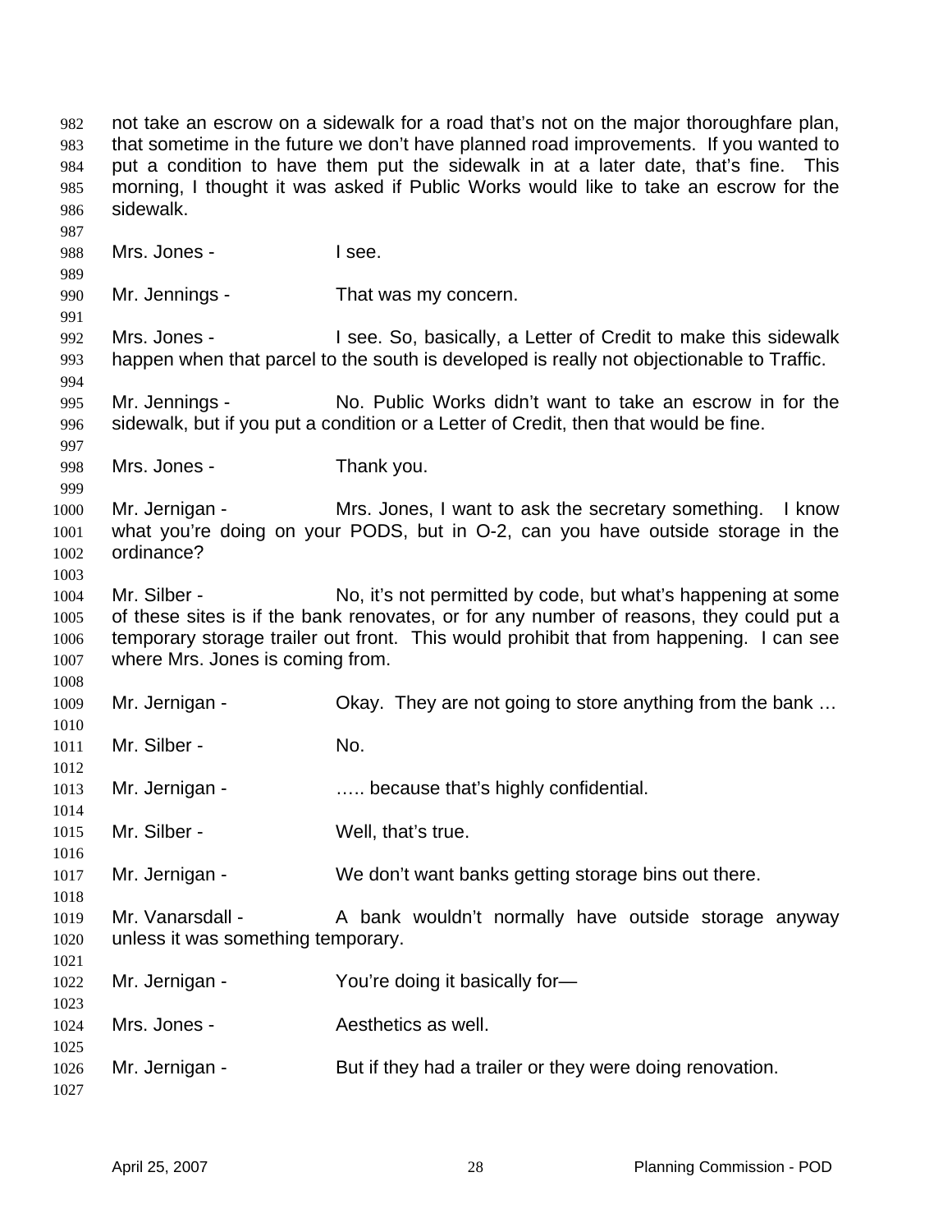not take an escrow on a sidewalk for a road that's not on the major thoroughfare plan, that sometime in the future we don't have planned road improvements. If you wanted to put a condition to have them put the sidewalk in at a later date, that's fine. This morning, I thought it was asked if Public Works would like to take an escrow for the sidewalk.

Mrs. Jones - I see.

Mr. Jennings - That was my concern.

Mrs. Jones - I see. So, basically, a Letter of Credit to make this sidewalk happen when that parcel to the south is developed is really not objectionable to Traffic.

Mr. Jennings - No. Public Works didn't want to take an escrow in for the sidewalk, but if you put a condition or a Letter of Credit, then that would be fine.

Mrs. Jones - Thank you.

Mr. Jernigan - Mrs. Jones, I want to ask the secretary something. I know what you're doing on your PODS, but in O-2, can you have outside storage in the ordinance?

Mr. Silber - No, it's not permitted by code, but what's happening at some of these sites is if the bank renovates, or for any number of reasons, they could put a temporary storage trailer out front. This would prohibit that from happening. I can see where Mrs. Jones is coming from.

Mr. Jernigan - Okay. They are not going to store anything from the bank …

Mr. Silber - No.

Mr. Jernigan - ….. because that's highly confidential.

Mr. Silber - Well, that's true.

Mr. Jernigan - We don't want banks getting storage bins out there.

Mr. Vanarsdall - A bank wouldn't normally have outside storage anyway unless it was something temporary.

Mr. Jernigan - You're doing it basically for—

Mrs. Jones - Aesthetics as well.

Mr. Jernigan - But if they had a trailer or they were doing renovation.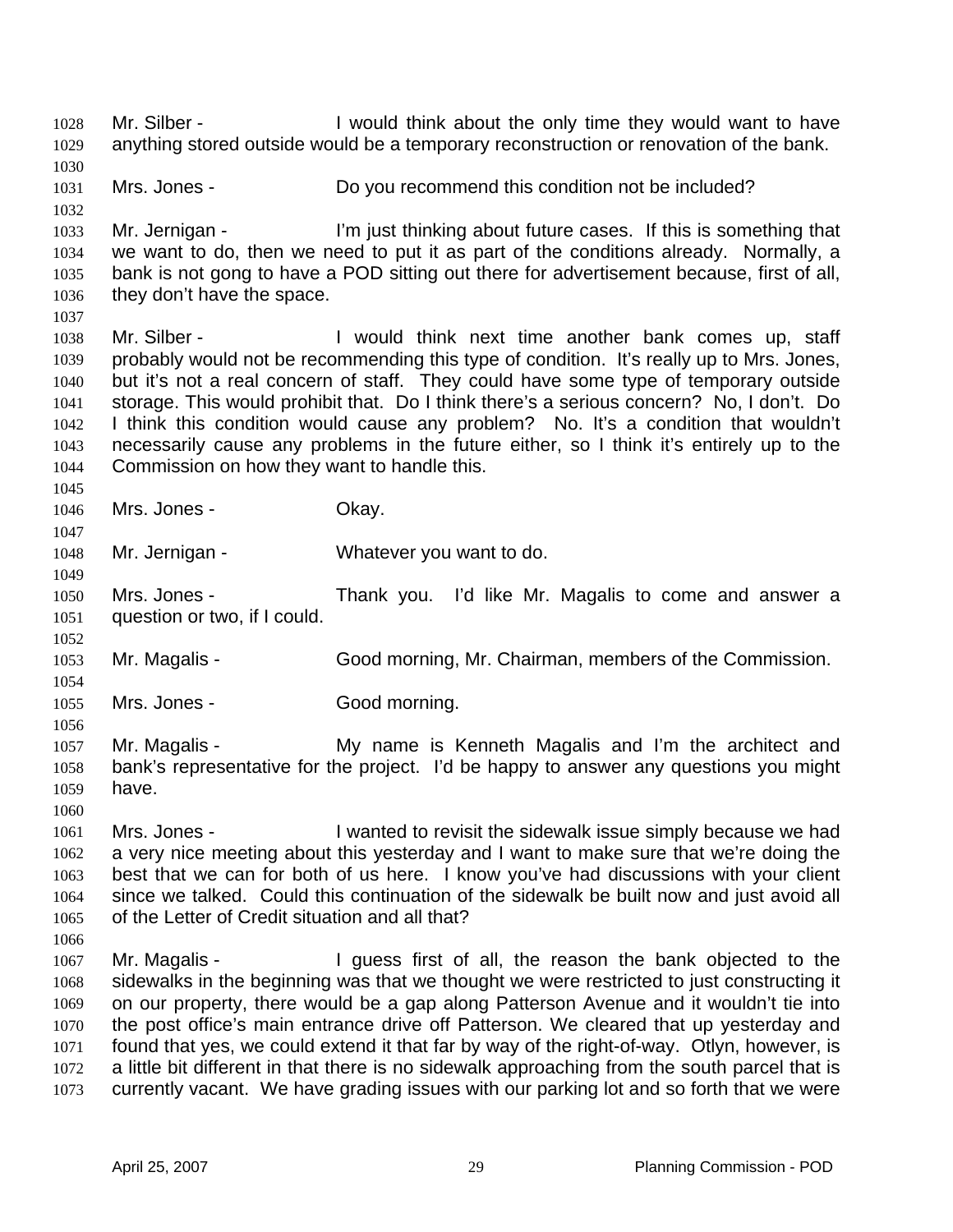Mr. Silber - I would think about the only time they would want to have anything stored outside would be a temporary reconstruction or renovation of the bank.

Mrs. Jones - Do you recommend this condition not be included?

Mr. Jernigan - I'm just thinking about future cases. If this is something that we want to do, then we need to put it as part of the conditions already. Normally, a bank is not gong to have a POD sitting out there for advertisement because, first of all, they don't have the space.

Mr. Silber - I would think next time another bank comes up, staff probably would not be recommending this type of condition. It's really up to Mrs. Jones, but it's not a real concern of staff. They could have some type of temporary outside storage. This would prohibit that. Do I think there's a serious concern? No, I don't. Do I think this condition would cause any problem? No. It's a condition that wouldn't necessarily cause any problems in the future either, so I think it's entirely up to the Commission on how they want to handle this.

Mrs. Jones - Okay.

Mr. Jernigan - Whatever you want to do.

Mrs. Jones - Thank you. I'd like Mr. Magalis to come and answer a question or two, if I could.

Mr. Magalis - Good morning, Mr. Chairman, members of the Commission.

Mrs. Jones - Good morning.

Mr. Magalis - My name is Kenneth Magalis and I'm the architect and bank's representative for the project. I'd be happy to answer any questions you might have.

Mrs. Jones - I wanted to revisit the sidewalk issue simply because we had a very nice meeting about this yesterday and I want to make sure that we're doing the best that we can for both of us here. I know you've had discussions with your client since we talked. Could this continuation of the sidewalk be built now and just avoid all of the Letter of Credit situation and all that?

Mr. Magalis - I guess first of all, the reason the bank objected to the sidewalks in the beginning was that we thought we were restricted to just constructing it on our property, there would be a gap along Patterson Avenue and it wouldn't tie into the post office's main entrance drive off Patterson. We cleared that up yesterday and found that yes, we could extend it that far by way of the right-of-way. Otlyn, however, is a little bit different in that there is no sidewalk approaching from the south parcel that is currently vacant. We have grading issues with our parking lot and so forth that we were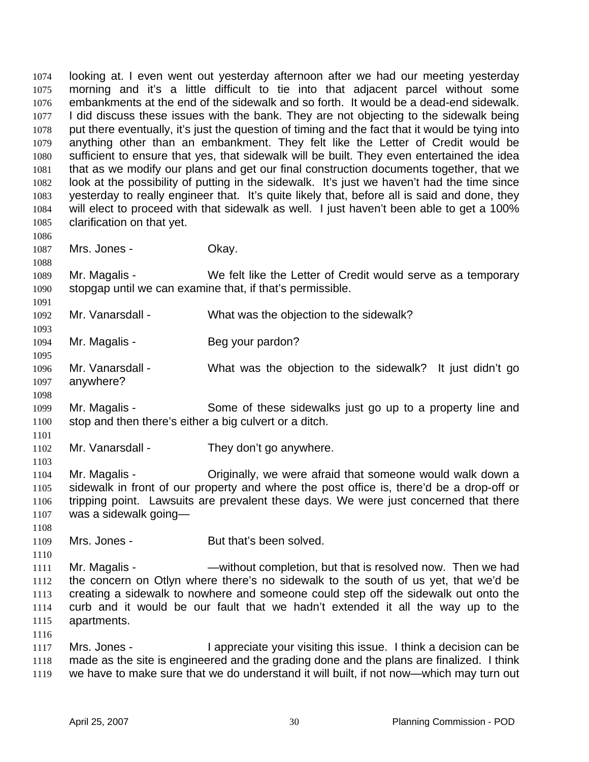looking at. I even went out yesterday afternoon after we had our meeting yesterday morning and it's a little difficult to tie into that adjacent parcel without some embankments at the end of the sidewalk and so forth. It would be a dead-end sidewalk. I did discuss these issues with the bank. They are not objecting to the sidewalk being put there eventually, it's just the question of timing and the fact that it would be tying into anything other than an embankment. They felt like the Letter of Credit would be sufficient to ensure that yes, that sidewalk will be built. They even entertained the idea that as we modify our plans and get our final construction documents together, that we look at the possibility of putting in the sidewalk. It's just we haven't had the time since yesterday to really engineer that. It's quite likely that, before all is said and done, they will elect to proceed with that sidewalk as well. I just haven't been able to get a 100% clarification on that yet.

Mrs. Jones - Okay.

Mr. Magalis - We felt like the Letter of Credit would serve as a temporary stopgap until we can examine that, if that's permissible.

Mr. Vanarsdall - What was the objection to the sidewalk?

Mr. Magalis - Beg your pardon?

Mr. Vanarsdall - What was the objection to the sidewalk? It just didn't go anywhere?

Mr. Magalis - Some of these sidewalks just go up to a property line and stop and then there's either a big culvert or a ditch.

Mr. Vanarsdall - They don't go anywhere.

Mr. Magalis - Originally, we were afraid that someone would walk down a sidewalk in front of our property and where the post office is, there'd be a drop-off or tripping point. Lawsuits are prevalent these days. We were just concerned that there was a sidewalk going—

Mrs. Jones - But that's been solved.

Mr. Magalis - —without completion, but that is resolved now. Then we had the concern on Otlyn where there's no sidewalk to the south of us yet, that we'd be creating a sidewalk to nowhere and someone could step off the sidewalk out onto the curb and it would be our fault that we hadn't extended it all the way up to the apartments.

Mrs. Jones - I appreciate your visiting this issue. I think a decision can be made as the site is engineered and the grading done and the plans are finalized. I think we have to make sure that we do understand it will built, if not now—which may turn out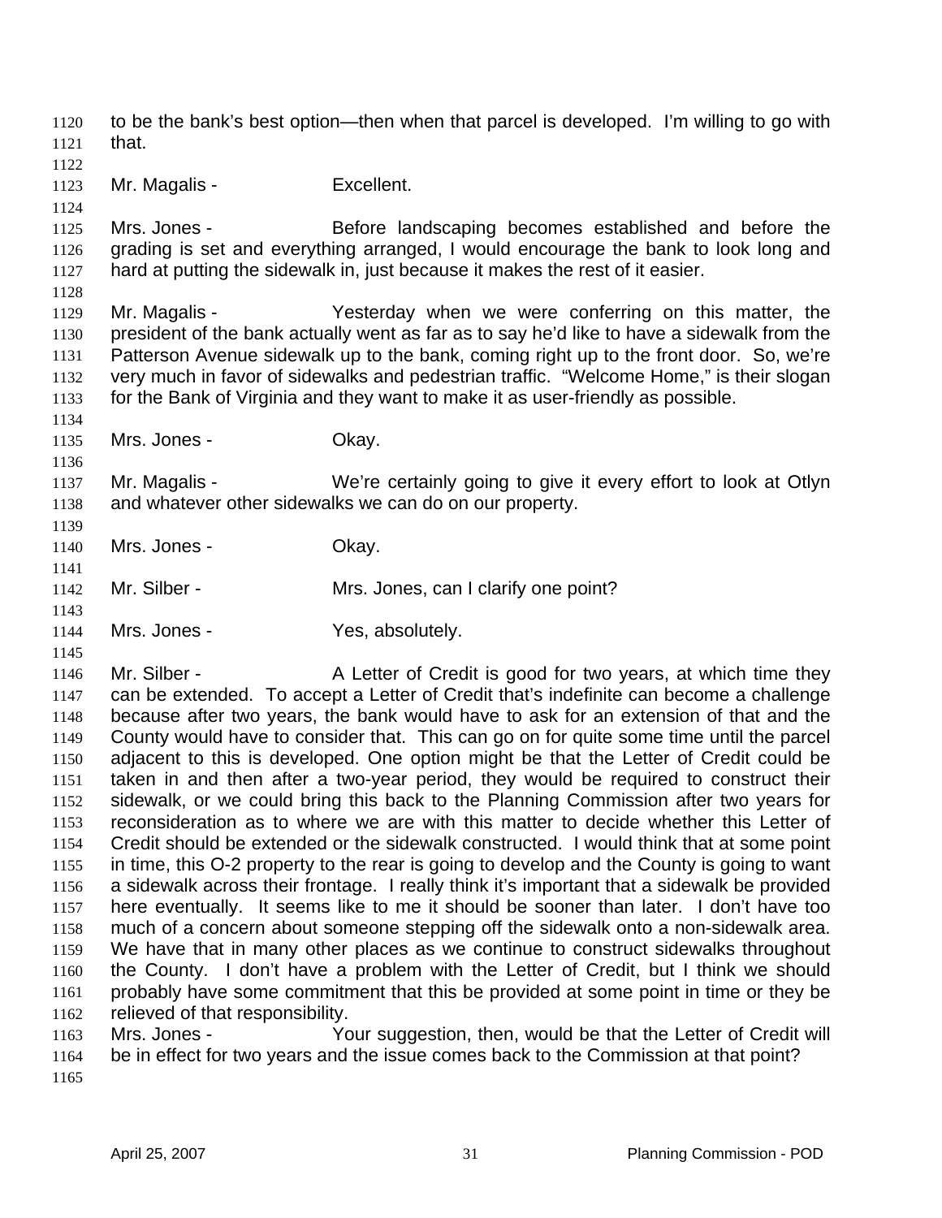to be the bank's best option—then when that parcel is developed. I'm willing to go with that.

Mr. Magalis - Excellent.

Mrs. Jones - Before landscaping becomes established and before the grading is set and everything arranged, I would encourage the bank to look long and hard at putting the sidewalk in, just because it makes the rest of it easier.

Mr. Magalis - Yesterday when we were conferring on this matter, the president of the bank actually went as far as to say he'd like to have a sidewalk from the Patterson Avenue sidewalk up to the bank, coming right up to the front door. So, we're very much in favor of sidewalks and pedestrian traffic. "Welcome Home," is their slogan for the Bank of Virginia and they want to make it as user-friendly as possible.

Mrs. Jones - Okay.

Mr. Magalis - We're certainly going to give it every effort to look at Otlyn and whatever other sidewalks we can do on our property.

Mrs. Jones - Okay.

Mr. Silber - Mrs. Jones, can I clarify one point?

Mrs. Jones - Yes, absolutely.

Mr. Silber - A Letter of Credit is good for two years, at which time they can be extended. To accept a Letter of Credit that's indefinite can become a challenge because after two years, the bank would have to ask for an extension of that and the County would have to consider that. This can go on for quite some time until the parcel adjacent to this is developed. One option might be that the Letter of Credit could be taken in and then after a two-year period, they would be required to construct their sidewalk, or we could bring this back to the Planning Commission after two years for reconsideration as to where we are with this matter to decide whether this Letter of Credit should be extended or the sidewalk constructed. I would think that at some point in time, this O-2 property to the rear is going to develop and the County is going to want a sidewalk across their frontage. I really think it's important that a sidewalk be provided here eventually. It seems like to me it should be sooner than later. I don't have too much of a concern about someone stepping off the sidewalk onto a non-sidewalk area. We have that in many other places as we continue to construct sidewalks throughout the County. I don't have a problem with the Letter of Credit, but I think we should probably have some commitment that this be provided at some point in time or they be relieved of that responsibility.

Mrs. Jones - Your suggestion, then, would be that the Letter of Credit will be in effect for two years and the issue comes back to the Commission at that point?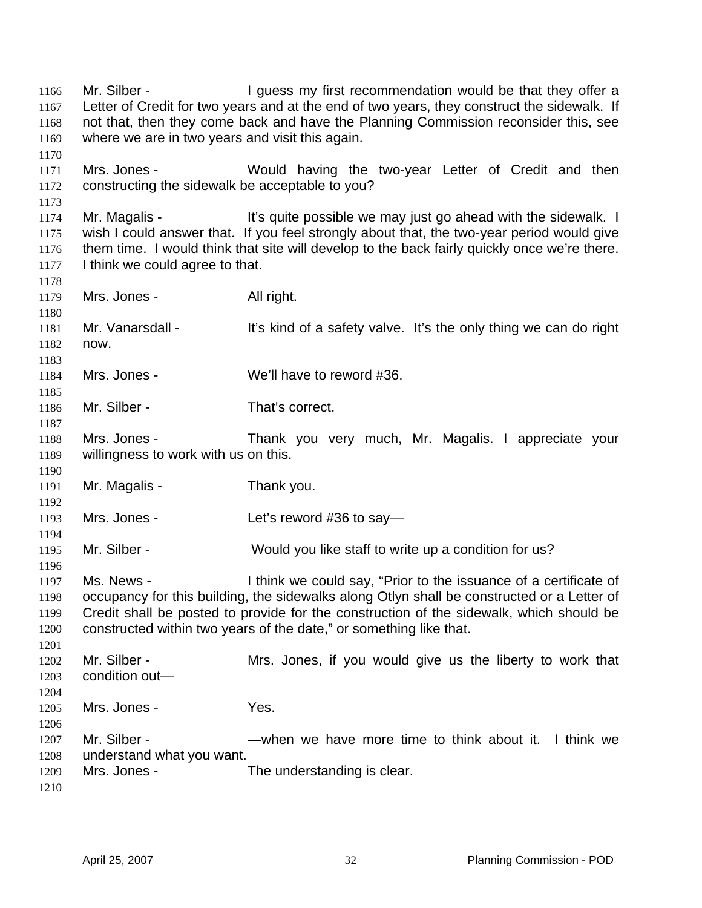Mr. Silber - I guess my first recommendation would be that they offer a Letter of Credit for two years and at the end of two years, they construct the sidewalk. If not that, then they come back and have the Planning Commission reconsider this, see where we are in two years and visit this again.

Mrs. Jones - Would having the two-year Letter of Credit and then constructing the sidewalk be acceptable to you?

Mr. Magalis - It's quite possible we may just go ahead with the sidewalk. I wish I could answer that. If you feel strongly about that, the two-year period would give them time. I would think that site will develop to the back fairly quickly once we're there. I think we could agree to that.

Mrs. Jones - All right.

Mr. Vanarsdall - It's kind of a safety valve. It's the only thing we can do right now.

Mrs. Jones - We'll have to reword #36.

Mr. Silber - That's correct.

Mrs. Jones - Thank you very much, Mr. Magalis. I appreciate your willingness to work with us on this.

Mr. Magalis - Thank you.

Mrs. Jones - Let's reword #36 to say—

Mr. Silber - Would you like staff to write up a condition for us?

Ms. News - I think we could say, "Prior to the issuance of a certificate of occupancy for this building, the sidewalks along Otlyn shall be constructed or a Letter of Credit shall be posted to provide for the construction of the sidewalk, which should be constructed within two years of the date," or something like that.

Mr. Silber - Mrs. Jones, if you would give us the liberty to work that condition out—

Mrs. Jones - Yes.

Mr. Silber - —when we have more time to think about it. I think we understand what you want.

Mrs. Jones - The understanding is clear.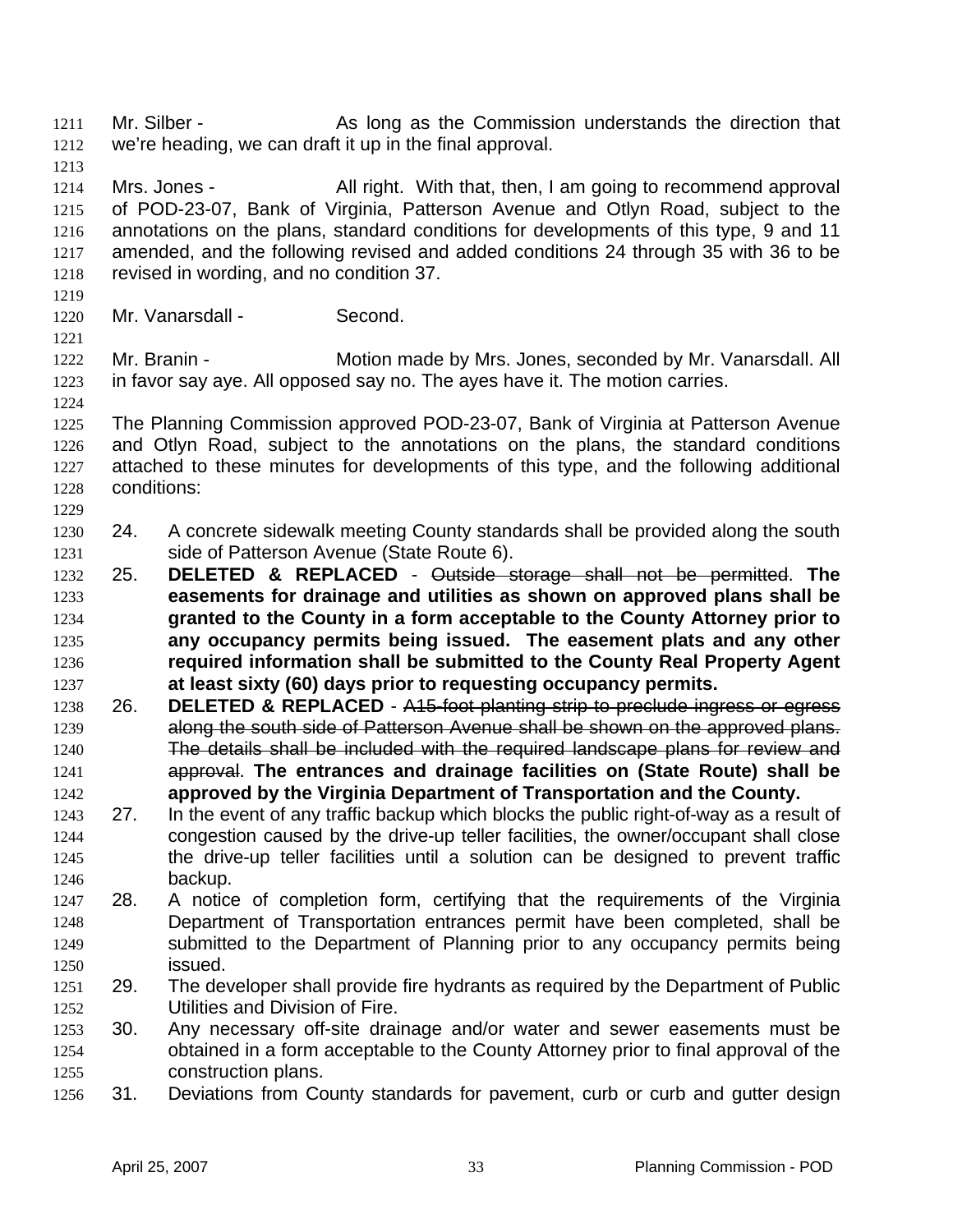Mr. Silber - As long as the Commission understands the direction that we're heading, we can draft it up in the final approval.

Mrs. Jones - All right. With that, then, I am going to recommend approval of POD-23-07, Bank of Virginia, Patterson Avenue and Otlyn Road, subject to the annotations on the plans, standard conditions for developments of this type, 9 and 11 amended, and the following revised and added conditions 24 through 35 with 36 to be revised in wording, and no condition 37.

Mr. Vanarsdall - Second.

Mr. Branin - Motion made by Mrs. Jones, seconded by Mr. Vanarsdall. All in favor say aye. All opposed say no. The ayes have it. The motion carries.

The Planning Commission approved POD-23-07, Bank of Virginia at Patterson Avenue and Otlyn Road, subject to the annotations on the plans, the standard conditions attached to these minutes for developments of this type, and the following additional conditions:

24. A concrete sidewalk meeting County standards shall be provided along the south side of Patterson Avenue (State Route 6).
25. **DELETED & REPLACED** - ~~Outside storage shall not be permitted~~. **The easements for drainage and utilities as shown on approved plans shall be granted to the County in a form acceptable to the County Attorney prior to any occupancy permits being issued. The easement plats and any other required information shall be submitted to the County Real Property Agent at least sixty (60) days prior to requesting occupancy permits.**
26. **DELETED & REPLACED** - ~~A15-foot planting strip to preclude ingress or egress along the south side of Patterson Avenue shall be shown on the approved plans. The details shall be included with the required landscape plans for review and approval~~. **The entrances and drainage facilities on (State Route) shall be approved by the Virginia Department of Transportation and the County.**
27. In the event of any traffic backup which blocks the public right-of-way as a result of congestion caused by the drive-up teller facilities, the owner/occupant shall close the drive-up teller facilities until a solution can be designed to prevent traffic backup.
28. A notice of completion form, certifying that the requirements of the Virginia Department of Transportation entrances permit have been completed, shall be submitted to the Department of Planning prior to any occupancy permits being issued.
29. The developer shall provide fire hydrants as required by the Department of Public Utilities and Division of Fire.
30. Any necessary off-site drainage and/or water and sewer easements must be obtained in a form acceptable to the County Attorney prior to final approval of the construction plans.
31. Deviations from County standards for pavement, curb or curb and gutter design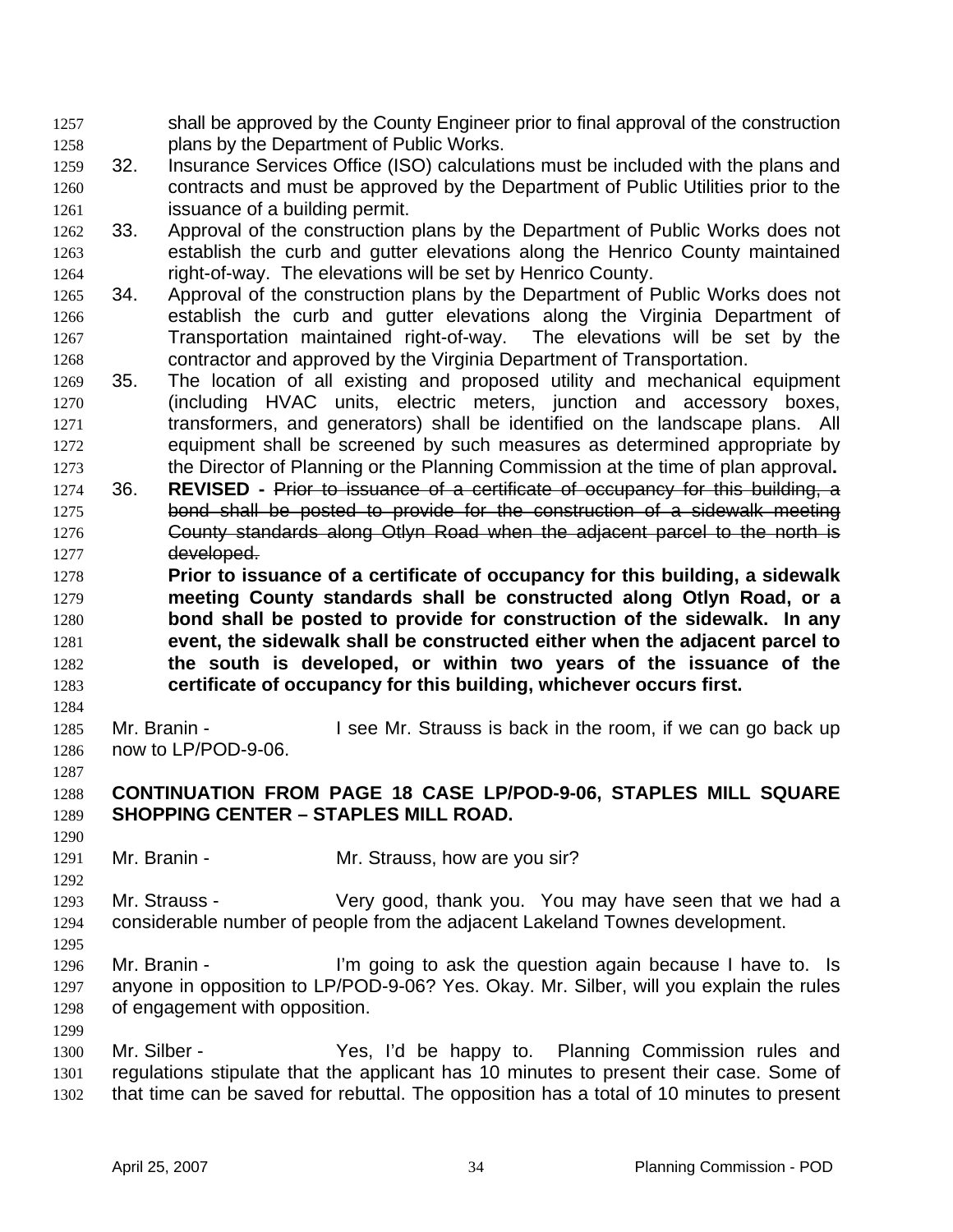shall be approved by the County Engineer prior to final approval of the construction plans by the Department of Public Works.

32. Insurance Services Office (ISO) calculations must be included with the plans and contracts and must be approved by the Department of Public Utilities prior to the issuance of a building permit.

33. Approval of the construction plans by the Department of Public Works does not establish the curb and gutter elevations along the Henrico County maintained right-of-way. The elevations will be set by Henrico County.

34. Approval of the construction plans by the Department of Public Works does not establish the curb and gutter elevations along the Virginia Department of Transportation maintained right-of-way. The elevations will be set by the contractor and approved by the Virginia Department of Transportation.

35. The location of all existing and proposed utility and mechanical equipment (including HVAC units, electric meters, junction and accessory boxes, transformers, and generators) shall be identified on the landscape plans. All equipment shall be screened by such measures as determined appropriate by the Director of Planning or the Planning Commission at the time of plan approval**.**

36. **REVISED -** ~~Prior to issuance of a certificate of occupancy for this building, a bond shall be posted to provide for the construction of a sidewalk meeting County standards along Otlyn Road when the adjacent parcel to the north is developed.~~

    **Prior to issuance of a certificate of occupancy for this building, a sidewalk meeting County standards shall be constructed along Otlyn Road, or a bond shall be posted to provide for construction of the sidewalk. In any event, the sidewalk shall be constructed either when the adjacent parcel to the south is developed, or within two years of the issuance of the certificate of occupancy for this building, whichever occurs first.**

Mr. Branin - I see Mr. Strauss is back in the room, if we can go back up now to LP/POD-9-06.

**CONTINUATION FROM PAGE 18 CASE LP/POD-9-06, STAPLES MILL SQUARE SHOPPING CENTER – STAPLES MILL ROAD.**

Mr. Branin - Mr. Strauss, how are you sir?

Mr. Strauss - Very good, thank you. You may have seen that we had a considerable number of people from the adjacent Lakeland Townes development.

Mr. Branin - I'm going to ask the question again because I have to. Is anyone in opposition to LP/POD-9-06? Yes. Okay. Mr. Silber, will you explain the rules of engagement with opposition.

Mr. Silber - Yes, I'd be happy to. Planning Commission rules and regulations stipulate that the applicant has 10 minutes to present their case. Some of that time can be saved for rebuttal. The opposition has a total of 10 minutes to present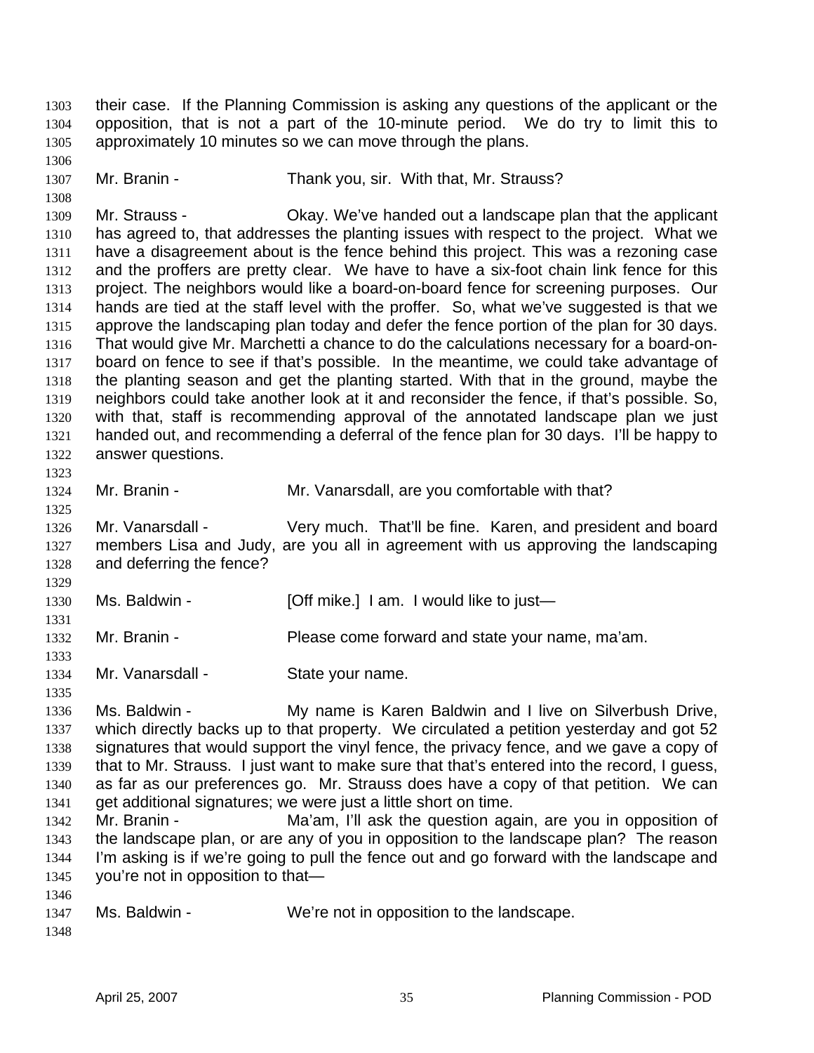their case. If the Planning Commission is asking any questions of the applicant or the opposition, that is not a part of the 10-minute period. We do try to limit this to approximately 10 minutes so we can move through the plans.

Mr. Branin - Thank you, sir. With that, Mr. Strauss?

Mr. Strauss - Okay. We've handed out a landscape plan that the applicant has agreed to, that addresses the planting issues with respect to the project. What we have a disagreement about is the fence behind this project. This was a rezoning case and the proffers are pretty clear. We have to have a six-foot chain link fence for this project. The neighbors would like a board-on-board fence for screening purposes. Our hands are tied at the staff level with the proffer. So, what we've suggested is that we approve the landscaping plan today and defer the fence portion of the plan for 30 days. That would give Mr. Marchetti a chance to do the calculations necessary for a board-on-board on fence to see if that's possible. In the meantime, we could take advantage of the planting season and get the planting started. With that in the ground, maybe the neighbors could take another look at it and reconsider the fence, if that's possible. So, with that, staff is recommending approval of the annotated landscape plan we just handed out, and recommending a deferral of the fence plan for 30 days. I'll be happy to answer questions.

Mr. Branin - Mr. Vanarsdall, are you comfortable with that?

Mr. Vanarsdall - Very much. That'll be fine. Karen, and president and board members Lisa and Judy, are you all in agreement with us approving the landscaping and deferring the fence?

Ms. Baldwin - [Off mike.] I am. I would like to just—

Mr. Branin - Please come forward and state your name, ma'am.

Mr. Vanarsdall - State your name.

Ms. Baldwin - My name is Karen Baldwin and I live on Silverbush Drive, which directly backs up to that property. We circulated a petition yesterday and got 52 signatures that would support the vinyl fence, the privacy fence, and we gave a copy of that to Mr. Strauss. I just want to make sure that that's entered into the record, I guess, as far as our preferences go. Mr. Strauss does have a copy of that petition. We can get additional signatures; we were just a little short on time.

Mr. Branin - Ma'am, I'll ask the question again, are you in opposition of the landscape plan, or are any of you in opposition to the landscape plan? The reason I'm asking is if we're going to pull the fence out and go forward with the landscape and you're not in opposition to that—

Ms. Baldwin - We're not in opposition to the landscape.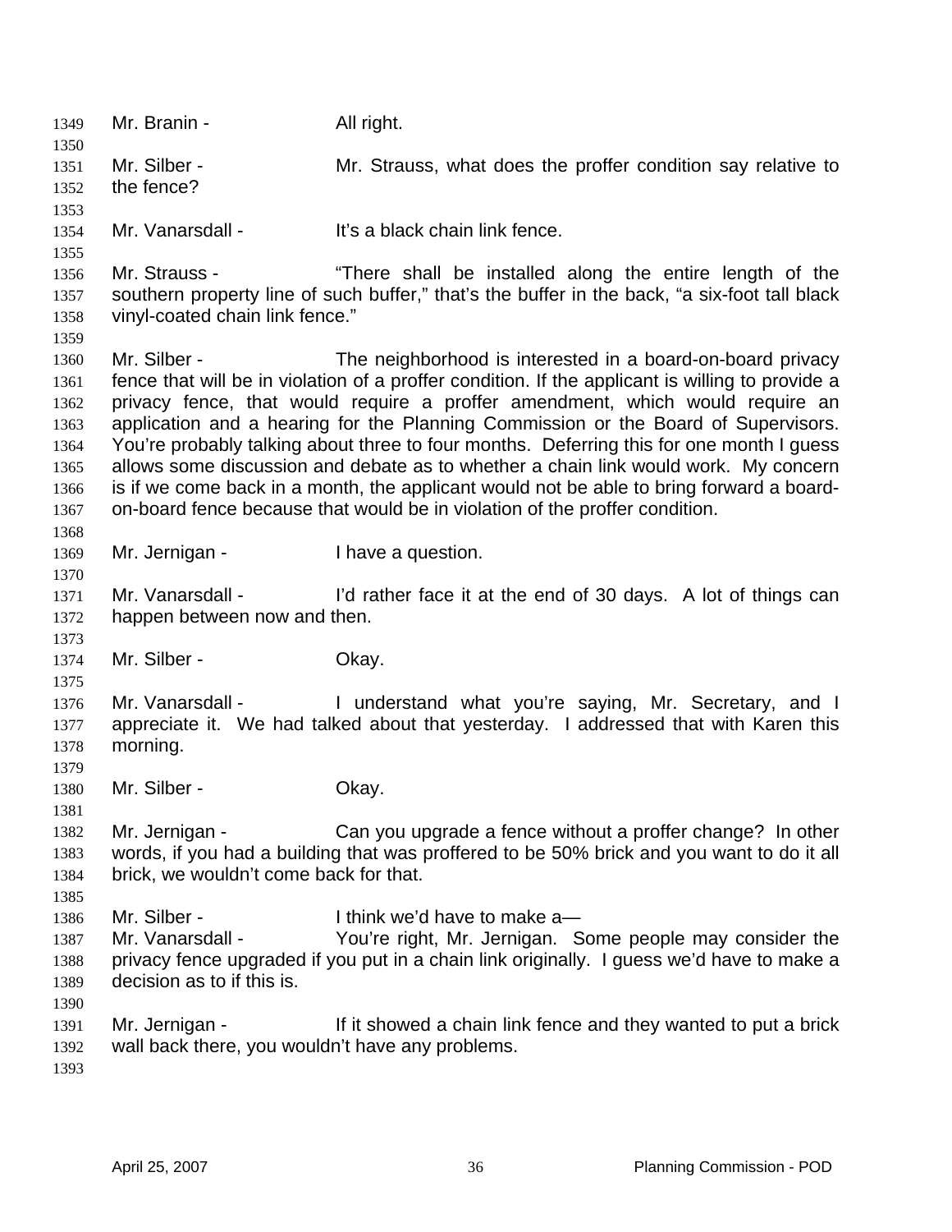Mr. Branin - All right.

Mr. Silber - Mr. Strauss, what does the proffer condition say relative to the fence?

Mr. Vanarsdall - It's a black chain link fence.

Mr. Strauss - "There shall be installed along the entire length of the southern property line of such buffer," that's the buffer in the back, "a six-foot tall black vinyl-coated chain link fence."

Mr. Silber - The neighborhood is interested in a board-on-board privacy fence that will be in violation of a proffer condition. If the applicant is willing to provide a privacy fence, that would require a proffer amendment, which would require an application and a hearing for the Planning Commission or the Board of Supervisors. You're probably talking about three to four months. Deferring this for one month I guess allows some discussion and debate as to whether a chain link would work. My concern is if we come back in a month, the applicant would not be able to bring forward a board-on-board fence because that would be in violation of the proffer condition.

Mr. Jernigan - I have a question.

Mr. Vanarsdall - I'd rather face it at the end of 30 days. A lot of things can happen between now and then.

Mr. Silber - Okay.

Mr. Vanarsdall - I understand what you're saying, Mr. Secretary, and I appreciate it. We had talked about that yesterday. I addressed that with Karen this morning.

Mr. Silber - Okay.

Mr. Jernigan - Can you upgrade a fence without a proffer change? In other words, if you had a building that was proffered to be 50% brick and you want to do it all brick, we wouldn't come back for that.

Mr. Silber - I think we'd have to make a—

Mr. Vanarsdall - You're right, Mr. Jernigan. Some people may consider the privacy fence upgraded if you put in a chain link originally. I guess we'd have to make a decision as to if this is.

Mr. Jernigan - If it showed a chain link fence and they wanted to put a brick wall back there, you wouldn't have any problems.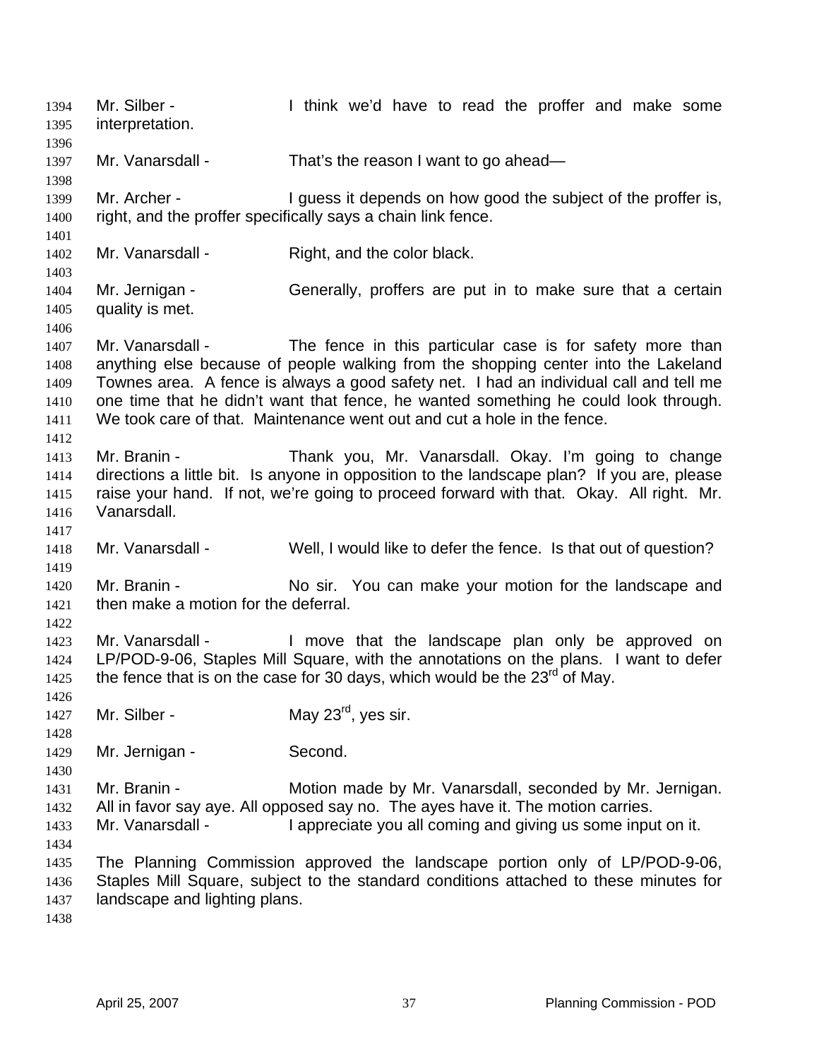Mr. Silber - I think we'd have to read the proffer and make some interpretation.

Mr. Vanarsdall - That's the reason I want to go ahead—

Mr. Archer - I guess it depends on how good the subject of the proffer is, right, and the proffer specifically says a chain link fence.

Mr. Vanarsdall - Right, and the color black.

Mr. Jernigan - Generally, proffers are put in to make sure that a certain quality is met.

Mr. Vanarsdall - The fence in this particular case is for safety more than anything else because of people walking from the shopping center into the Lakeland Townes area. A fence is always a good safety net. I had an individual call and tell me one time that he didn't want that fence, he wanted something he could look through. We took care of that. Maintenance went out and cut a hole in the fence.

Mr. Branin - Thank you, Mr. Vanarsdall. Okay. I'm going to change directions a little bit. Is anyone in opposition to the landscape plan? If you are, please raise your hand. If not, we're going to proceed forward with that. Okay. All right. Mr. Vanarsdall.

Mr. Vanarsdall - Well, I would like to defer the fence. Is that out of question?

Mr. Branin - No sir. You can make your motion for the landscape and then make a motion for the deferral.

Mr. Vanarsdall - I move that the landscape plan only be approved on LP/POD-9-06, Staples Mill Square, with the annotations on the plans. I want to defer the fence that is on the case for 30 days, which would be the 23rd of May.

Mr. Silber - May 23rd, yes sir.

Mr. Jernigan - Second.

Mr. Branin - Motion made by Mr. Vanarsdall, seconded by Mr. Jernigan. All in favor say aye. All opposed say no. The ayes have it. The motion carries.

Mr. Vanarsdall - I appreciate you all coming and giving us some input on it.

The Planning Commission approved the landscape portion only of LP/POD-9-06, Staples Mill Square, subject to the standard conditions attached to these minutes for landscape and lighting plans.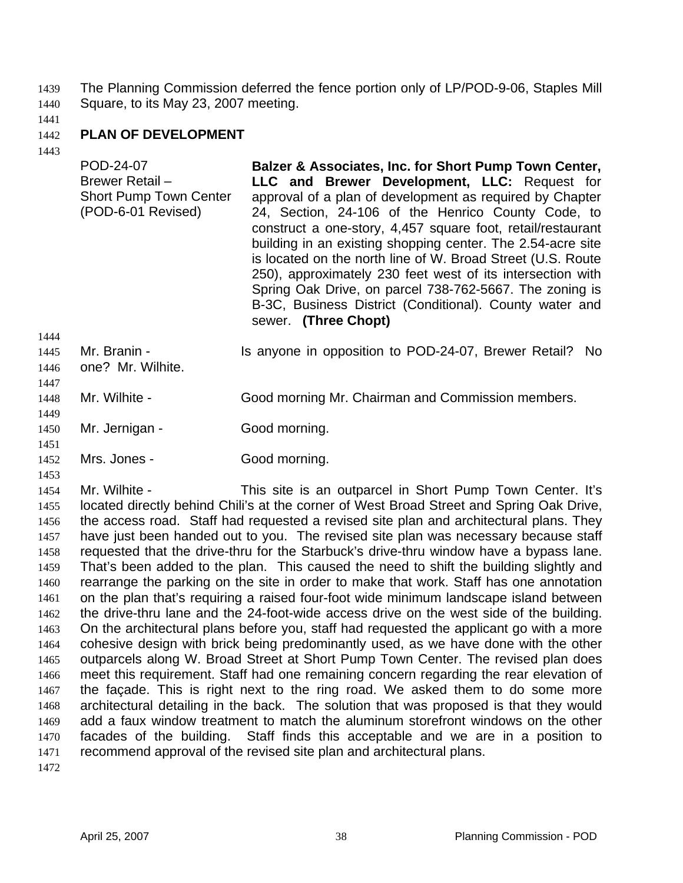The Planning Commission deferred the fence portion only of LP/POD-9-06, Staples Mill Square, to its May 23, 2007 meeting.

## PLAN OF DEVELOPMENT

POD-24-07
Brewer Retail –
Short Pump Town Center
(POD-6-01 Revised)

**Balzer & Associates, Inc. for Short Pump Town Center, LLC and Brewer Development, LLC:** Request for approval of a plan of development as required by Chapter 24, Section, 24-106 of the Henrico County Code, to construct a one-story, 4,457 square foot, retail/restaurant building in an existing shopping center. The 2.54-acre site is located on the north line of W. Broad Street (U.S. Route 250), approximately 230 feet west of its intersection with Spring Oak Drive, on parcel 738-762-5667. The zoning is B-3C, Business District (Conditional). County water and sewer. **(Three Chopt)**

Mr. Branin - Is anyone in opposition to POD-24-07, Brewer Retail? No one? Mr. Wilhite.

Mr. Wilhite - Good morning Mr. Chairman and Commission members.

Mr. Jernigan - Good morning.

Mrs. Jones - Good morning.

Mr. Wilhite - This site is an outparcel in Short Pump Town Center. It's located directly behind Chili's at the corner of West Broad Street and Spring Oak Drive, the access road. Staff had requested a revised site plan and architectural plans. They have just been handed out to you. The revised site plan was necessary because staff requested that the drive-thru for the Starbuck's drive-thru window have a bypass lane. That's been added to the plan. This caused the need to shift the building slightly and rearrange the parking on the site in order to make that work. Staff has one annotation on the plan that's requiring a raised four-foot wide minimum landscape island between the drive-thru lane and the 24-foot-wide access drive on the west side of the building. On the architectural plans before you, staff had requested the applicant go with a more cohesive design with brick being predominantly used, as we have done with the other outparcels along W. Broad Street at Short Pump Town Center. The revised plan does meet this requirement. Staff had one remaining concern regarding the rear elevation of the façade. This is right next to the ring road. We asked them to do some more architectural detailing in the back. The solution that was proposed is that they would add a faux window treatment to match the aluminum storefront windows on the other facades of the building. Staff finds this acceptable and we are in a position to recommend approval of the revised site plan and architectural plans.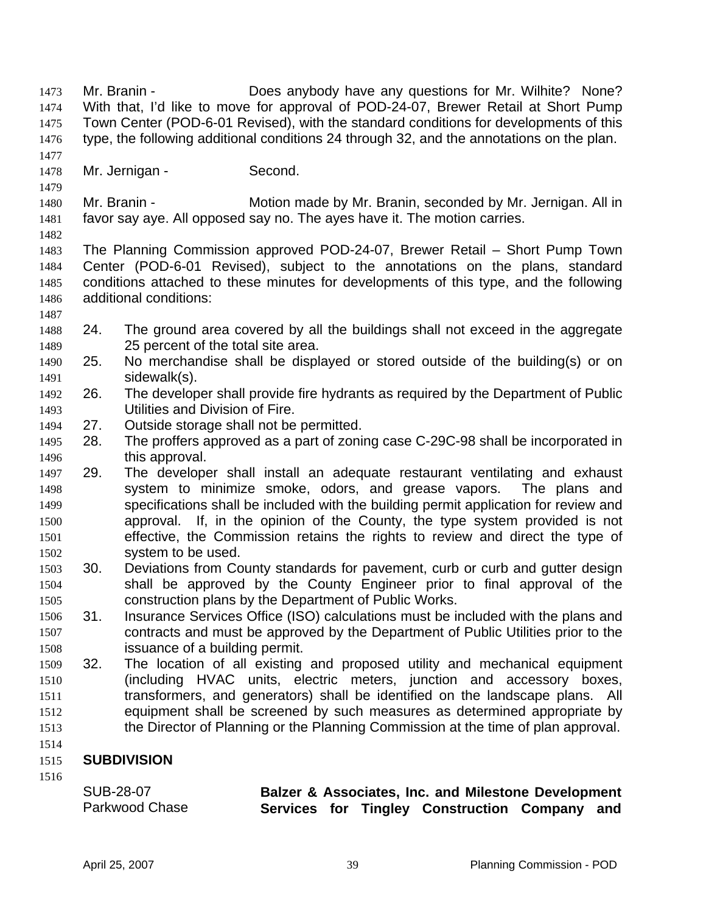Mr. Branin - Does anybody have any questions for Mr. Wilhite? None? With that, I'd like to move for approval of POD-24-07, Brewer Retail at Short Pump Town Center (POD-6-01 Revised), with the standard conditions for developments of this type, the following additional conditions 24 through 32, and the annotations on the plan.

Mr. Jernigan - Second.

Mr. Branin - Motion made by Mr. Branin, seconded by Mr. Jernigan. All in favor say aye. All opposed say no. The ayes have it. The motion carries.

The Planning Commission approved POD-24-07, Brewer Retail – Short Pump Town Center (POD-6-01 Revised), subject to the annotations on the plans, standard conditions attached to these minutes for developments of this type, and the following additional conditions:

24. The ground area covered by all the buildings shall not exceed in the aggregate 25 percent of the total site area.
25. No merchandise shall be displayed or stored outside of the building(s) or on sidewalk(s).
26. The developer shall provide fire hydrants as required by the Department of Public Utilities and Division of Fire.
27. Outside storage shall not be permitted.
28. The proffers approved as a part of zoning case C-29C-98 shall be incorporated in this approval.
29. The developer shall install an adequate restaurant ventilating and exhaust system to minimize smoke, odors, and grease vapors. The plans and specifications shall be included with the building permit application for review and approval. If, in the opinion of the County, the type system provided is not effective, the Commission retains the rights to review and direct the type of system to be used.
30. Deviations from County standards for pavement, curb or curb and gutter design shall be approved by the County Engineer prior to final approval of the construction plans by the Department of Public Works.
31. Insurance Services Office (ISO) calculations must be included with the plans and contracts and must be approved by the Department of Public Utilities prior to the issuance of a building permit.
32. The location of all existing and proposed utility and mechanical equipment (including HVAC units, electric meters, junction and accessory boxes, transformers, and generators) shall be identified on the landscape plans. All equipment shall be screened by such measures as determined appropriate by the Director of Planning or the Planning Commission at the time of plan approval.

**SUBDIVISION**

SUB-28-07
Parkwood Chase

**Balzer & Associates, Inc. and Milestone Development Services for Tingley Construction Company and**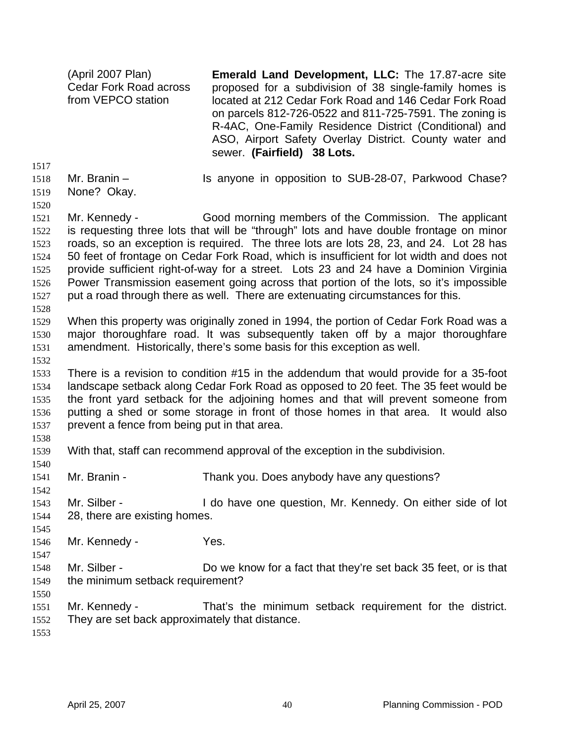(April 2007 Plan)
Cedar Fork Road across from VEPCO station

**Emerald Land Development, LLC:** The 17.87-acre site proposed for a subdivision of 38 single-family homes is located at 212 Cedar Fork Road and 146 Cedar Fork Road on parcels 812-726-0522 and 811-725-7591. The zoning is R-4AC, One-Family Residence District (Conditional) and ASO, Airport Safety Overlay District. County water and sewer. **(Fairfield) 38 Lots.**

Mr. Branin – Is anyone in opposition to SUB-28-07, Parkwood Chase? None? Okay.

Mr. Kennedy - Good morning members of the Commission. The applicant is requesting three lots that will be "through" lots and have double frontage on minor roads, so an exception is required. The three lots are lots 28, 23, and 24. Lot 28 has 50 feet of frontage on Cedar Fork Road, which is insufficient for lot width and does not provide sufficient right-of-way for a street. Lots 23 and 24 have a Dominion Virginia Power Transmission easement going across that portion of the lots, so it's impossible put a road through there as well. There are extenuating circumstances for this.

When this property was originally zoned in 1994, the portion of Cedar Fork Road was a major thoroughfare road. It was subsequently taken off by a major thoroughfare amendment. Historically, there's some basis for this exception as well.

There is a revision to condition #15 in the addendum that would provide for a 35-foot landscape setback along Cedar Fork Road as opposed to 20 feet. The 35 feet would be the front yard setback for the adjoining homes and that will prevent someone from putting a shed or some storage in front of those homes in that area. It would also prevent a fence from being put in that area.

With that, staff can recommend approval of the exception in the subdivision.

Mr. Branin - Thank you. Does anybody have any questions?

Mr. Silber - I do have one question, Mr. Kennedy. On either side of lot 28, there are existing homes.

Mr. Kennedy - Yes.

Mr. Silber - Do we know for a fact that they're set back 35 feet, or is that the minimum setback requirement?

Mr. Kennedy - That's the minimum setback requirement for the district. They are set back approximately that distance.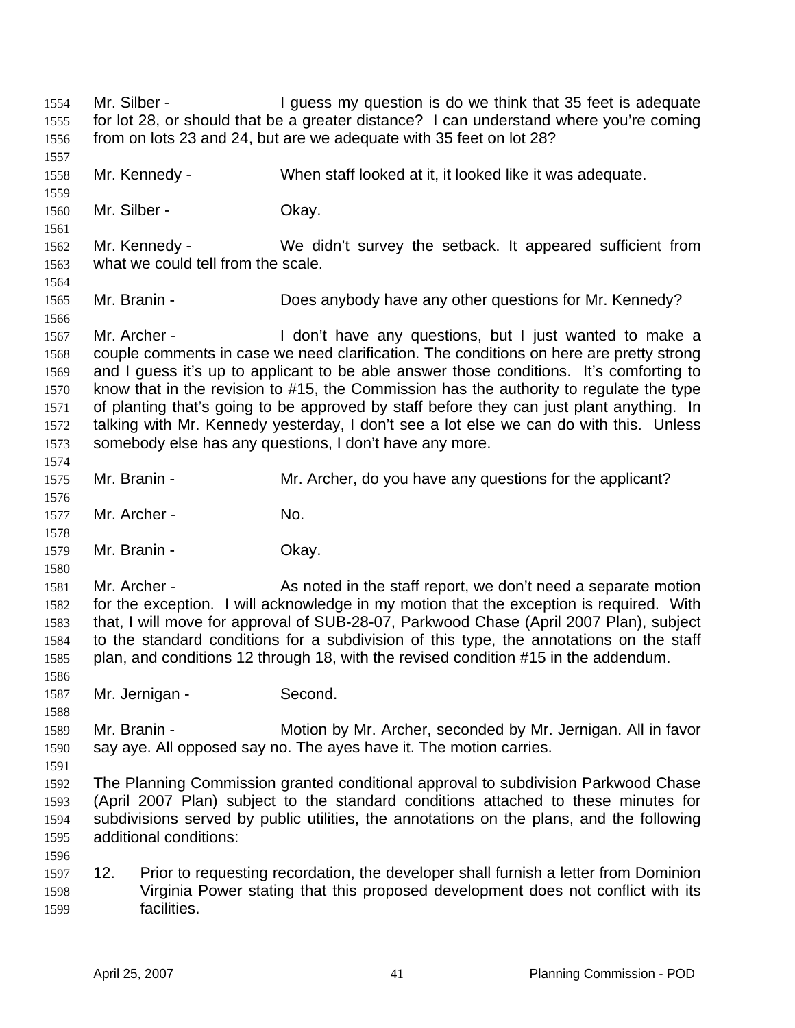Mr. Silber - I guess my question is do we think that 35 feet is adequate for lot 28, or should that be a greater distance? I can understand where you're coming from on lots 23 and 24, but are we adequate with 35 feet on lot 28?

Mr. Kennedy - When staff looked at it, it looked like it was adequate.

Mr. Silber - Okay.

Mr. Kennedy - We didn't survey the setback. It appeared sufficient from what we could tell from the scale.

Mr. Branin - Does anybody have any other questions for Mr. Kennedy?

Mr. Archer - I don't have any questions, but I just wanted to make a couple comments in case we need clarification. The conditions on here are pretty strong and I guess it's up to applicant to be able answer those conditions. It's comforting to know that in the revision to #15, the Commission has the authority to regulate the type of planting that's going to be approved by staff before they can just plant anything. In talking with Mr. Kennedy yesterday, I don't see a lot else we can do with this. Unless somebody else has any questions, I don't have any more.

Mr. Branin - Mr. Archer, do you have any questions for the applicant?

Mr. Archer - No.

Mr. Branin - Okay.

Mr. Archer - As noted in the staff report, we don't need a separate motion for the exception. I will acknowledge in my motion that the exception is required. With that, I will move for approval of SUB-28-07, Parkwood Chase (April 2007 Plan), subject to the standard conditions for a subdivision of this type, the annotations on the staff plan, and conditions 12 through 18, with the revised condition #15 in the addendum.

Mr. Jernigan - Second.

Mr. Branin - Motion by Mr. Archer, seconded by Mr. Jernigan. All in favor say aye. All opposed say no. The ayes have it. The motion carries.

The Planning Commission granted conditional approval to subdivision Parkwood Chase (April 2007 Plan) subject to the standard conditions attached to these minutes for subdivisions served by public utilities, the annotations on the plans, and the following additional conditions:

12. Prior to requesting recordation, the developer shall furnish a letter from Dominion Virginia Power stating that this proposed development does not conflict with its facilities.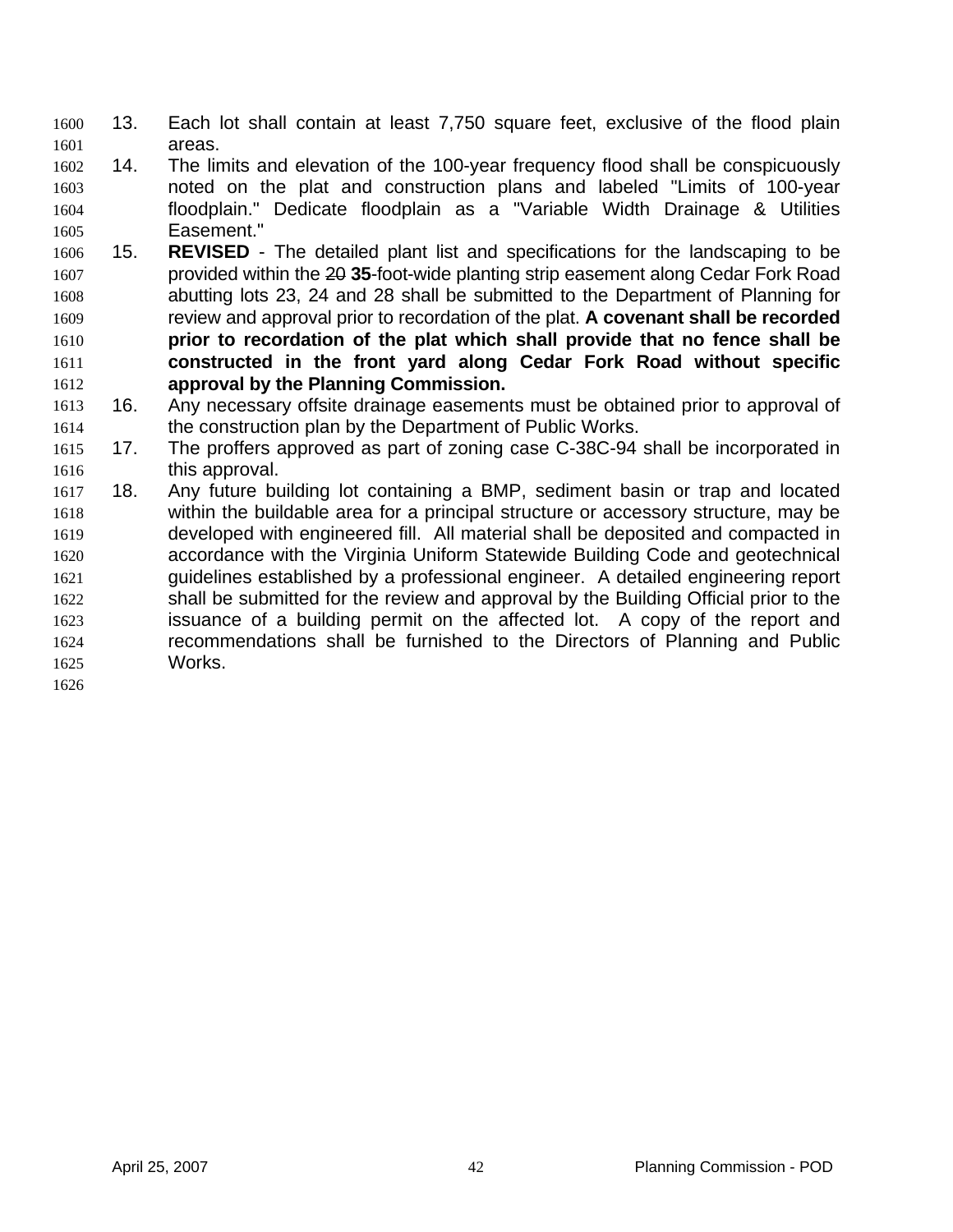13. Each lot shall contain at least 7,750 square feet, exclusive of the flood plain areas.
14. The limits and elevation of the 100-year frequency flood shall be conspicuously noted on the plat and construction plans and labeled "Limits of 100-year floodplain." Dedicate floodplain as a "Variable Width Drainage & Utilities Easement."
15. **REVISED** - The detailed plant list and specifications for the landscaping to be provided within the ~~20~~ **35**-foot-wide planting strip easement along Cedar Fork Road abutting lots 23, 24 and 28 shall be submitted to the Department of Planning for review and approval prior to recordation of the plat. **A covenant shall be recorded prior to recordation of the plat which shall provide that no fence shall be constructed in the front yard along Cedar Fork Road without specific approval by the Planning Commission.**
16. Any necessary offsite drainage easements must be obtained prior to approval of the construction plan by the Department of Public Works.
17. The proffers approved as part of zoning case C-38C-94 shall be incorporated in this approval.
18. Any future building lot containing a BMP, sediment basin or trap and located within the buildable area for a principal structure or accessory structure, may be developed with engineered fill. All material shall be deposited and compacted in accordance with the Virginia Uniform Statewide Building Code and geotechnical guidelines established by a professional engineer. A detailed engineering report shall be submitted for the review and approval by the Building Official prior to the issuance of a building permit on the affected lot. A copy of the report and recommendations shall be furnished to the Directors of Planning and Public Works.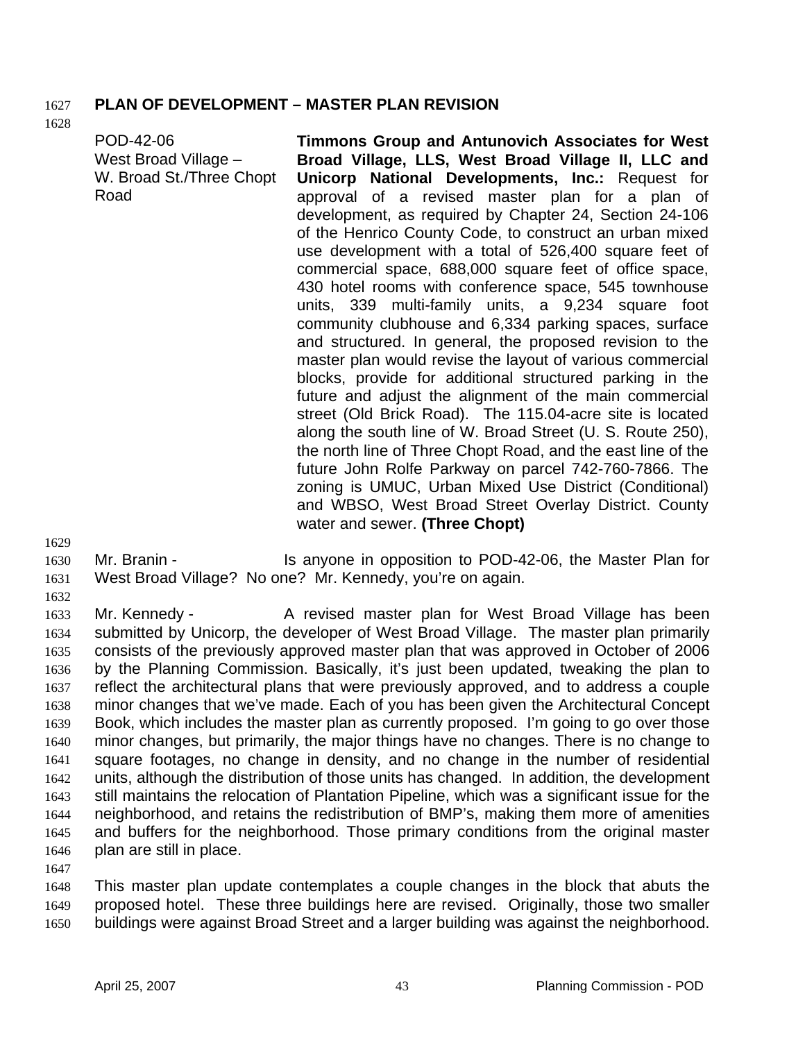## PLAN OF DEVELOPMENT – MASTER PLAN REVISION

| | |
|---|---|
| POD-42-06<br>West Broad Village – W. Broad St./Three Chopt Road | **Timmons Group and Antunovich Associates for West Broad Village, LLS, West Broad Village II, LLC and Unicorp National Developments, Inc.:** Request for approval of a revised master plan for a plan of development, as required by Chapter 24, Section 24-106 of the Henrico County Code, to construct an urban mixed use development with a total of 526,400 square feet of commercial space, 688,000 square feet of office space, 430 hotel rooms with conference space, 545 townhouse units, 339 multi-family units, a 9,234 square foot community clubhouse and 6,334 parking spaces, surface and structured. In general, the proposed revision to the master plan would revise the layout of various commercial blocks, provide for additional structured parking in the future and adjust the alignment of the main commercial street (Old Brick Road). The 115.04-acre site is located along the south line of W. Broad Street (U. S. Route 250), the north line of Three Chopt Road, and the east line of the future John Rolfe Parkway on parcel 742-760-7866. The zoning is UMUC, Urban Mixed Use District (Conditional) and WBSO, West Broad Street Overlay District. County water and sewer. **(Three Chopt)** |

Mr. Branin - Is anyone in opposition to POD-42-06, the Master Plan for West Broad Village? No one? Mr. Kennedy, you're on again.

Mr. Kennedy - A revised master plan for West Broad Village has been submitted by Unicorp, the developer of West Broad Village. The master plan primarily consists of the previously approved master plan that was approved in October of 2006 by the Planning Commission. Basically, it's just been updated, tweaking the plan to reflect the architectural plans that were previously approved, and to address a couple minor changes that we've made. Each of you has been given the Architectural Concept Book, which includes the master plan as currently proposed. I'm going to go over those minor changes, but primarily, the major things have no changes. There is no change to square footages, no change in density, and no change in the number of residential units, although the distribution of those units has changed. In addition, the development still maintains the relocation of Plantation Pipeline, which was a significant issue for the neighborhood, and retains the redistribution of BMP's, making them more of amenities and buffers for the neighborhood. Those primary conditions from the original master plan are still in place.

This master plan update contemplates a couple changes in the block that abuts the proposed hotel. These three buildings here are revised. Originally, those two smaller buildings were against Broad Street and a larger building was against the neighborhood.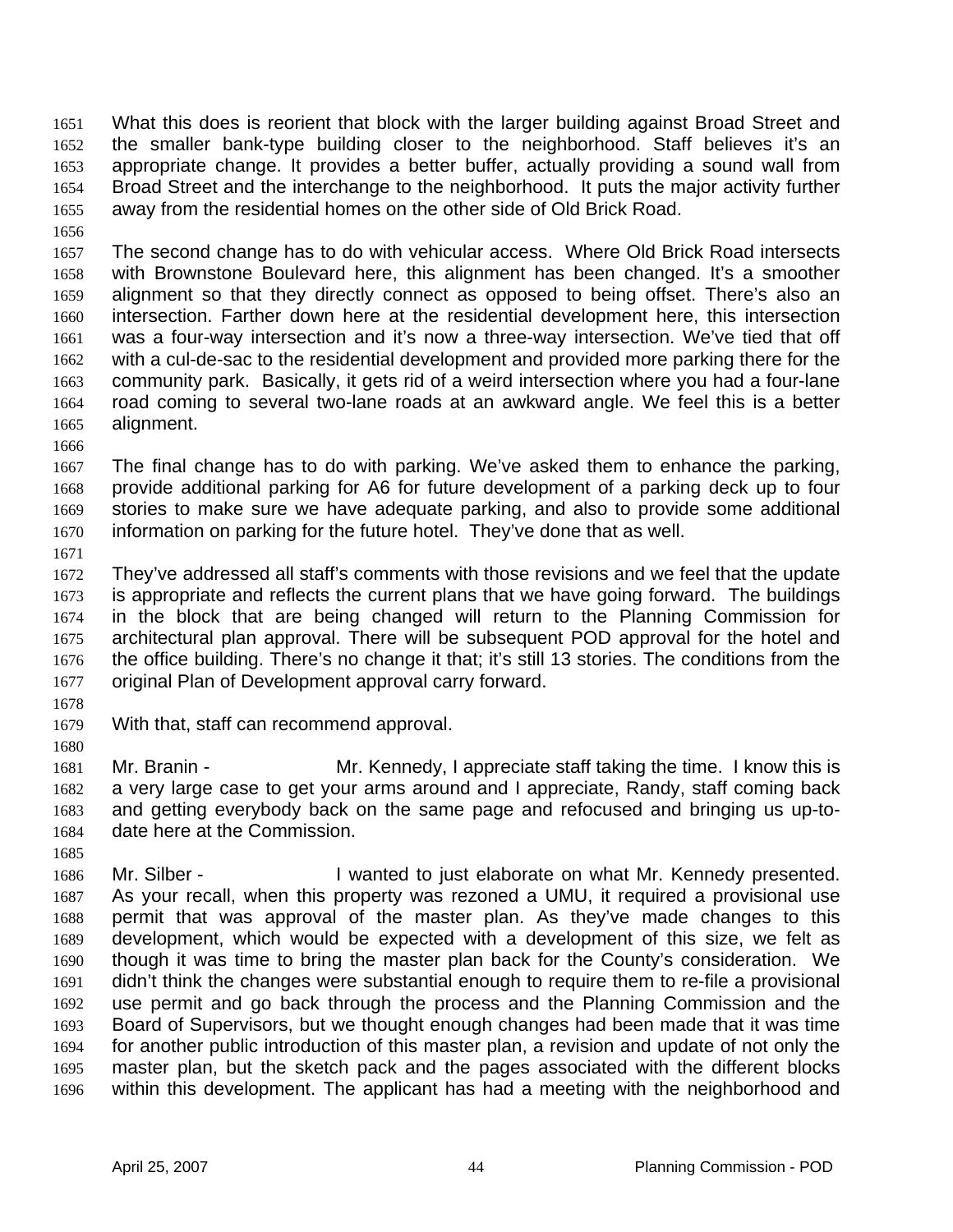What this does is reorient that block with the larger building against Broad Street and the smaller bank-type building closer to the neighborhood. Staff believes it's an appropriate change. It provides a better buffer, actually providing a sound wall from Broad Street and the interchange to the neighborhood. It puts the major activity further away from the residential homes on the other side of Old Brick Road.

The second change has to do with vehicular access. Where Old Brick Road intersects with Brownstone Boulevard here, this alignment has been changed. It's a smoother alignment so that they directly connect as opposed to being offset. There's also an intersection. Farther down here at the residential development here, this intersection was a four-way intersection and it's now a three-way intersection. We've tied that off with a cul-de-sac to the residential development and provided more parking there for the community park. Basically, it gets rid of a weird intersection where you had a four-lane road coming to several two-lane roads at an awkward angle. We feel this is a better alignment.

The final change has to do with parking. We've asked them to enhance the parking, provide additional parking for A6 for future development of a parking deck up to four stories to make sure we have adequate parking, and also to provide some additional information on parking for the future hotel. They've done that as well.

They've addressed all staff's comments with those revisions and we feel that the update is appropriate and reflects the current plans that we have going forward. The buildings in the block that are being changed will return to the Planning Commission for architectural plan approval. There will be subsequent POD approval for the hotel and the office building. There's no change it that; it's still 13 stories. The conditions from the original Plan of Development approval carry forward.

With that, staff can recommend approval.

Mr. Branin - Mr. Kennedy, I appreciate staff taking the time. I know this is a very large case to get your arms around and I appreciate, Randy, staff coming back and getting everybody back on the same page and refocused and bringing us up-to-date here at the Commission.

Mr. Silber - I wanted to just elaborate on what Mr. Kennedy presented. As your recall, when this property was rezoned a UMU, it required a provisional use permit that was approval of the master plan. As they've made changes to this development, which would be expected with a development of this size, we felt as though it was time to bring the master plan back for the County's consideration. We didn't think the changes were substantial enough to require them to re-file a provisional use permit and go back through the process and the Planning Commission and the Board of Supervisors, but we thought enough changes had been made that it was time for another public introduction of this master plan, a revision and update of not only the master plan, but the sketch pack and the pages associated with the different blocks within this development. The applicant has had a meeting with the neighborhood and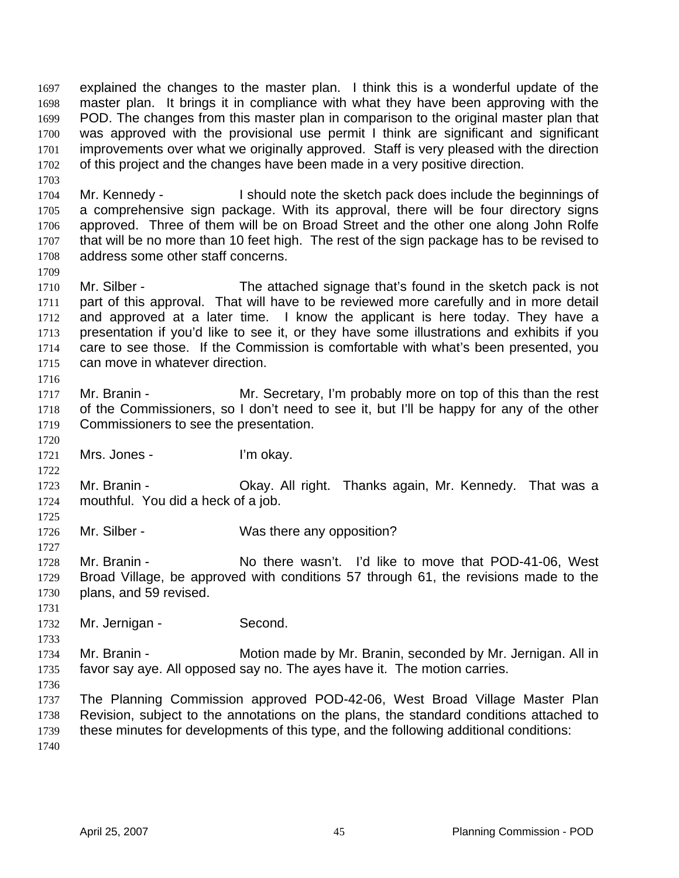explained the changes to the master plan. I think this is a wonderful update of the master plan. It brings it in compliance with what they have been approving with the POD. The changes from this master plan in comparison to the original master plan that was approved with the provisional use permit I think are significant and significant improvements over what we originally approved. Staff is very pleased with the direction of this project and the changes have been made in a very positive direction.

Mr. Kennedy - I should note the sketch pack does include the beginnings of a comprehensive sign package. With its approval, there will be four directory signs approved. Three of them will be on Broad Street and the other one along John Rolfe that will be no more than 10 feet high. The rest of the sign package has to be revised to address some other staff concerns.

Mr. Silber - The attached signage that's found in the sketch pack is not part of this approval. That will have to be reviewed more carefully and in more detail and approved at a later time. I know the applicant is here today. They have a presentation if you'd like to see it, or they have some illustrations and exhibits if you care to see those. If the Commission is comfortable with what's been presented, you can move in whatever direction.

Mr. Branin - Mr. Secretary, I'm probably more on top of this than the rest of the Commissioners, so I don't need to see it, but I'll be happy for any of the other Commissioners to see the presentation.

Mrs. Jones - I'm okay.

Mr. Branin - Okay. All right. Thanks again, Mr. Kennedy. That was a mouthful. You did a heck of a job.

Mr. Silber - Was there any opposition?

Mr. Branin - No there wasn't. I'd like to move that POD-41-06, West Broad Village, be approved with conditions 57 through 61, the revisions made to the plans, and 59 revised.

Mr. Jernigan - Second.

Mr. Branin - Motion made by Mr. Branin, seconded by Mr. Jernigan. All in favor say aye. All opposed say no. The ayes have it. The motion carries.

The Planning Commission approved POD-42-06, West Broad Village Master Plan Revision, subject to the annotations on the plans, the standard conditions attached to these minutes for developments of this type, and the following additional conditions: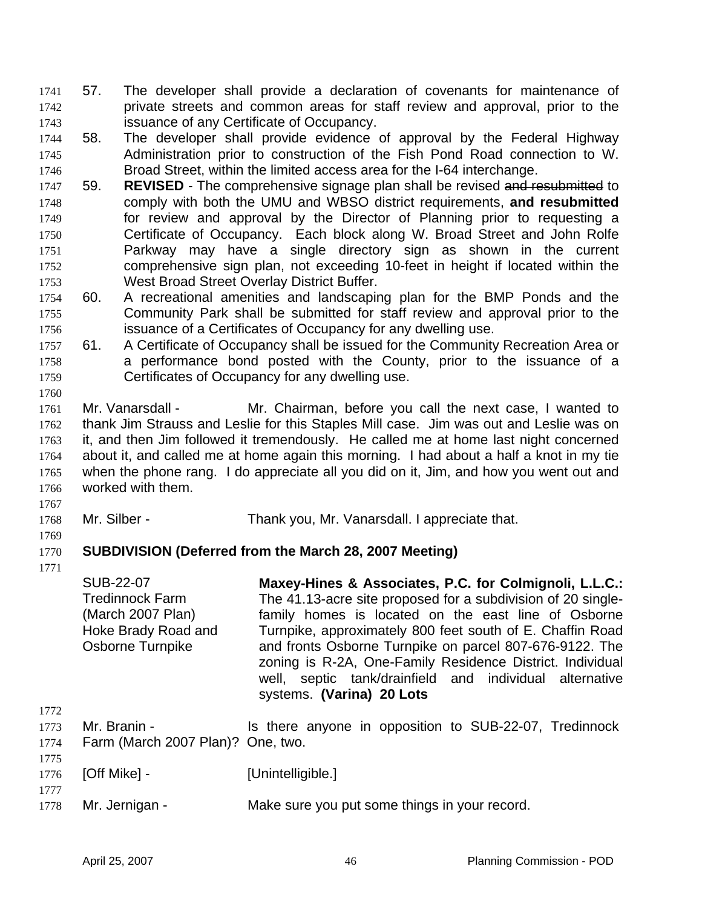57. The developer shall provide a declaration of covenants for maintenance of private streets and common areas for staff review and approval, prior to the issuance of any Certificate of Occupancy.
58. The developer shall provide evidence of approval by the Federal Highway Administration prior to construction of the Fish Pond Road connection to W. Broad Street, within the limited access area for the I-64 interchange.
59. **REVISED** - The comprehensive signage plan shall be revised ~~and resubmitted~~ to comply with both the UMU and WBSO district requirements, **and resubmitted** for review and approval by the Director of Planning prior to requesting a Certificate of Occupancy. Each block along W. Broad Street and John Rolfe Parkway may have a single directory sign as shown in the current comprehensive sign plan, not exceeding 10-feet in height if located within the West Broad Street Overlay District Buffer.
60. A recreational amenities and landscaping plan for the BMP Ponds and the Community Park shall be submitted for staff review and approval prior to the issuance of a Certificates of Occupancy for any dwelling use.
61. A Certificate of Occupancy shall be issued for the Community Recreation Area or a performance bond posted with the County, prior to the issuance of a Certificates of Occupancy for any dwelling use.

Mr. Vanarsdall - Mr. Chairman, before you call the next case, I wanted to thank Jim Strauss and Leslie for this Staples Mill case. Jim was out and Leslie was on it, and then Jim followed it tremendously. He called me at home last night concerned about it, and called me at home again this morning. I had about a half a knot in my tie when the phone rang. I do appreciate all you did on it, Jim, and how you went out and worked with them.

Mr. Silber - Thank you, Mr. Vanarsdall. I appreciate that.

**SUBDIVISION (Deferred from the March 28, 2007 Meeting)**

| | |
|---|---|
| SUB-22-07<br>Tredinnock Farm<br>(March 2007 Plan)<br>Hoke Brady Road and<br>Osborne Turnpike | **Maxey-Hines & Associates, P.C. for Colmignoli, L.L.C.:** The 41.13-acre site proposed for a subdivision of 20 single-family homes is located on the east line of Osborne Turnpike, approximately 800 feet south of E. Chaffin Road and fronts Osborne Turnpike on parcel 807-676-9122. The zoning is R-2A, One-Family Residence District. Individual well, septic tank/drainfield and individual alternative systems. **(Varina) 20 Lots** |

Mr. Branin - Is there anyone in opposition to SUB-22-07, Tredinnock Farm (March 2007 Plan)? One, two.

[Off Mike] - [Unintelligible.]

Mr. Jernigan - Make sure you put some things in your record.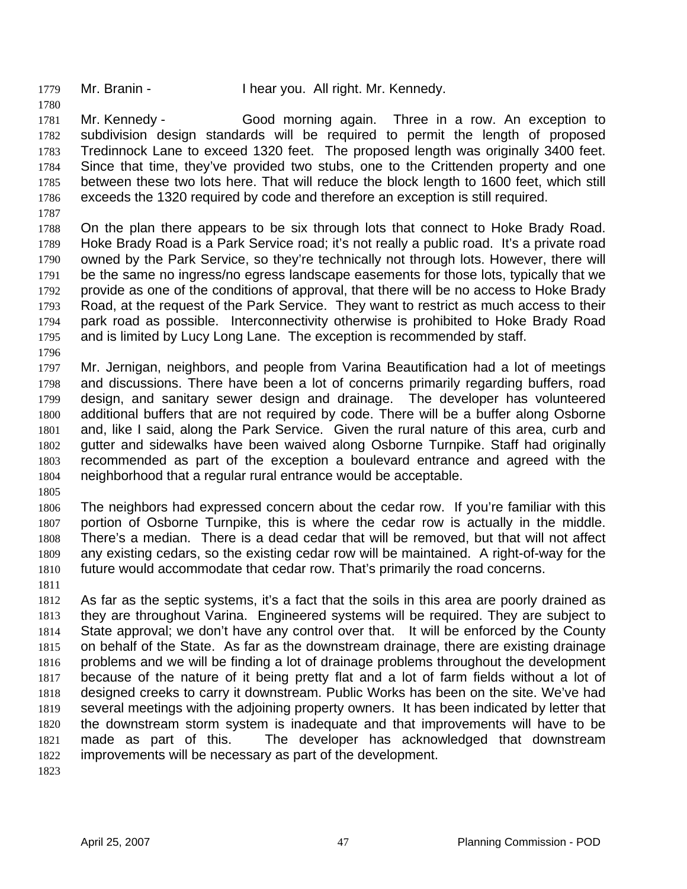Mr. Branin - I hear you. All right. Mr. Kennedy.

Mr. Kennedy - Good morning again. Three in a row. An exception to subdivision design standards will be required to permit the length of proposed Tredinnock Lane to exceed 1320 feet. The proposed length was originally 3400 feet. Since that time, they've provided two stubs, one to the Crittenden property and one between these two lots here. That will reduce the block length to 1600 feet, which still exceeds the 1320 required by code and therefore an exception is still required.

On the plan there appears to be six through lots that connect to Hoke Brady Road. Hoke Brady Road is a Park Service road; it's not really a public road. It's a private road owned by the Park Service, so they're technically not through lots. However, there will be the same no ingress/no egress landscape easements for those lots, typically that we provide as one of the conditions of approval, that there will be no access to Hoke Brady Road, at the request of the Park Service. They want to restrict as much access to their park road as possible. Interconnectivity otherwise is prohibited to Hoke Brady Road and is limited by Lucy Long Lane. The exception is recommended by staff.

Mr. Jernigan, neighbors, and people from Varina Beautification had a lot of meetings and discussions. There have been a lot of concerns primarily regarding buffers, road design, and sanitary sewer design and drainage. The developer has volunteered additional buffers that are not required by code. There will be a buffer along Osborne and, like I said, along the Park Service. Given the rural nature of this area, curb and gutter and sidewalks have been waived along Osborne Turnpike. Staff had originally recommended as part of the exception a boulevard entrance and agreed with the neighborhood that a regular rural entrance would be acceptable.

The neighbors had expressed concern about the cedar row. If you're familiar with this portion of Osborne Turnpike, this is where the cedar row is actually in the middle. There's a median. There is a dead cedar that will be removed, but that will not affect any existing cedars, so the existing cedar row will be maintained. A right-of-way for the future would accommodate that cedar row. That's primarily the road concerns.

As far as the septic systems, it's a fact that the soils in this area are poorly drained as they are throughout Varina. Engineered systems will be required. They are subject to State approval; we don't have any control over that. It will be enforced by the County on behalf of the State. As far as the downstream drainage, there are existing drainage problems and we will be finding a lot of drainage problems throughout the development because of the nature of it being pretty flat and a lot of farm fields without a lot of designed creeks to carry it downstream. Public Works has been on the site. We've had several meetings with the adjoining property owners. It has been indicated by letter that the downstream storm system is inadequate and that improvements will have to be made as part of this. The developer has acknowledged that downstream improvements will be necessary as part of the development.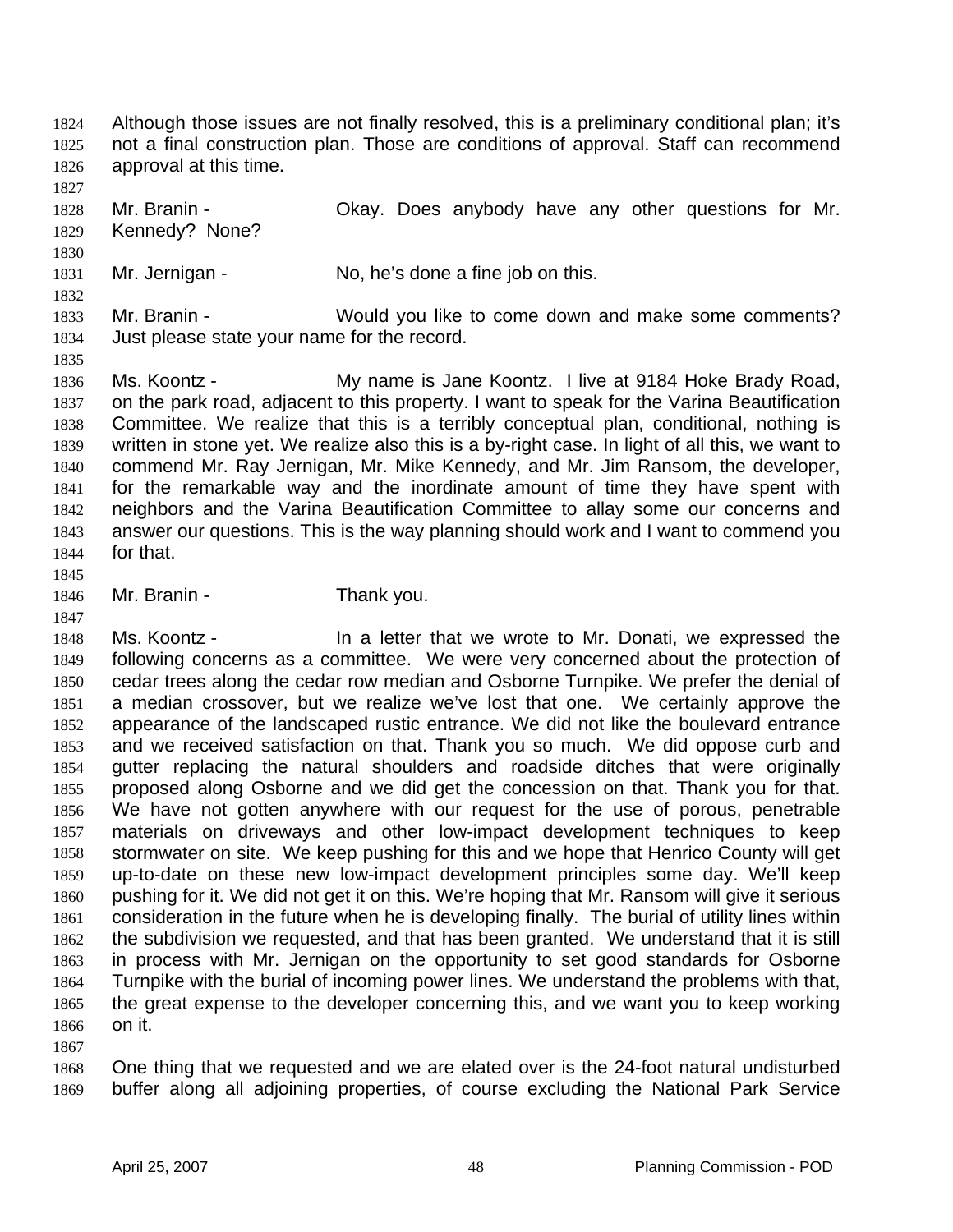Although those issues are not finally resolved, this is a preliminary conditional plan; it's not a final construction plan. Those are conditions of approval. Staff can recommend approval at this time.

Mr. Branin - Okay. Does anybody have any other questions for Mr. Kennedy? None?

Mr. Jernigan - No, he's done a fine job on this.

Mr. Branin - Would you like to come down and make some comments? Just please state your name for the record.

Ms. Koontz - My name is Jane Koontz. I live at 9184 Hoke Brady Road, on the park road, adjacent to this property. I want to speak for the Varina Beautification Committee. We realize that this is a terribly conceptual plan, conditional, nothing is written in stone yet. We realize also this is a by-right case. In light of all this, we want to commend Mr. Ray Jernigan, Mr. Mike Kennedy, and Mr. Jim Ransom, the developer, for the remarkable way and the inordinate amount of time they have spent with neighbors and the Varina Beautification Committee to allay some our concerns and answer our questions. This is the way planning should work and I want to commend you for that.

Mr. Branin - Thank you.

Ms. Koontz - In a letter that we wrote to Mr. Donati, we expressed the following concerns as a committee. We were very concerned about the protection of cedar trees along the cedar row median and Osborne Turnpike. We prefer the denial of a median crossover, but we realize we've lost that one. We certainly approve the appearance of the landscaped rustic entrance. We did not like the boulevard entrance and we received satisfaction on that. Thank you so much. We did oppose curb and gutter replacing the natural shoulders and roadside ditches that were originally proposed along Osborne and we did get the concession on that. Thank you for that. We have not gotten anywhere with our request for the use of porous, penetrable materials on driveways and other low-impact development techniques to keep stormwater on site. We keep pushing for this and we hope that Henrico County will get up-to-date on these new low-impact development principles some day. We'll keep pushing for it. We did not get it on this. We're hoping that Mr. Ransom will give it serious consideration in the future when he is developing finally. The burial of utility lines within the subdivision we requested, and that has been granted. We understand that it is still in process with Mr. Jernigan on the opportunity to set good standards for Osborne Turnpike with the burial of incoming power lines. We understand the problems with that, the great expense to the developer concerning this, and we want you to keep working on it.

One thing that we requested and we are elated over is the 24-foot natural undisturbed buffer along all adjoining properties, of course excluding the National Park Service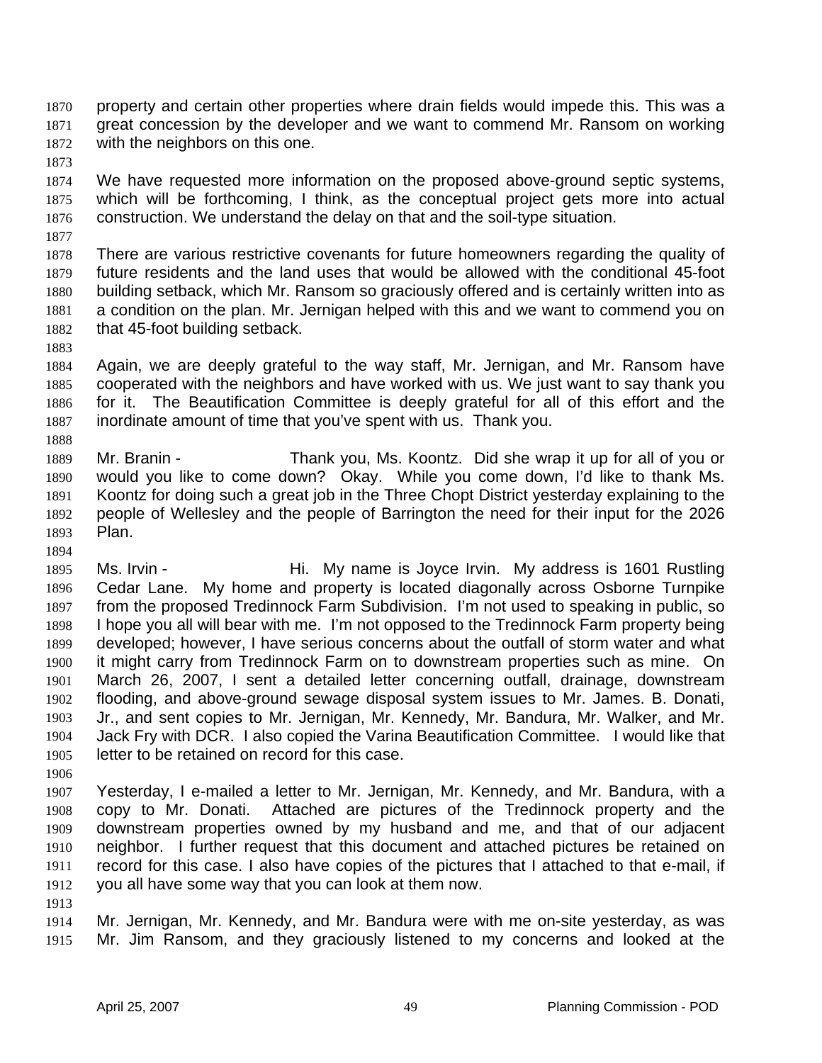property and certain other properties where drain fields would impede this. This was a great concession by the developer and we want to commend Mr. Ransom on working with the neighbors on this one.

We have requested more information on the proposed above-ground septic systems, which will be forthcoming, I think, as the conceptual project gets more into actual construction. We understand the delay on that and the soil-type situation.

There are various restrictive covenants for future homeowners regarding the quality of future residents and the land uses that would be allowed with the conditional 45-foot building setback, which Mr. Ransom so graciously offered and is certainly written into as a condition on the plan. Mr. Jernigan helped with this and we want to commend you on that 45-foot building setback.

Again, we are deeply grateful to the way staff, Mr. Jernigan, and Mr. Ransom have cooperated with the neighbors and have worked with us. We just want to say thank you for it. The Beautification Committee is deeply grateful for all of this effort and the inordinate amount of time that you've spent with us. Thank you.

Mr. Branin - Thank you, Ms. Koontz. Did she wrap it up for all of you or would you like to come down? Okay. While you come down, I'd like to thank Ms. Koontz for doing such a great job in the Three Chopt District yesterday explaining to the people of Wellesley and the people of Barrington the need for their input for the 2026 Plan.

Ms. Irvin - Hi. My name is Joyce Irvin. My address is 1601 Rustling Cedar Lane. My home and property is located diagonally across Osborne Turnpike from the proposed Tredinnock Farm Subdivision. I'm not used to speaking in public, so I hope you all will bear with me. I'm not opposed to the Tredinnock Farm property being developed; however, I have serious concerns about the outfall of storm water and what it might carry from Tredinnock Farm on to downstream properties such as mine. On March 26, 2007, I sent a detailed letter concerning outfall, drainage, downstream flooding, and above-ground sewage disposal system issues to Mr. James. B. Donati, Jr., and sent copies to Mr. Jernigan, Mr. Kennedy, Mr. Bandura, Mr. Walker, and Mr. Jack Fry with DCR. I also copied the Varina Beautification Committee. I would like that letter to be retained on record for this case.

Yesterday, I e-mailed a letter to Mr. Jernigan, Mr. Kennedy, and Mr. Bandura, with a copy to Mr. Donati. Attached are pictures of the Tredinnock property and the downstream properties owned by my husband and me, and that of our adjacent neighbor. I further request that this document and attached pictures be retained on record for this case. I also have copies of the pictures that I attached to that e-mail, if you all have some way that you can look at them now.

Mr. Jernigan, Mr. Kennedy, and Mr. Bandura were with me on-site yesterday, as was Mr. Jim Ransom, and they graciously listened to my concerns and looked at the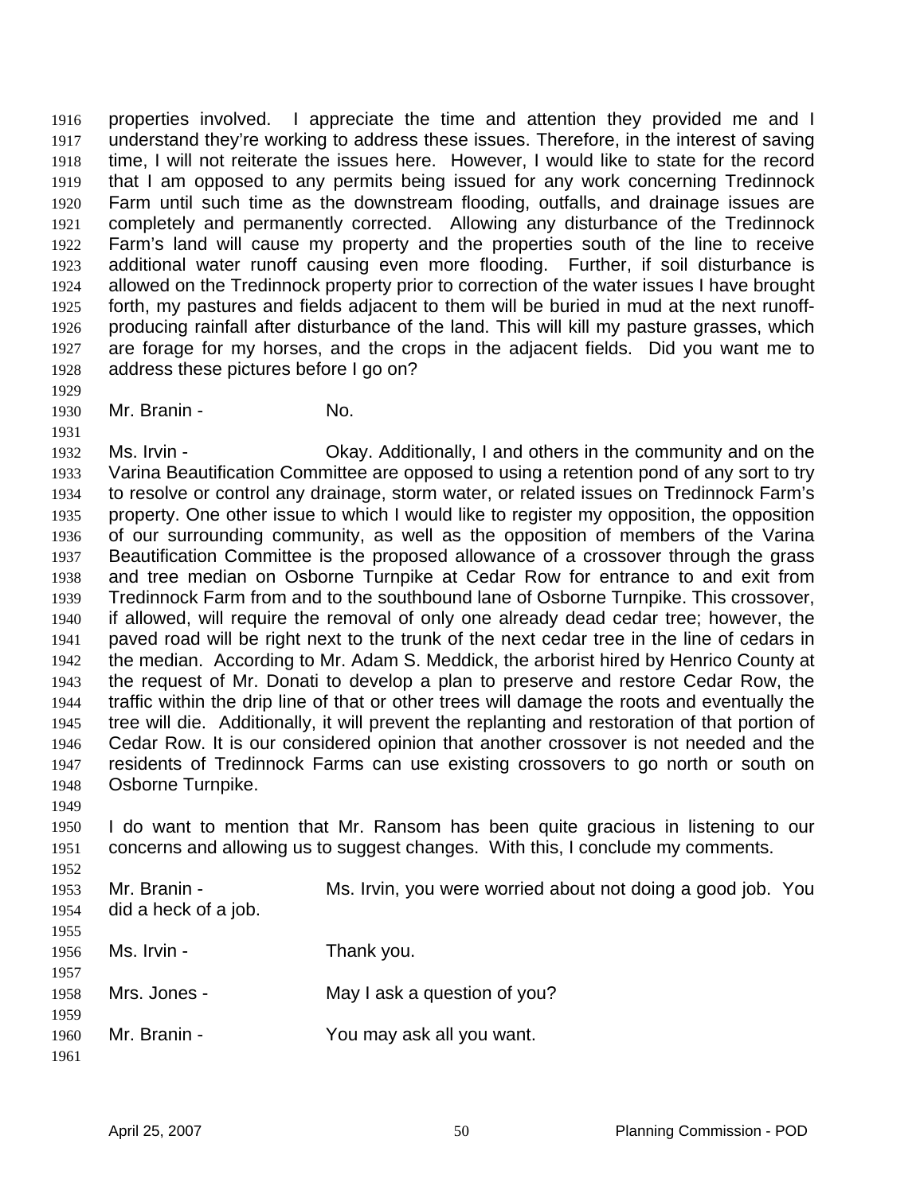properties involved. I appreciate the time and attention they provided me and I understand they're working to address these issues. Therefore, in the interest of saving time, I will not reiterate the issues here. However, I would like to state for the record that I am opposed to any permits being issued for any work concerning Tredinnock Farm until such time as the downstream flooding, outfalls, and drainage issues are completely and permanently corrected. Allowing any disturbance of the Tredinnock Farm's land will cause my property and the properties south of the line to receive additional water runoff causing even more flooding. Further, if soil disturbance is allowed on the Tredinnock property prior to correction of the water issues I have brought forth, my pastures and fields adjacent to them will be buried in mud at the next runoff-producing rainfall after disturbance of the land. This will kill my pasture grasses, which are forage for my horses, and the crops in the adjacent fields. Did you want me to address these pictures before I go on?

Mr. Branin - No.

Ms. Irvin - Okay. Additionally, I and others in the community and on the Varina Beautification Committee are opposed to using a retention pond of any sort to try to resolve or control any drainage, storm water, or related issues on Tredinnock Farm's property. One other issue to which I would like to register my opposition, the opposition of our surrounding community, as well as the opposition of members of the Varina Beautification Committee is the proposed allowance of a crossover through the grass and tree median on Osborne Turnpike at Cedar Row for entrance to and exit from Tredinnock Farm from and to the southbound lane of Osborne Turnpike. This crossover, if allowed, will require the removal of only one already dead cedar tree; however, the paved road will be right next to the trunk of the next cedar tree in the line of cedars in the median. According to Mr. Adam S. Meddick, the arborist hired by Henrico County at the request of Mr. Donati to develop a plan to preserve and restore Cedar Row, the traffic within the drip line of that or other trees will damage the roots and eventually the tree will die. Additionally, it will prevent the replanting and restoration of that portion of Cedar Row. It is our considered opinion that another crossover is not needed and the residents of Tredinnock Farms can use existing crossovers to go north or south on Osborne Turnpike.

I do want to mention that Mr. Ransom has been quite gracious in listening to our concerns and allowing us to suggest changes. With this, I conclude my comments.

Mr. Branin - Ms. Irvin, you were worried about not doing a good job. You did a heck of a job.

Ms. Irvin - Thank you.

Mrs. Jones - May I ask a question of you?

Mr. Branin - You may ask all you want.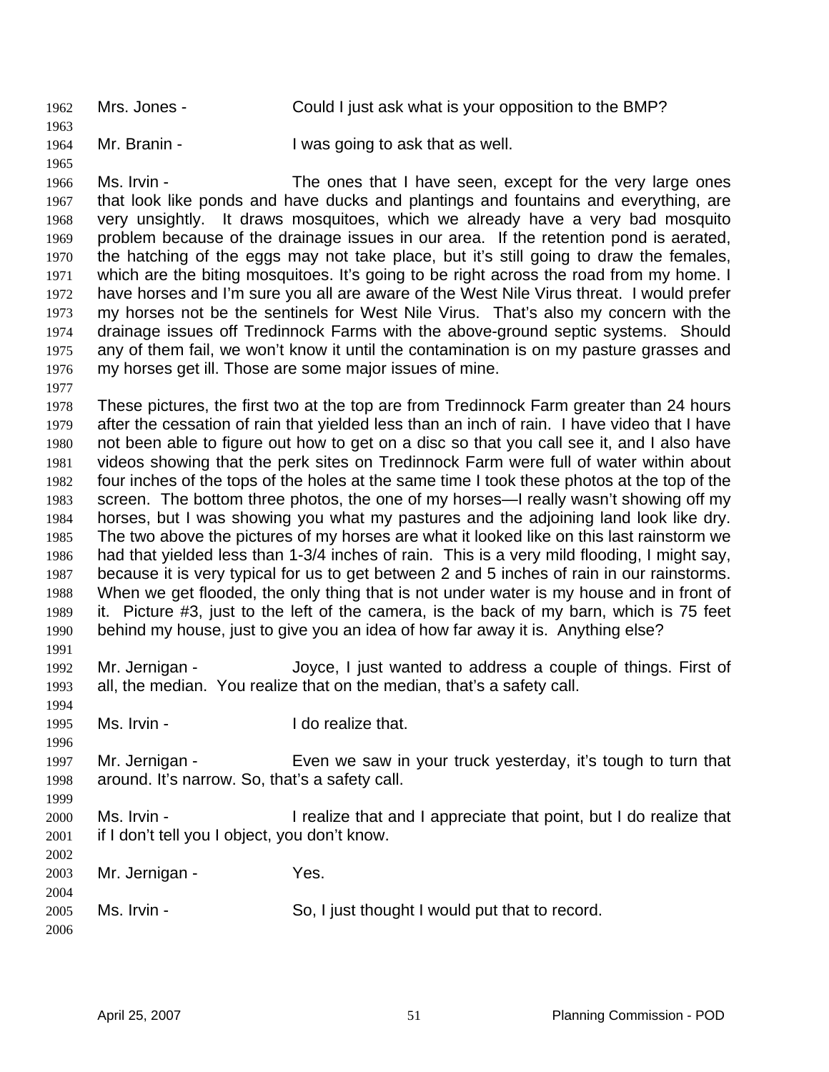Mrs. Jones - Could I just ask what is your opposition to the BMP?

Mr. Branin - I was going to ask that as well.

Ms. Irvin - The ones that I have seen, except for the very large ones that look like ponds and have ducks and plantings and fountains and everything, are very unsightly. It draws mosquitoes, which we already have a very bad mosquito problem because of the drainage issues in our area. If the retention pond is aerated, the hatching of the eggs may not take place, but it's still going to draw the females, which are the biting mosquitoes. It's going to be right across the road from my home. I have horses and I'm sure you all are aware of the West Nile Virus threat. I would prefer my horses not be the sentinels for West Nile Virus. That's also my concern with the drainage issues off Tredinnock Farms with the above-ground septic systems. Should any of them fail, we won't know it until the contamination is on my pasture grasses and my horses get ill. Those are some major issues of mine.

These pictures, the first two at the top are from Tredinnock Farm greater than 24 hours after the cessation of rain that yielded less than an inch of rain. I have video that I have not been able to figure out how to get on a disc so that you call see it, and I also have videos showing that the perk sites on Tredinnock Farm were full of water within about four inches of the tops of the holes at the same time I took these photos at the top of the screen. The bottom three photos, the one of my horses—I really wasn't showing off my horses, but I was showing you what my pastures and the adjoining land look like dry. The two above the pictures of my horses are what it looked like on this last rainstorm we had that yielded less than 1-3/4 inches of rain. This is a very mild flooding, I might say, because it is very typical for us to get between 2 and 5 inches of rain in our rainstorms. When we get flooded, the only thing that is not under water is my house and in front of it. Picture #3, just to the left of the camera, is the back of my barn, which is 75 feet behind my house, just to give you an idea of how far away it is. Anything else?

Mr. Jernigan - Joyce, I just wanted to address a couple of things. First of all, the median. You realize that on the median, that's a safety call.

Ms. Irvin - I do realize that.

Mr. Jernigan - Even we saw in your truck yesterday, it's tough to turn that around. It's narrow. So, that's a safety call.

Ms. Irvin - I realize that and I appreciate that point, but I do realize that if I don't tell you I object, you don't know.

Mr. Jernigan - Yes.

Ms. Irvin - So, I just thought I would put that to record.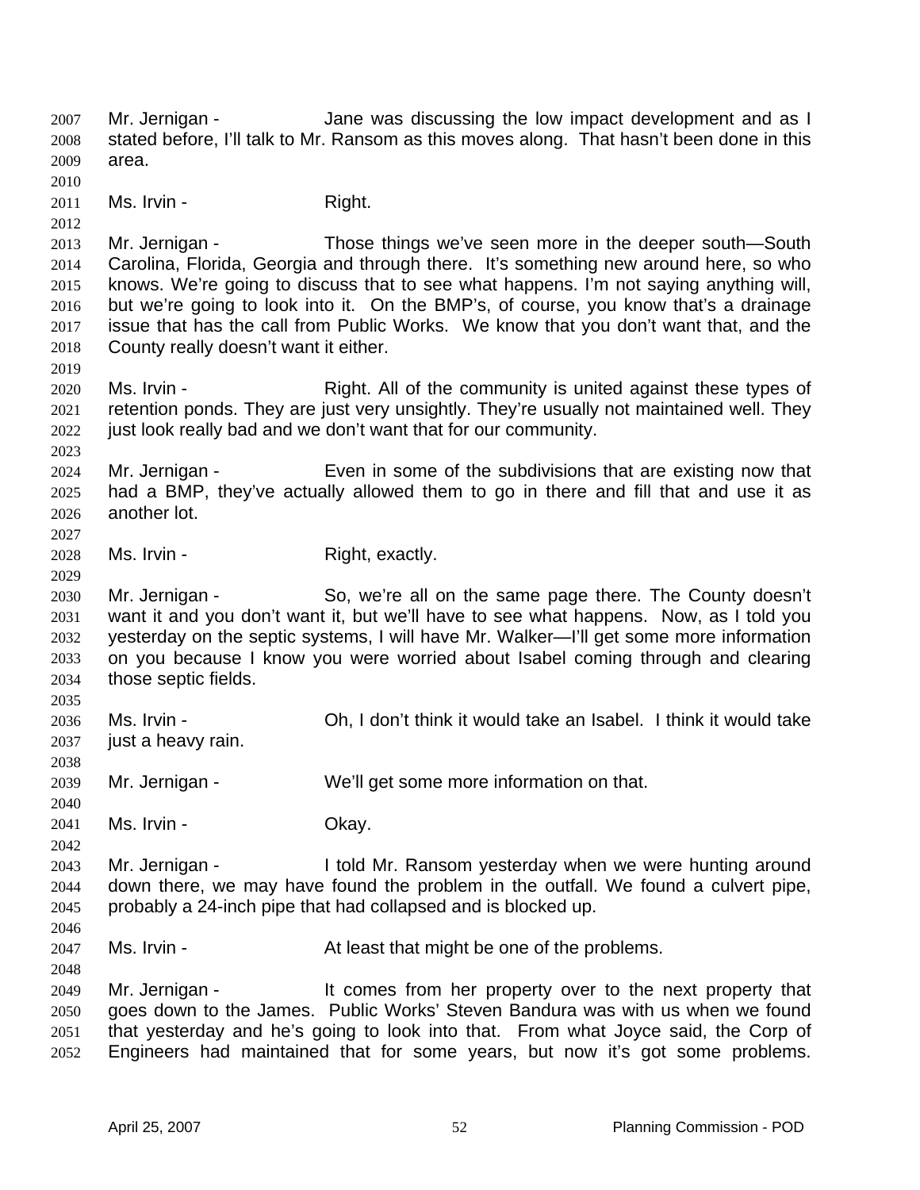Mr. Jernigan - Jane was discussing the low impact development and as I stated before, I'll talk to Mr. Ransom as this moves along. That hasn't been done in this area.

Ms. Irvin - Right.

Mr. Jernigan - Those things we've seen more in the deeper south—South Carolina, Florida, Georgia and through there. It's something new around here, so who knows. We're going to discuss that to see what happens. I'm not saying anything will, but we're going to look into it. On the BMP's, of course, you know that's a drainage issue that has the call from Public Works. We know that you don't want that, and the County really doesn't want it either.

Ms. Irvin - Right. All of the community is united against these types of retention ponds. They are just very unsightly. They're usually not maintained well. They just look really bad and we don't want that for our community.

Mr. Jernigan - Even in some of the subdivisions that are existing now that had a BMP, they've actually allowed them to go in there and fill that and use it as another lot.

Ms. Irvin - Right, exactly.

Mr. Jernigan - So, we're all on the same page there. The County doesn't want it and you don't want it, but we'll have to see what happens. Now, as I told you yesterday on the septic systems, I will have Mr. Walker—I'll get some more information on you because I know you were worried about Isabel coming through and clearing those septic fields.

Ms. Irvin - Oh, I don't think it would take an Isabel. I think it would take just a heavy rain.

Mr. Jernigan - We'll get some more information on that.

Ms. Irvin - Okay.

Mr. Jernigan - I told Mr. Ransom yesterday when we were hunting around down there, we may have found the problem in the outfall. We found a culvert pipe, probably a 24-inch pipe that had collapsed and is blocked up.

Ms. Irvin - At least that might be one of the problems.

Mr. Jernigan - It comes from her property over to the next property that goes down to the James. Public Works' Steven Bandura was with us when we found that yesterday and he's going to look into that. From what Joyce said, the Corp of Engineers had maintained that for some years, but now it's got some problems.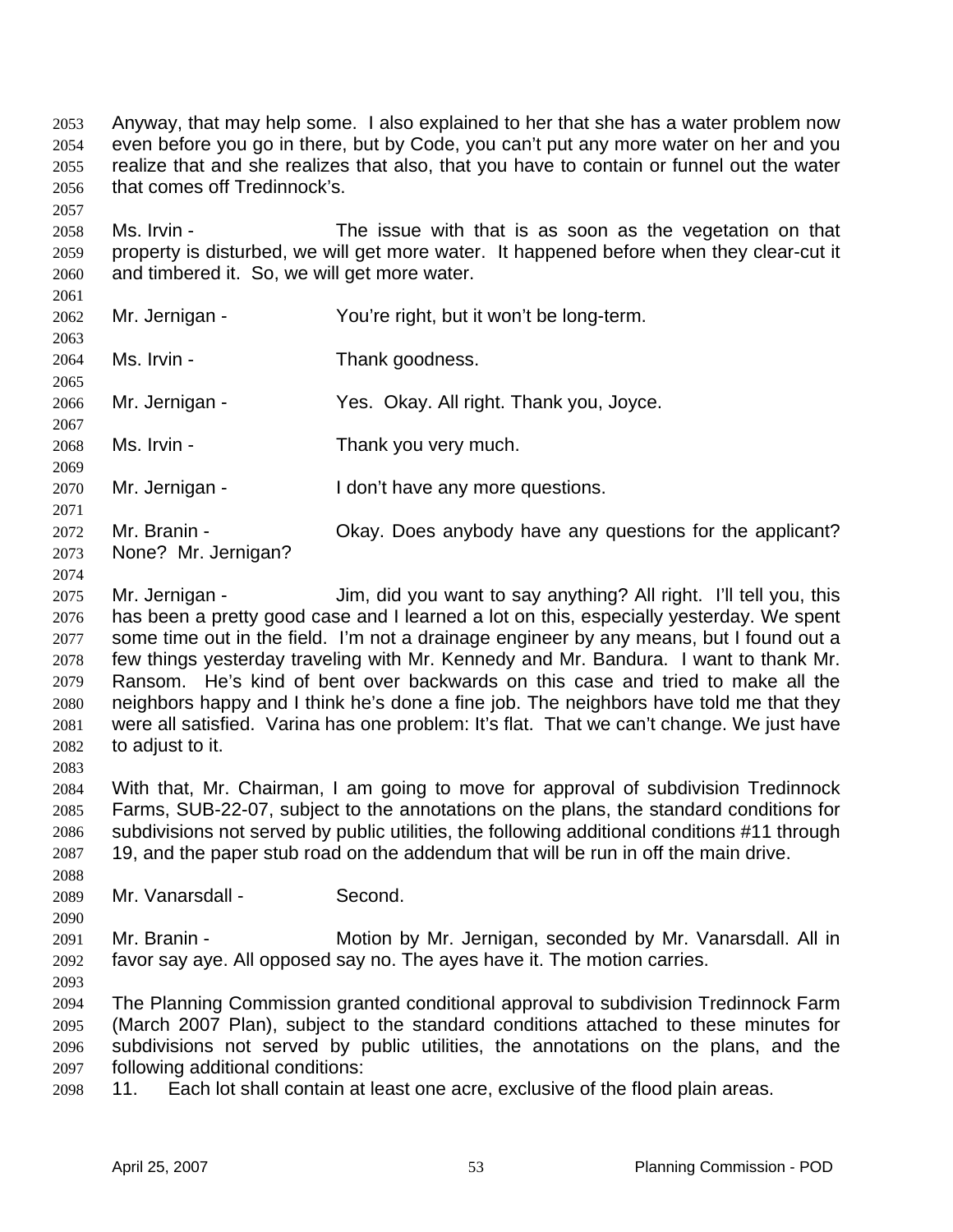Anyway, that may help some. I also explained to her that she has a water problem now even before you go in there, but by Code, you can't put any more water on her and you realize that and she realizes that also, that you have to contain or funnel out the water that comes off Tredinnock's.

Ms. Irvin - The issue with that is as soon as the vegetation on that property is disturbed, we will get more water. It happened before when they clear-cut it and timbered it. So, we will get more water.

Mr. Jernigan - You're right, but it won't be long-term.

Ms. Irvin - Thank goodness.

Mr. Jernigan - Yes. Okay. All right. Thank you, Joyce.

Ms. Irvin - Thank you very much.

Mr. Jernigan - I don't have any more questions.

Mr. Branin - Okay. Does anybody have any questions for the applicant? None? Mr. Jernigan?

Mr. Jernigan - Jim, did you want to say anything? All right. I'll tell you, this has been a pretty good case and I learned a lot on this, especially yesterday. We spent some time out in the field. I'm not a drainage engineer by any means, but I found out a few things yesterday traveling with Mr. Kennedy and Mr. Bandura. I want to thank Mr. Ransom. He's kind of bent over backwards on this case and tried to make all the neighbors happy and I think he's done a fine job. The neighbors have told me that they were all satisfied. Varina has one problem: It's flat. That we can't change. We just have to adjust to it.

With that, Mr. Chairman, I am going to move for approval of subdivision Tredinnock Farms, SUB-22-07, subject to the annotations on the plans, the standard conditions for subdivisions not served by public utilities, the following additional conditions #11 through 19, and the paper stub road on the addendum that will be run in off the main drive.

Mr. Vanarsdall - Second.

Mr. Branin - Motion by Mr. Jernigan, seconded by Mr. Vanarsdall. All in favor say aye. All opposed say no. The ayes have it. The motion carries.

The Planning Commission granted conditional approval to subdivision Tredinnock Farm (March 2007 Plan), subject to the standard conditions attached to these minutes for subdivisions not served by public utilities, the annotations on the plans, and the following additional conditions:

11. Each lot shall contain at least one acre, exclusive of the flood plain areas.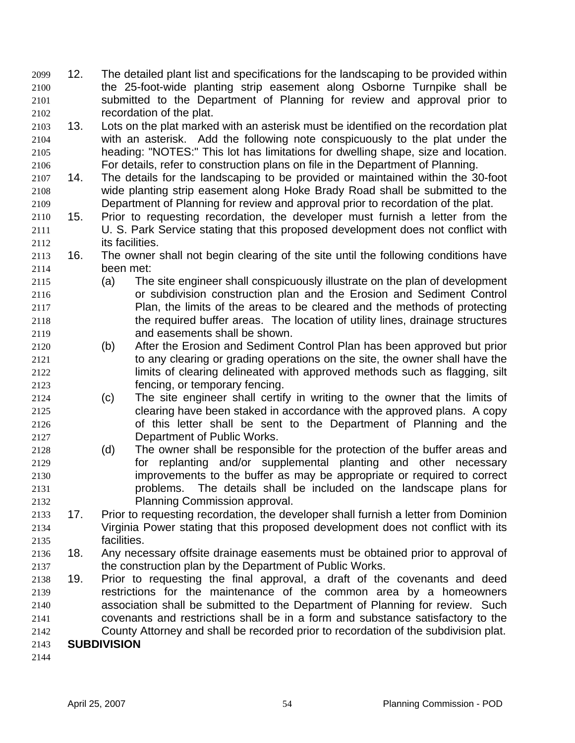12. The detailed plant list and specifications for the landscaping to be provided within the 25-foot-wide planting strip easement along Osborne Turnpike shall be submitted to the Department of Planning for review and approval prior to recordation of the plat.
13. Lots on the plat marked with an asterisk must be identified on the recordation plat with an asterisk. Add the following note conspicuously to the plat under the heading: "NOTES:" This lot has limitations for dwelling shape, size and location. For details, refer to construction plans on file in the Department of Planning.
14. The details for the landscaping to be provided or maintained within the 30-foot wide planting strip easement along Hoke Brady Road shall be submitted to the Department of Planning for review and approval prior to recordation of the plat.
15. Prior to requesting recordation, the developer must furnish a letter from the U. S. Park Service stating that this proposed development does not conflict with its facilities.
16. The owner shall not begin clearing of the site until the following conditions have been met:
    - (a) The site engineer shall conspicuously illustrate on the plan of development or subdivision construction plan and the Erosion and Sediment Control Plan, the limits of the areas to be cleared and the methods of protecting the required buffer areas. The location of utility lines, drainage structures and easements shall be shown.
    - (b) After the Erosion and Sediment Control Plan has been approved but prior to any clearing or grading operations on the site, the owner shall have the limits of clearing delineated with approved methods such as flagging, silt fencing, or temporary fencing.
    - (c) The site engineer shall certify in writing to the owner that the limits of clearing have been staked in accordance with the approved plans. A copy of this letter shall be sent to the Department of Planning and the Department of Public Works.
    - (d) The owner shall be responsible for the protection of the buffer areas and for replanting and/or supplemental planting and other necessary improvements to the buffer as may be appropriate or required to correct problems. The details shall be included on the landscape plans for Planning Commission approval.
17. Prior to requesting recordation, the developer shall furnish a letter from Dominion Virginia Power stating that this proposed development does not conflict with its facilities.
18. Any necessary offsite drainage easements must be obtained prior to approval of the construction plan by the Department of Public Works.
19. Prior to requesting the final approval, a draft of the covenants and deed restrictions for the maintenance of the common area by a homeowners association shall be submitted to the Department of Planning for review. Such covenants and restrictions shall be in a form and substance satisfactory to the County Attorney and shall be recorded prior to recordation of the subdivision plat.

**SUBDIVISION**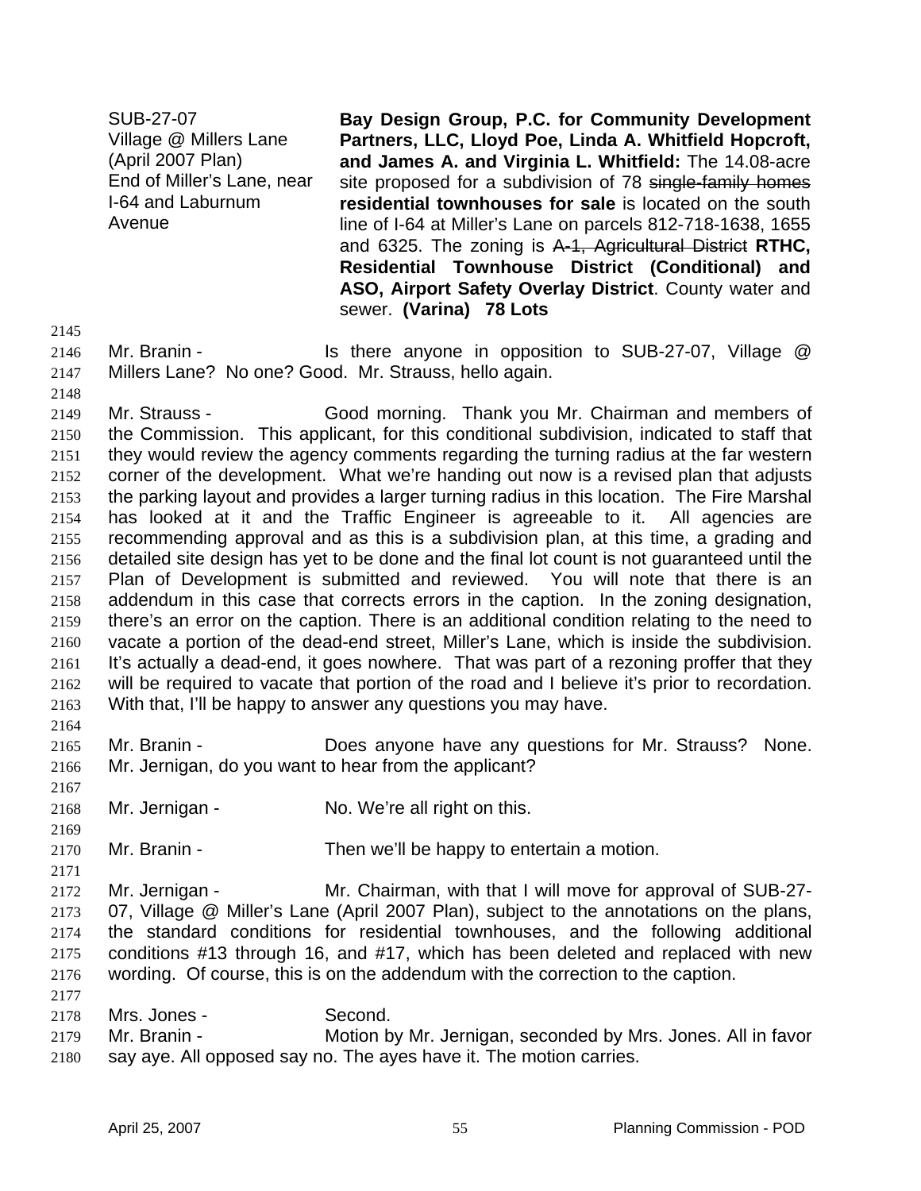SUB-27-07
Village @ Millers Lane
(April 2007 Plan)
End of Miller's Lane, near I-64 and Laburnum Avenue

**Bay Design Group, P.C. for Community Development Partners, LLC, Lloyd Poe, Linda A. Whitfield Hopcroft, and James A. and Virginia L. Whitfield:** The 14.08-acre site proposed for a subdivision of 78 ~~single-family homes~~ **residential townhouses for sale** is located on the south line of I-64 at Miller's Lane on parcels 812-718-1638, 1655 and 6325. The zoning is ~~A-1, Agricultural District~~ **RTHC, Residential Townhouse District (Conditional) and ASO, Airport Safety Overlay District**. County water and sewer. **(Varina) 78 Lots**

Mr. Branin - Is there anyone in opposition to SUB-27-07, Village @ Millers Lane? No one? Good. Mr. Strauss, hello again.

Mr. Strauss - Good morning. Thank you Mr. Chairman and members of the Commission. This applicant, for this conditional subdivision, indicated to staff that they would review the agency comments regarding the turning radius at the far western corner of the development. What we're handing out now is a revised plan that adjusts the parking layout and provides a larger turning radius in this location. The Fire Marshal has looked at it and the Traffic Engineer is agreeable to it. All agencies are recommending approval and as this is a subdivision plan, at this time, a grading and detailed site design has yet to be done and the final lot count is not guaranteed until the Plan of Development is submitted and reviewed. You will note that there is an addendum in this case that corrects errors in the caption. In the zoning designation, there's an error on the caption. There is an additional condition relating to the need to vacate a portion of the dead-end street, Miller's Lane, which is inside the subdivision. It's actually a dead-end, it goes nowhere. That was part of a rezoning proffer that they will be required to vacate that portion of the road and I believe it's prior to recordation. With that, I'll be happy to answer any questions you may have.

Mr. Branin - Does anyone have any questions for Mr. Strauss? None. Mr. Jernigan, do you want to hear from the applicant?

Mr. Jernigan - No. We're all right on this.

Mr. Branin - Then we'll be happy to entertain a motion.

Mr. Jernigan - Mr. Chairman, with that I will move for approval of SUB-27-07, Village @ Miller's Lane (April 2007 Plan), subject to the annotations on the plans, the standard conditions for residential townhouses, and the following additional conditions #13 through 16, and #17, which has been deleted and replaced with new wording. Of course, this is on the addendum with the correction to the caption.

Mrs. Jones - Second.

Mr. Branin - Motion by Mr. Jernigan, seconded by Mrs. Jones. All in favor say aye. All opposed say no. The ayes have it. The motion carries.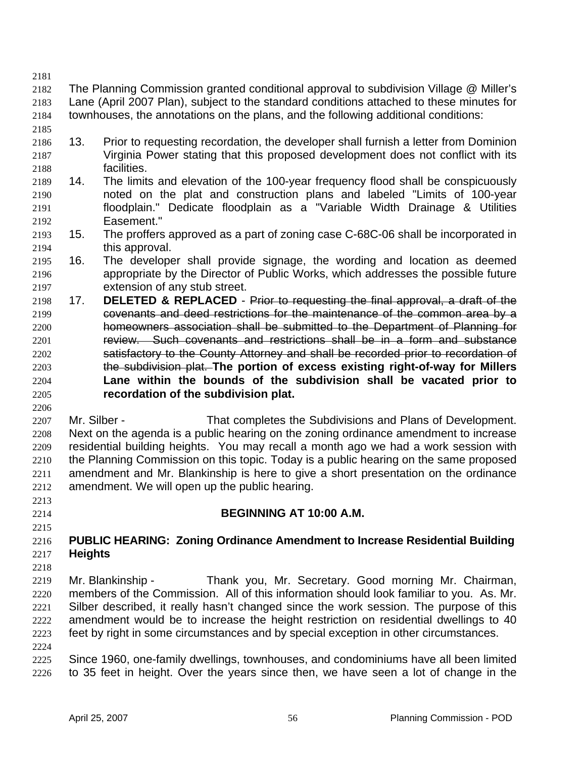The Planning Commission granted conditional approval to subdivision Village @ Miller's Lane (April 2007 Plan), subject to the standard conditions attached to these minutes for townhouses, the annotations on the plans, and the following additional conditions:

13. Prior to requesting recordation, the developer shall furnish a letter from Dominion Virginia Power stating that this proposed development does not conflict with its facilities.
14. The limits and elevation of the 100-year frequency flood shall be conspicuously noted on the plat and construction plans and labeled "Limits of 100-year floodplain." Dedicate floodplain as a "Variable Width Drainage & Utilities Easement."
15. The proffers approved as a part of zoning case C-68C-06 shall be incorporated in this approval.
16. The developer shall provide signage, the wording and location as deemed appropriate by the Director of Public Works, which addresses the possible future extension of any stub street.
17. **DELETED & REPLACED** - ~~Prior to requesting the final approval, a draft of the covenants and deed restrictions for the maintenance of the common area by a homeowners association shall be submitted to the Department of Planning for review. Such covenants and restrictions shall be in a form and substance satisfactory to the County Attorney and shall be recorded prior to recordation of the subdivision plat.~~ **The portion of excess existing right-of-way for Millers Lane within the bounds of the subdivision shall be vacated prior to recordation of the subdivision plat.**

Mr. Silber - That completes the Subdivisions and Plans of Development. Next on the agenda is a public hearing on the zoning ordinance amendment to increase residential building heights. You may recall a month ago we had a work session with the Planning Commission on this topic. Today is a public hearing on the same proposed amendment and Mr. Blankinship is here to give a short presentation on the ordinance amendment. We will open up the public hearing.

**BEGINNING AT 10:00 A.M.**

**PUBLIC HEARING: Zoning Ordinance Amendment to Increase Residential Building Heights**

Mr. Blankinship - Thank you, Mr. Secretary. Good morning Mr. Chairman, members of the Commission. All of this information should look familiar to you. As Mr. Silber described, it really hasn't changed since the work session. The purpose of this amendment would be to increase the height restriction on residential dwellings to 40 feet by right in some circumstances and by special exception in other circumstances.

Since 1960, one-family dwellings, townhouses, and condominiums have all been limited to 35 feet in height. Over the years since then, we have seen a lot of change in the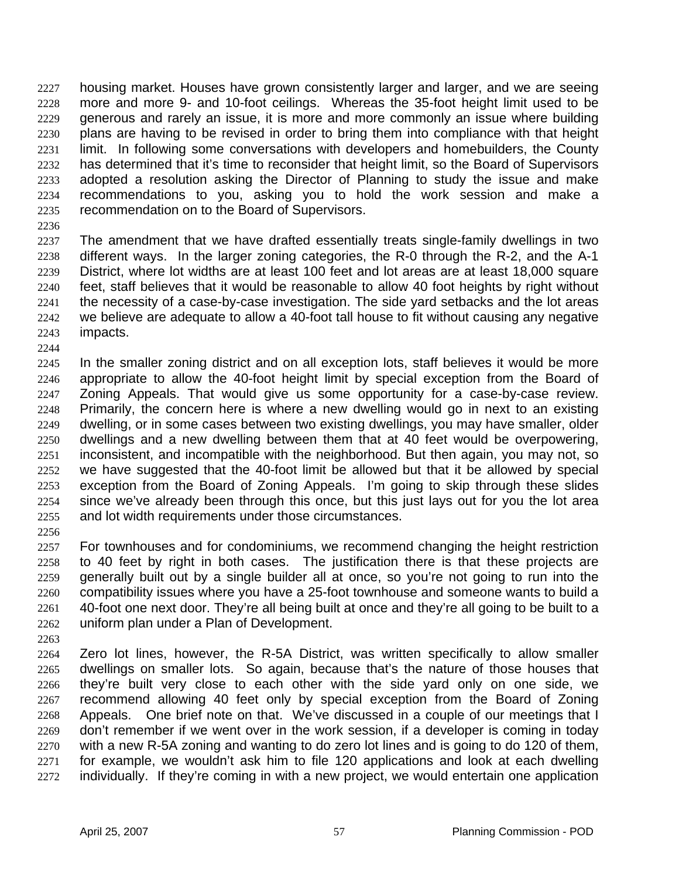housing market. Houses have grown consistently larger and larger, and we are seeing more and more 9- and 10-foot ceilings. Whereas the 35-foot height limit used to be generous and rarely an issue, it is more and more commonly an issue where building plans are having to be revised in order to bring them into compliance with that height limit. In following some conversations with developers and homebuilders, the County has determined that it's time to reconsider that height limit, so the Board of Supervisors adopted a resolution asking the Director of Planning to study the issue and make recommendations to you, asking you to hold the work session and make a recommendation on to the Board of Supervisors.

The amendment that we have drafted essentially treats single-family dwellings in two different ways. In the larger zoning categories, the R-0 through the R-2, and the A-1 District, where lot widths are at least 100 feet and lot areas are at least 18,000 square feet, staff believes that it would be reasonable to allow 40 foot heights by right without the necessity of a case-by-case investigation. The side yard setbacks and the lot areas we believe are adequate to allow a 40-foot tall house to fit without causing any negative impacts.

In the smaller zoning district and on all exception lots, staff believes it would be more appropriate to allow the 40-foot height limit by special exception from the Board of Zoning Appeals. That would give us some opportunity for a case-by-case review. Primarily, the concern here is where a new dwelling would go in next to an existing dwelling, or in some cases between two existing dwellings, you may have smaller, older dwellings and a new dwelling between them that at 40 feet would be overpowering, inconsistent, and incompatible with the neighborhood. But then again, you may not, so we have suggested that the 40-foot limit be allowed but that it be allowed by special exception from the Board of Zoning Appeals. I'm going to skip through these slides since we've already been through this once, but this just lays out for you the lot area and lot width requirements under those circumstances.

For townhouses and for condominiums, we recommend changing the height restriction to 40 feet by right in both cases. The justification there is that these projects are generally built out by a single builder all at once, so you're not going to run into the compatibility issues where you have a 25-foot townhouse and someone wants to build a 40-foot one next door. They're all being built at once and they're all going to be built to a uniform plan under a Plan of Development.

Zero lot lines, however, the R-5A District, was written specifically to allow smaller dwellings on smaller lots. So again, because that's the nature of those houses that they're built very close to each other with the side yard only on one side, we recommend allowing 40 feet only by special exception from the Board of Zoning Appeals. One brief note on that. We've discussed in a couple of our meetings that I don't remember if we went over in the work session, if a developer is coming in today with a new R-5A zoning and wanting to do zero lot lines and is going to do 120 of them, for example, we wouldn't ask him to file 120 applications and look at each dwelling individually. If they're coming in with a new project, we would entertain one application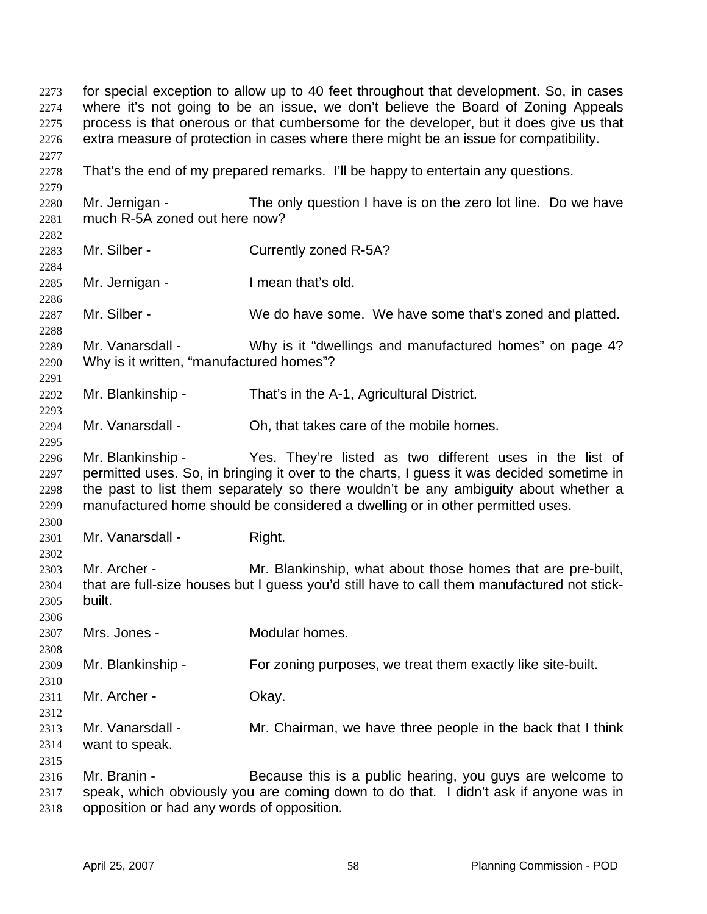for special exception to allow up to 40 feet throughout that development. So, in cases where it's not going to be an issue, we don't believe the Board of Zoning Appeals process is that onerous or that cumbersome for the developer, but it does give us that extra measure of protection in cases where there might be an issue for compatibility.

That's the end of my prepared remarks. I'll be happy to entertain any questions.

Mr. Jernigan - The only question I have is on the zero lot line. Do we have much R-5A zoned out here now?

Mr. Silber - Currently zoned R-5A?

Mr. Jernigan - I mean that's old.

Mr. Silber - We do have some. We have some that's zoned and platted.

Mr. Vanarsdall - Why is it "dwellings and manufactured homes" on page 4? Why is it written, "manufactured homes"?

Mr. Blankinship - That's in the A-1, Agricultural District.

Mr. Vanarsdall - Oh, that takes care of the mobile homes.

Mr. Blankinship - Yes. They're listed as two different uses in the list of permitted uses. So, in bringing it over to the charts, I guess it was decided sometime in the past to list them separately so there wouldn't be any ambiguity about whether a manufactured home should be considered a dwelling or in other permitted uses.

Mr. Vanarsdall - Right.

Mr. Archer - Mr. Blankinship, what about those homes that are pre-built, that are full-size houses but I guess you'd still have to call them manufactured not stick-built.

Mrs. Jones - Modular homes.

Mr. Blankinship - For zoning purposes, we treat them exactly like site-built.

Mr. Archer - Okay.

Mr. Vanarsdall - Mr. Chairman, we have three people in the back that I think want to speak.

Mr. Branin - Because this is a public hearing, you guys are welcome to speak, which obviously you are coming down to do that. I didn't ask if anyone was in opposition or had any words of opposition.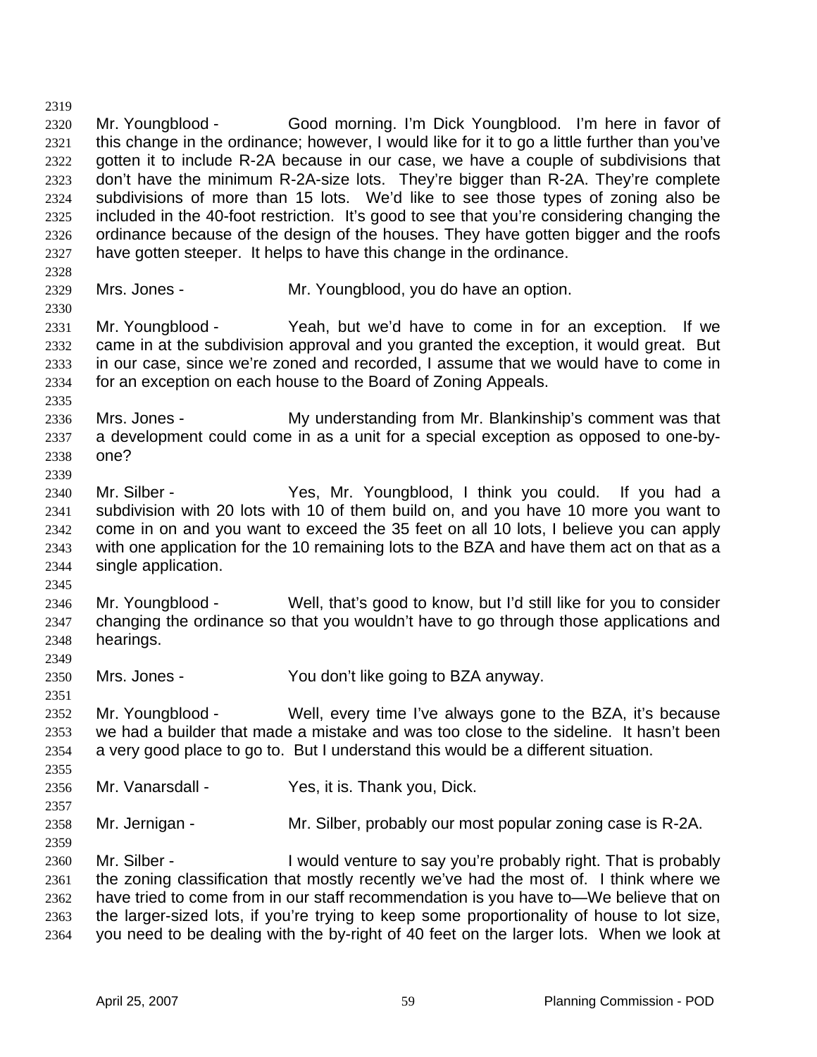Mr. Youngblood - Good morning. I'm Dick Youngblood. I'm here in favor of this change in the ordinance; however, I would like for it to go a little further than you've gotten it to include R-2A because in our case, we have a couple of subdivisions that don't have the minimum R-2A-size lots. They're bigger than R-2A. They're complete subdivisions of more than 15 lots. We'd like to see those types of zoning also be included in the 40-foot restriction. It's good to see that you're considering changing the ordinance because of the design of the houses. They have gotten bigger and the roofs have gotten steeper. It helps to have this change in the ordinance.

Mrs. Jones - Mr. Youngblood, you do have an option.

Mr. Youngblood - Yeah, but we'd have to come in for an exception. If we came in at the subdivision approval and you granted the exception, it would great. But in our case, since we're zoned and recorded, I assume that we would have to come in for an exception on each house to the Board of Zoning Appeals.

Mrs. Jones - My understanding from Mr. Blankinship's comment was that a development could come in as a unit for a special exception as opposed to one-by-one?

Mr. Silber - Yes, Mr. Youngblood, I think you could. If you had a subdivision with 20 lots with 10 of them build on, and you have 10 more you want to come in on and you want to exceed the 35 feet on all 10 lots, I believe you can apply with one application for the 10 remaining lots to the BZA and have them act on that as a single application.

Mr. Youngblood - Well, that's good to know, but I'd still like for you to consider changing the ordinance so that you wouldn't have to go through those applications and hearings.

Mrs. Jones - You don't like going to BZA anyway.

Mr. Youngblood - Well, every time I've always gone to the BZA, it's because we had a builder that made a mistake and was too close to the sideline. It hasn't been a very good place to go to. But I understand this would be a different situation.

Mr. Vanarsdall - Yes, it is. Thank you, Dick.

Mr. Jernigan - Mr. Silber, probably our most popular zoning case is R-2A.

Mr. Silber - I would venture to say you're probably right. That is probably the zoning classification that mostly recently we've had the most of. I think where we have tried to come from in our staff recommendation is you have to—We believe that on the larger-sized lots, if you're trying to keep some proportionality of house to lot size, you need to be dealing with the by-right of 40 feet on the larger lots. When we look at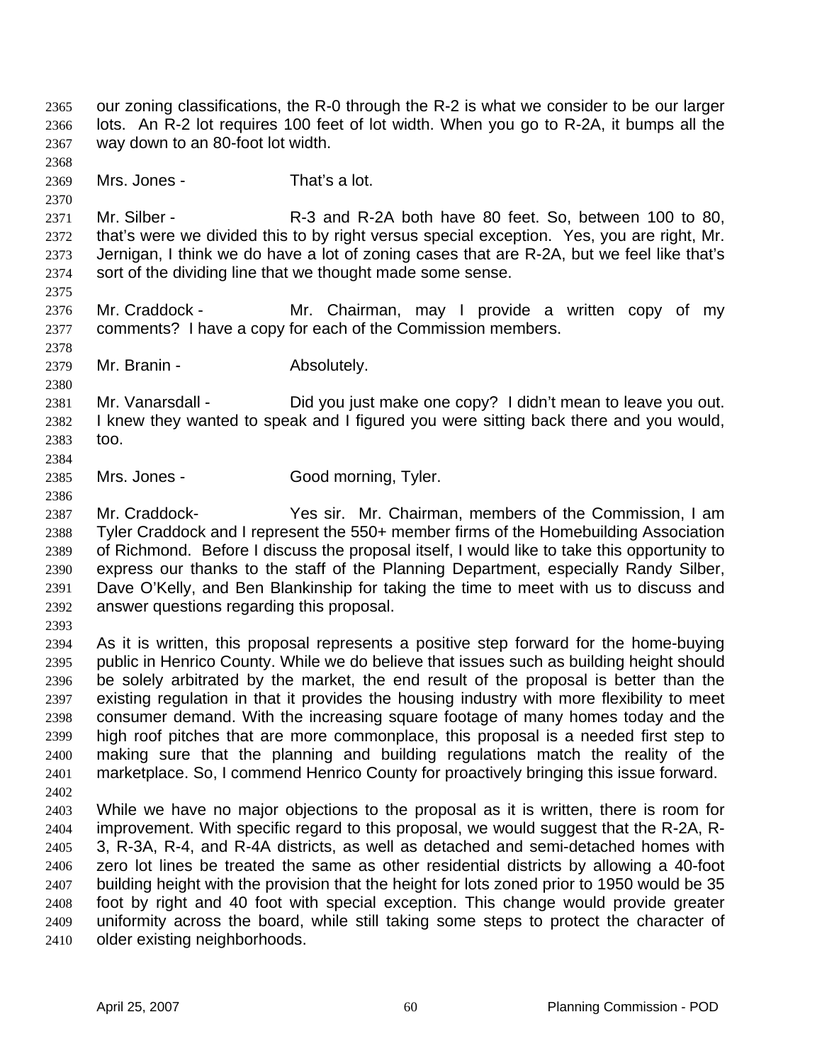our zoning classifications, the R-0 through the R-2 is what we consider to be our larger lots. An R-2 lot requires 100 feet of lot width. When you go to R-2A, it bumps all the way down to an 80-foot lot width.

Mrs. Jones - That's a lot.

Mr. Silber - R-3 and R-2A both have 80 feet. So, between 100 to 80, that's were we divided this to by right versus special exception. Yes, you are right, Mr. Jernigan, I think we do have a lot of zoning cases that are R-2A, but we feel like that's sort of the dividing line that we thought made some sense.

Mr. Craddock - Mr. Chairman, may I provide a written copy of my comments? I have a copy for each of the Commission members.

Mr. Branin - Absolutely.

Mr. Vanarsdall - Did you just make one copy? I didn't mean to leave you out. I knew they wanted to speak and I figured you were sitting back there and you would, too.

Mrs. Jones - Good morning, Tyler.

Mr. Craddock- Yes sir. Mr. Chairman, members of the Commission, I am Tyler Craddock and I represent the 550+ member firms of the Homebuilding Association of Richmond. Before I discuss the proposal itself, I would like to take this opportunity to express our thanks to the staff of the Planning Department, especially Randy Silber, Dave O'Kelly, and Ben Blankinship for taking the time to meet with us to discuss and answer questions regarding this proposal.

As it is written, this proposal represents a positive step forward for the home-buying public in Henrico County. While we do believe that issues such as building height should be solely arbitrated by the market, the end result of the proposal is better than the existing regulation in that it provides the housing industry with more flexibility to meet consumer demand. With the increasing square footage of many homes today and the high roof pitches that are more commonplace, this proposal is a needed first step to making sure that the planning and building regulations match the reality of the marketplace. So, I commend Henrico County for proactively bringing this issue forward.

While we have no major objections to the proposal as it is written, there is room for improvement. With specific regard to this proposal, we would suggest that the R-2A, R-3, R-3A, R-4, and R-4A districts, as well as detached and semi-detached homes with zero lot lines be treated the same as other residential districts by allowing a 40-foot building height with the provision that the height for lots zoned prior to 1950 would be 35 foot by right and 40 foot with special exception. This change would provide greater uniformity across the board, while still taking some steps to protect the character of older existing neighborhoods.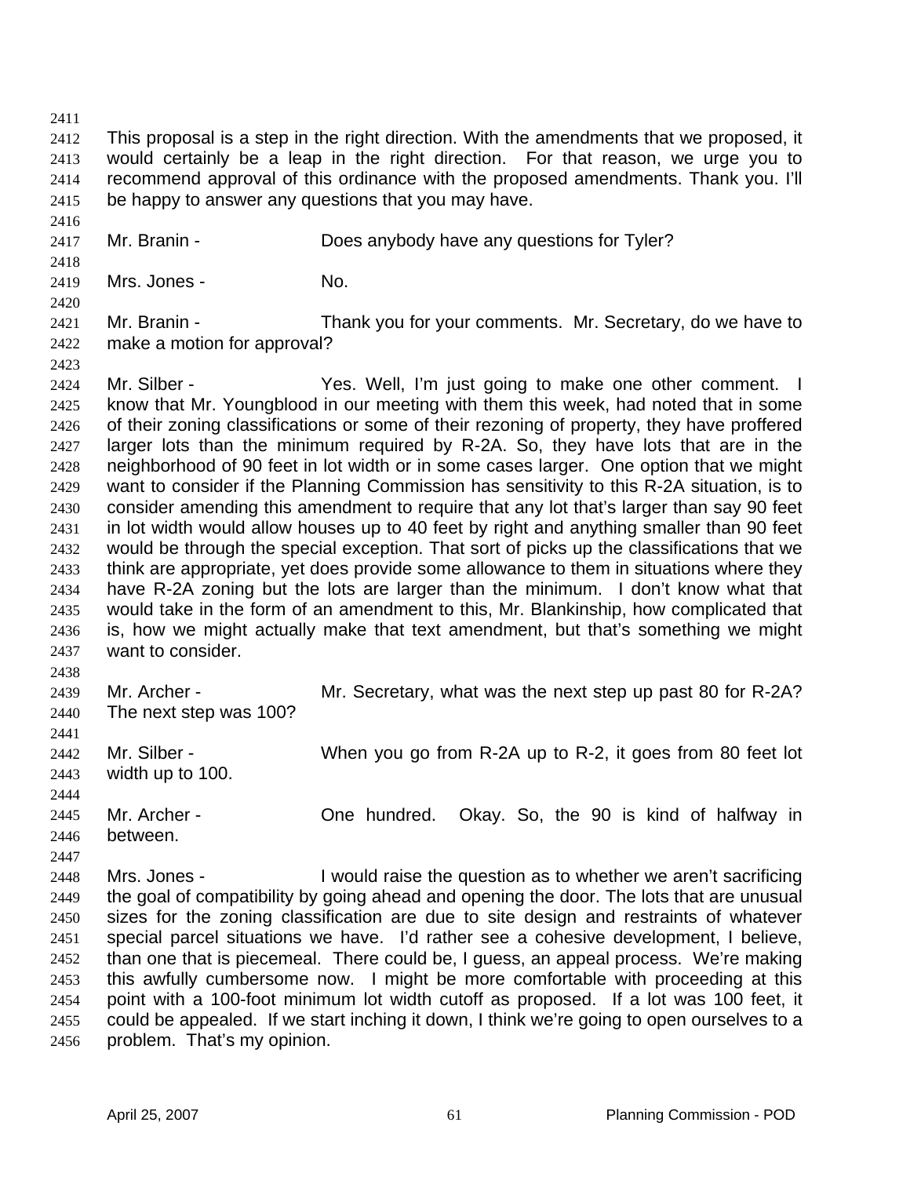This proposal is a step in the right direction. With the amendments that we proposed, it would certainly be a leap in the right direction. For that reason, we urge you to recommend approval of this ordinance with the proposed amendments. Thank you. I'll be happy to answer any questions that you may have.

Mr. Branin - Does anybody have any questions for Tyler?

Mrs. Jones - No.

Mr. Branin - Thank you for your comments. Mr. Secretary, do we have to make a motion for approval?

Mr. Silber - Yes. Well, I'm just going to make one other comment. I know that Mr. Youngblood in our meeting with them this week, had noted that in some of their zoning classifications or some of their rezoning of property, they have proffered larger lots than the minimum required by R-2A. So, they have lots that are in the neighborhood of 90 feet in lot width or in some cases larger. One option that we might want to consider if the Planning Commission has sensitivity to this R-2A situation, is to consider amending this amendment to require that any lot that's larger than say 90 feet in lot width would allow houses up to 40 feet by right and anything smaller than 90 feet would be through the special exception. That sort of picks up the classifications that we think are appropriate, yet does provide some allowance to them in situations where they have R-2A zoning but the lots are larger than the minimum. I don't know what that would take in the form of an amendment to this, Mr. Blankinship, how complicated that is, how we might actually make that text amendment, but that's something we might want to consider.

Mr. Archer - Mr. Secretary, what was the next step up past 80 for R-2A? The next step was 100?

Mr. Silber - When you go from R-2A up to R-2, it goes from 80 feet lot width up to 100.

Mr. Archer - One hundred. Okay. So, the 90 is kind of halfway in between.

Mrs. Jones - I would raise the question as to whether we aren't sacrificing the goal of compatibility by going ahead and opening the door. The lots that are unusual sizes for the zoning classification are due to site design and restraints of whatever special parcel situations we have. I'd rather see a cohesive development, I believe, than one that is piecemeal. There could be, I guess, an appeal process. We're making this awfully cumbersome now. I might be more comfortable with proceeding at this point with a 100-foot minimum lot width cutoff as proposed. If a lot was 100 feet, it could be appealed. If we start inching it down, I think we're going to open ourselves to a problem. That's my opinion.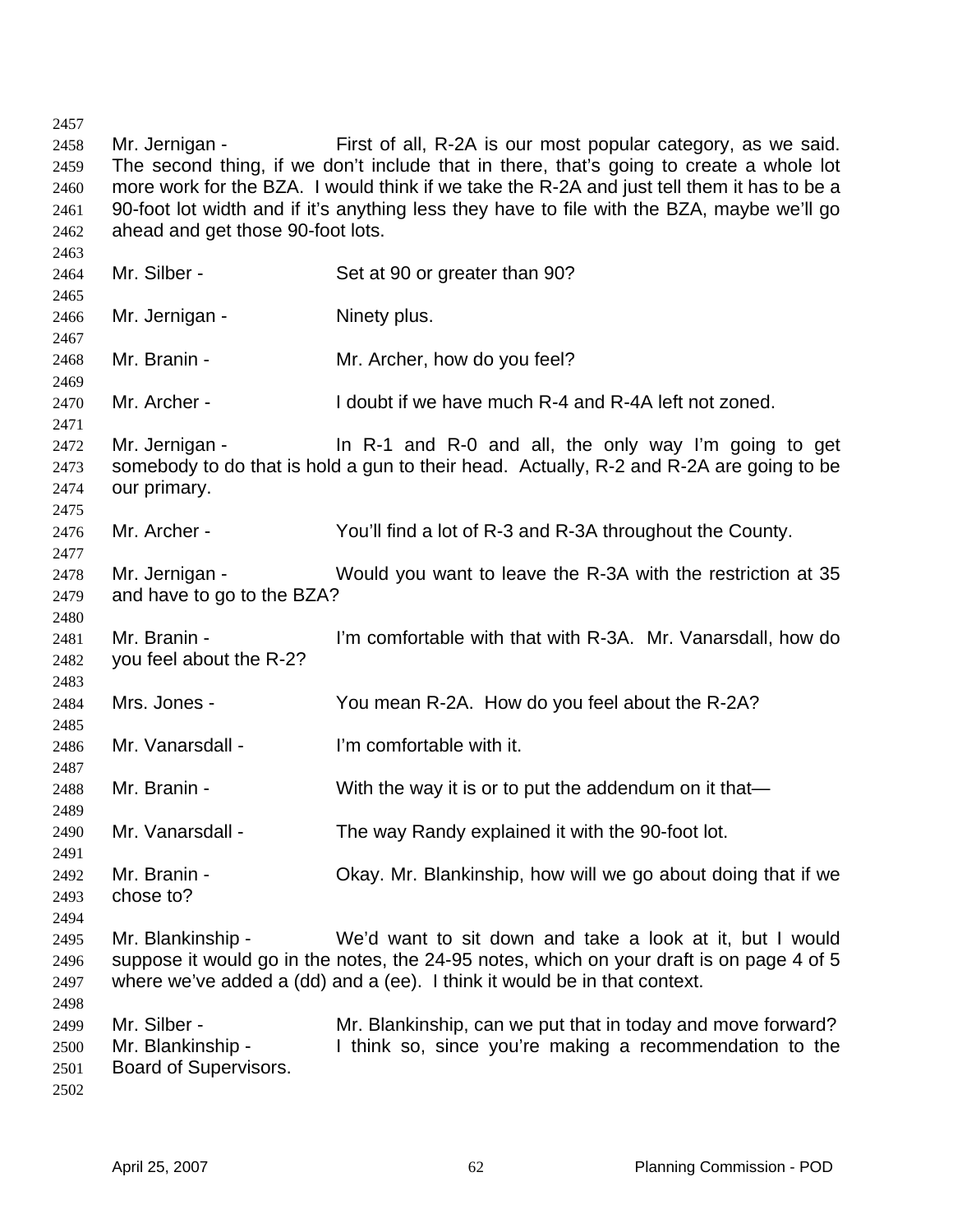Mr. Jernigan - First of all, R-2A is our most popular category, as we said. The second thing, if we don't include that in there, that's going to create a whole lot more work for the BZA. I would think if we take the R-2A and just tell them it has to be a 90-foot lot width and if it's anything less they have to file with the BZA, maybe we'll go ahead and get those 90-foot lots.

Mr. Silber - Set at 90 or greater than 90?

Mr. Jernigan - Ninety plus.

Mr. Branin - Mr. Archer, how do you feel?

Mr. Archer - I doubt if we have much R-4 and R-4A left not zoned.

Mr. Jernigan - In R-1 and R-0 and all, the only way I'm going to get somebody to do that is hold a gun to their head. Actually, R-2 and R-2A are going to be our primary.

Mr. Archer - You'll find a lot of R-3 and R-3A throughout the County.

Mr. Jernigan - Would you want to leave the R-3A with the restriction at 35 and have to go to the BZA?

Mr. Branin - I'm comfortable with that with R-3A. Mr. Vanarsdall, how do you feel about the R-2?

Mrs. Jones - You mean R-2A. How do you feel about the R-2A?

Mr. Vanarsdall - I'm comfortable with it.

Mr. Branin - With the way it is or to put the addendum on it that—

Mr. Vanarsdall - The way Randy explained it with the 90-foot lot.

Mr. Branin - Okay. Mr. Blankinship, how will we go about doing that if we chose to?

Mr. Blankinship - We'd want to sit down and take a look at it, but I would suppose it would go in the notes, the 24-95 notes, which on your draft is on page 4 of 5 where we've added a (dd) and a (ee). I think it would be in that context.

Mr. Silber - Mr. Blankinship, can we put that in today and move forward?

Mr. Blankinship - I think so, since you're making a recommendation to the Board of Supervisors.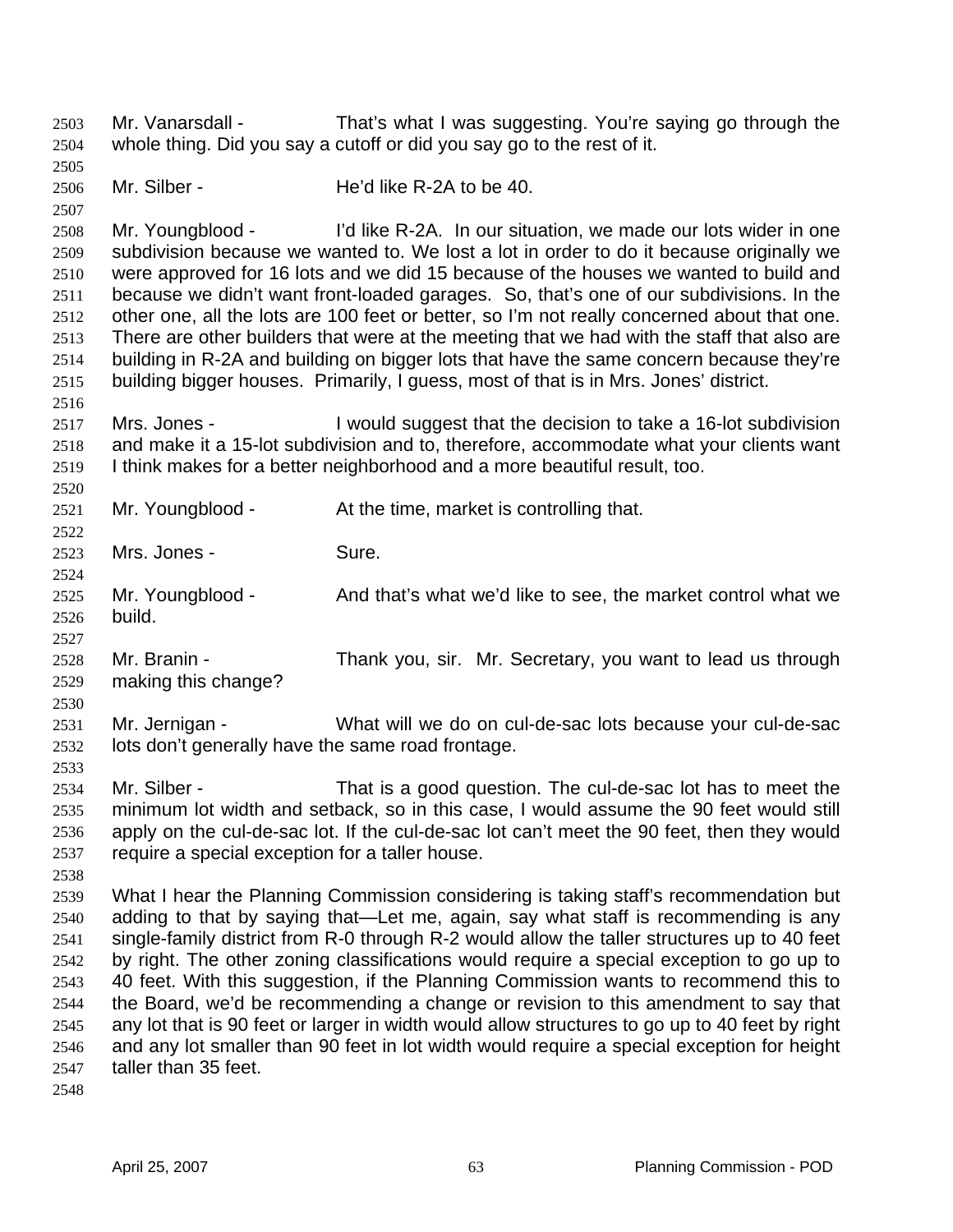Mr. Vanarsdall - That's what I was suggesting. You're saying go through the whole thing. Did you say a cutoff or did you say go to the rest of it.

Mr. Silber - He'd like R-2A to be 40.

Mr. Youngblood - I'd like R-2A. In our situation, we made our lots wider in one subdivision because we wanted to. We lost a lot in order to do it because originally we were approved for 16 lots and we did 15 because of the houses we wanted to build and because we didn't want front-loaded garages. So, that's one of our subdivisions. In the other one, all the lots are 100 feet or better, so I'm not really concerned about that one. There are other builders that were at the meeting that we had with the staff that also are building in R-2A and building on bigger lots that have the same concern because they're building bigger houses. Primarily, I guess, most of that is in Mrs. Jones' district.

Mrs. Jones - I would suggest that the decision to take a 16-lot subdivision and make it a 15-lot subdivision and to, therefore, accommodate what your clients want I think makes for a better neighborhood and a more beautiful result, too.

Mr. Youngblood - At the time, market is controlling that.

Mrs. Jones - Sure.

Mr. Youngblood - And that's what we'd like to see, the market control what we build.

Mr. Branin - Thank you, sir. Mr. Secretary, you want to lead us through making this change?

Mr. Jernigan - What will we do on cul-de-sac lots because your cul-de-sac lots don't generally have the same road frontage.

Mr. Silber - That is a good question. The cul-de-sac lot has to meet the minimum lot width and setback, so in this case, I would assume the 90 feet would still apply on the cul-de-sac lot. If the cul-de-sac lot can't meet the 90 feet, then they would require a special exception for a taller house.

What I hear the Planning Commission considering is taking staff's recommendation but adding to that by saying that—Let me, again, say what staff is recommending is any single-family district from R-0 through R-2 would allow the taller structures up to 40 feet by right. The other zoning classifications would require a special exception to go up to 40 feet. With this suggestion, if the Planning Commission wants to recommend this to the Board, we'd be recommending a change or revision to this amendment to say that any lot that is 90 feet or larger in width would allow structures to go up to 40 feet by right and any lot smaller than 90 feet in lot width would require a special exception for height taller than 35 feet.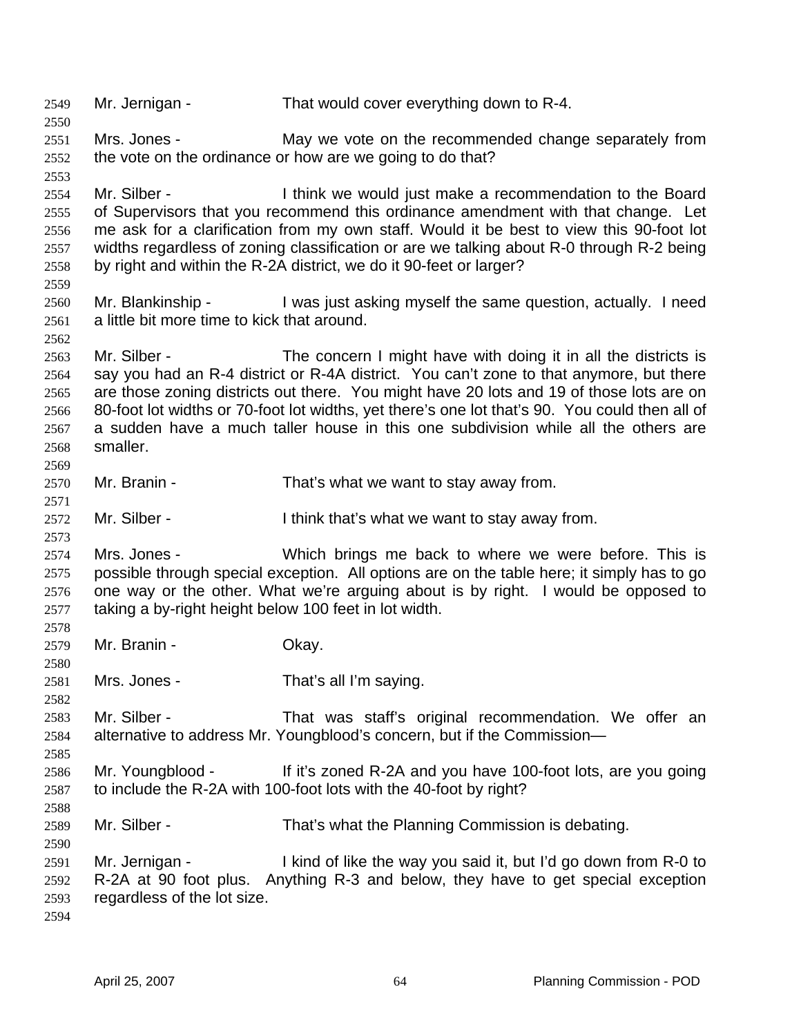Mr. Jernigan - That would cover everything down to R-4.

Mrs. Jones - May we vote on the recommended change separately from the vote on the ordinance or how are we going to do that?

Mr. Silber - I think we would just make a recommendation to the Board of Supervisors that you recommend this ordinance amendment with that change. Let me ask for a clarification from my own staff. Would it be best to view this 90-foot lot widths regardless of zoning classification or are we talking about R-0 through R-2 being by right and within the R-2A district, we do it 90-feet or larger?

Mr. Blankinship - I was just asking myself the same question, actually. I need a little bit more time to kick that around.

Mr. Silber - The concern I might have with doing it in all the districts is say you had an R-4 district or R-4A district. You can't zone to that anymore, but there are those zoning districts out there. You might have 20 lots and 19 of those lots are on 80-foot lot widths or 70-foot lot widths, yet there's one lot that's 90. You could then all of a sudden have a much taller house in this one subdivision while all the others are smaller.

Mr. Branin - That's what we want to stay away from.

Mr. Silber - I think that's what we want to stay away from.

Mrs. Jones - Which brings me back to where we were before. This is possible through special exception. All options are on the table here; it simply has to go one way or the other. What we're arguing about is by right. I would be opposed to taking a by-right height below 100 feet in lot width.

Mr. Branin - Okay.

Mrs. Jones - That's all I'm saying.

Mr. Silber - That was staff's original recommendation. We offer an alternative to address Mr. Youngblood's concern, but if the Commission—

Mr. Youngblood - If it's zoned R-2A and you have 100-foot lots, are you going to include the R-2A with 100-foot lots with the 40-foot by right?

Mr. Silber - That's what the Planning Commission is debating.

Mr. Jernigan - I kind of like the way you said it, but I'd go down from R-0 to R-2A at 90 foot plus. Anything R-3 and below, they have to get special exception regardless of the lot size.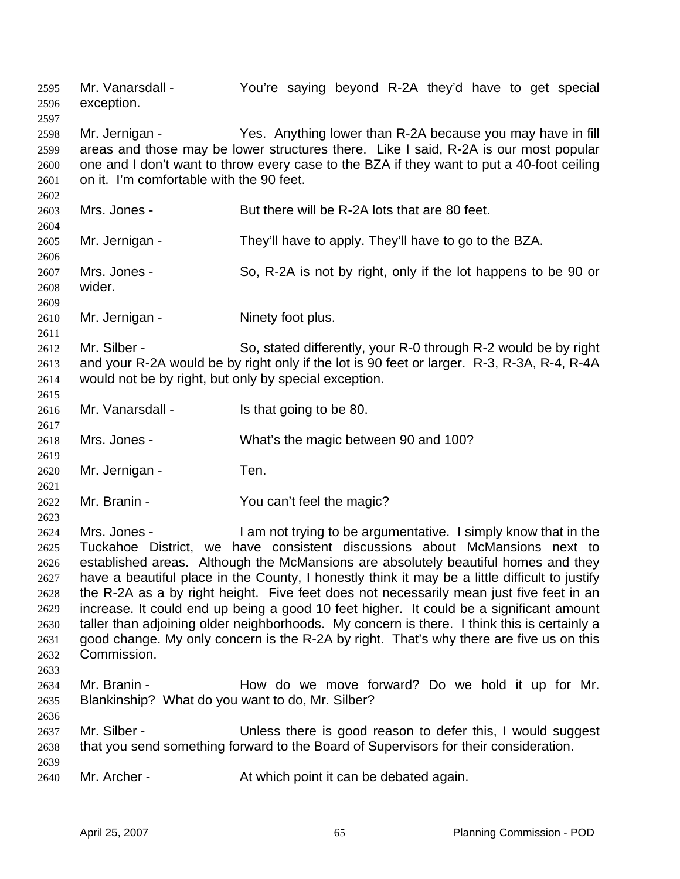Mr. Vanarsdall - You're saying beyond R-2A they'd have to get special exception.

Mr. Jernigan - Yes. Anything lower than R-2A because you may have in fill areas and those may be lower structures there. Like I said, R-2A is our most popular one and I don't want to throw every case to the BZA if they want to put a 40-foot ceiling on it. I'm comfortable with the 90 feet.

Mrs. Jones - But there will be R-2A lots that are 80 feet.

Mr. Jernigan - They'll have to apply. They'll have to go to the BZA.

Mrs. Jones - So, R-2A is not by right, only if the lot happens to be 90 or wider.

Mr. Jernigan - Ninety foot plus.

Mr. Silber - So, stated differently, your R-0 through R-2 would be by right and your R-2A would be by right only if the lot is 90 feet or larger. R-3, R-3A, R-4, R-4A would not be by right, but only by special exception.

Mr. Vanarsdall - Is that going to be 80.

Mrs. Jones - What's the magic between 90 and 100?

Mr. Jernigan - Ten.

Mr. Branin - You can't feel the magic?

Mrs. Jones - I am not trying to be argumentative. I simply know that in the Tuckahoe District, we have consistent discussions about McMansions next to established areas. Although the McMansions are absolutely beautiful homes and they have a beautiful place in the County, I honestly think it may be a little difficult to justify the R-2A as a by right height. Five feet does not necessarily mean just five feet in an increase. It could end up being a good 10 feet higher. It could be a significant amount taller than adjoining older neighborhoods. My concern is there. I think this is certainly a good change. My only concern is the R-2A by right. That's why there are five us on this Commission.

Mr. Branin - How do we move forward? Do we hold it up for Mr. Blankinship? What do you want to do, Mr. Silber?

Mr. Silber - Unless there is good reason to defer this, I would suggest that you send something forward to the Board of Supervisors for their consideration.

Mr. Archer - At which point it can be debated again.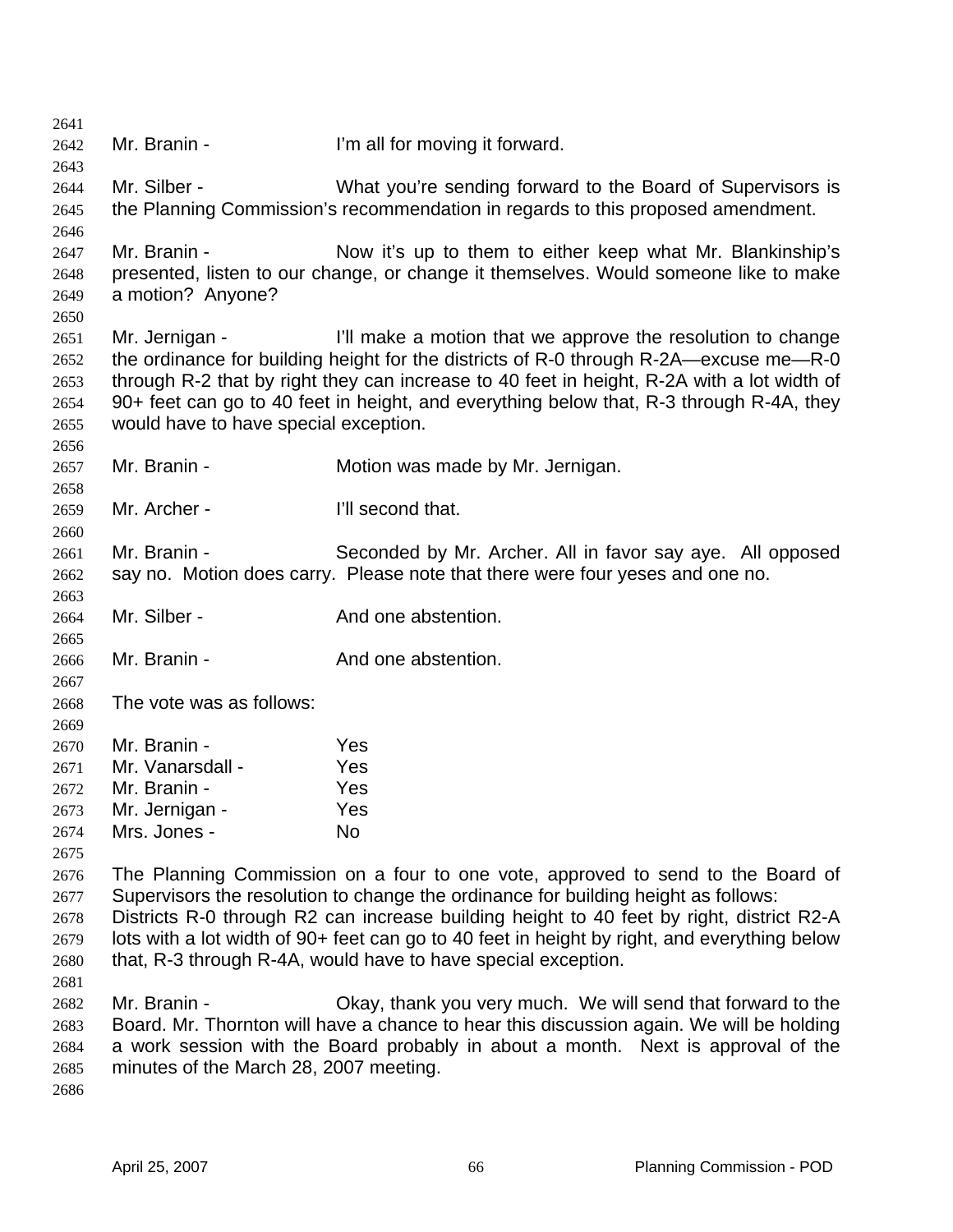Mr. Branin - I'm all for moving it forward.

Mr. Silber - What you're sending forward to the Board of Supervisors is the Planning Commission's recommendation in regards to this proposed amendment.

Mr. Branin - Now it's up to them to either keep what Mr. Blankinship's presented, listen to our change, or change it themselves. Would someone like to make a motion? Anyone?

Mr. Jernigan - I'll make a motion that we approve the resolution to change the ordinance for building height for the districts of R-0 through R-2A—excuse me—R-0 through R-2 that by right they can increase to 40 feet in height, R-2A with a lot width of 90+ feet can go to 40 feet in height, and everything below that, R-3 through R-4A, they would have to have special exception.

Mr. Branin - Motion was made by Mr. Jernigan.

Mr. Archer - I'll second that.

Mr. Branin - Seconded by Mr. Archer. All in favor say aye. All opposed say no. Motion does carry. Please note that there were four yeses and one no.

Mr. Silber - And one abstention.

Mr. Branin - And one abstention.

The vote was as follows:

| | |
|---|---|
| Mr. Branin - | Yes |
| Mr. Vanarsdall - | Yes |
| Mr. Branin - | Yes |
| Mr. Jernigan - | Yes |
| Mrs. Jones - | No |

The Planning Commission on a four to one vote, approved to send to the Board of Supervisors the resolution to change the ordinance for building height as follows: Districts R-0 through R2 can increase building height to 40 feet by right, district R2-A lots with a lot width of 90+ feet can go to 40 feet in height by right, and everything below that, R-3 through R-4A, would have to have special exception.

Mr. Branin - Okay, thank you very much. We will send that forward to the Board. Mr. Thornton will have a chance to hear this discussion again. We will be holding a work session with the Board probably in about a month. Next is approval of the minutes of the March 28, 2007 meeting.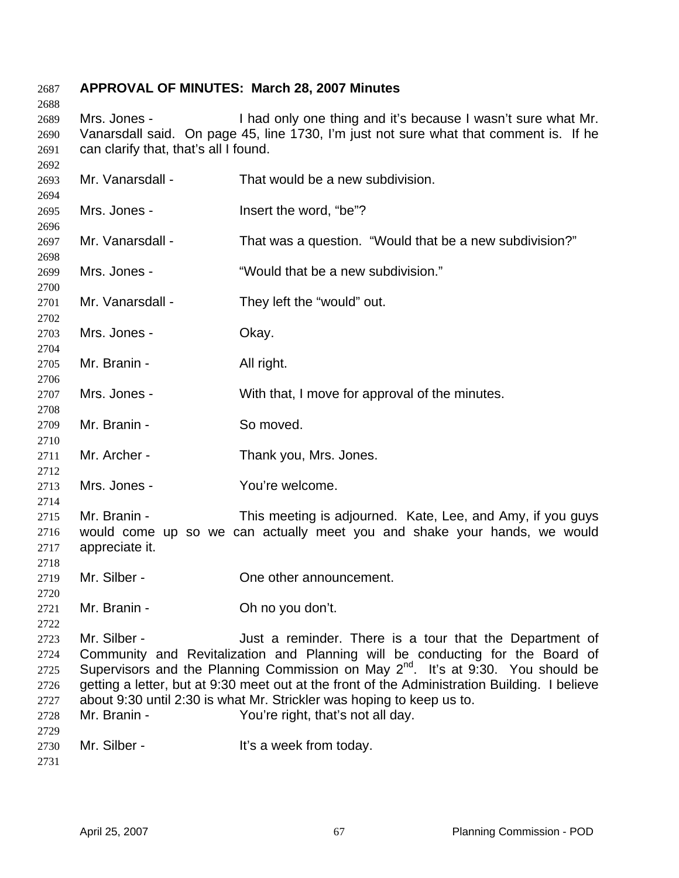**APPROVAL OF MINUTES: March 28, 2007 Minutes**

Mrs. Jones - I had only one thing and it's because I wasn't sure what Mr. Vanarsdall said. On page 45, line 1730, I'm just not sure what that comment is. If he can clarify that, that's all I found.

Mr. Vanarsdall - That would be a new subdivision.

Mrs. Jones - Insert the word, "be"?

Mr. Vanarsdall - That was a question. "Would that be a new subdivision?"

Mrs. Jones - "Would that be a new subdivision."

Mr. Vanarsdall - They left the "would" out.

Mrs. Jones - Okay.

Mr. Branin - All right.

Mrs. Jones - With that, I move for approval of the minutes.

Mr. Branin - So moved.

Mr. Archer - Thank you, Mrs. Jones.

Mrs. Jones - You're welcome.

Mr. Branin - This meeting is adjourned. Kate, Lee, and Amy, if you guys would come up so we can actually meet you and shake your hands, we would appreciate it.

Mr. Silber - One other announcement.

Mr. Branin - Oh no you don't.

Mr. Silber - Just a reminder. There is a tour that the Department of Community and Revitalization and Planning will be conducting for the Board of Supervisors and the Planning Commission on May 2nd. It's at 9:30. You should be getting a letter, but at 9:30 meet out at the front of the Administration Building. I believe about 9:30 until 2:30 is what Mr. Strickler was hoping to keep us to.

Mr. Branin - You're right, that's not all day.

Mr. Silber - It's a week from today.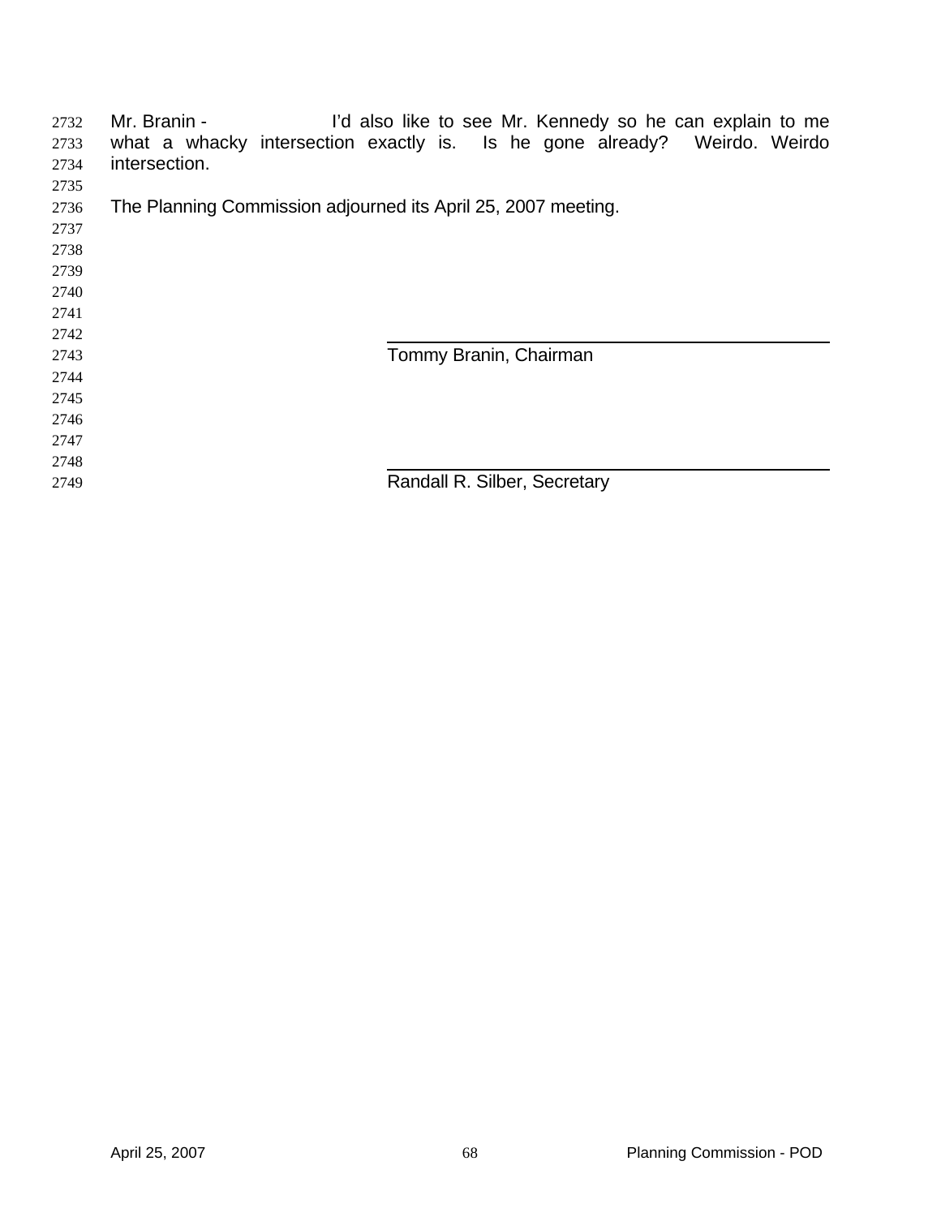Mr. Branin - I'd also like to see Mr. Kennedy so he can explain to me what a whacky intersection exactly is. Is he gone already? Weirdo. Weirdo intersection.

The Planning Commission adjourned its April 25, 2007 meeting.

\_\_\_\_\_\_\_\_\_\_\_\_\_\_\_\_\_\_\_\_\_\_\_\_\_\_\_\_\_\_\_\_\_\_\_\_\_\_\_\_\_\_\_\_

Tommy Branin, Chairman

\_\_\_\_\_\_\_\_\_\_\_\_\_\_\_\_\_\_\_\_\_\_\_\_\_\_\_\_\_\_\_\_\_\_\_\_\_\_\_\_\_\_\_\_

Randall R. Silber, Secretary